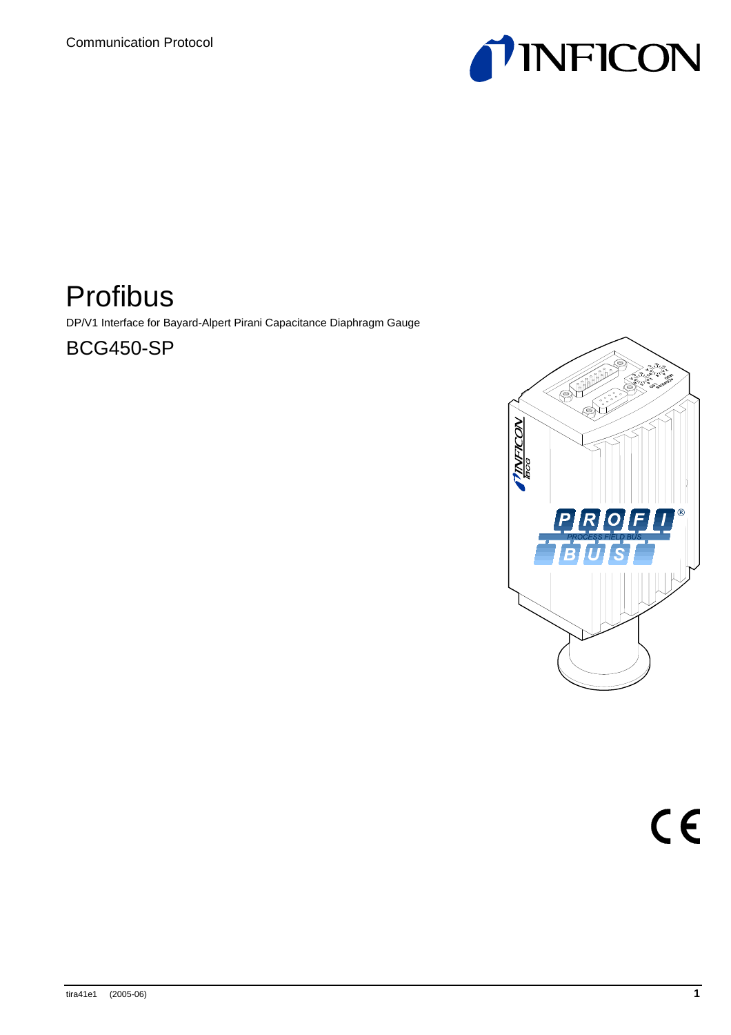Communication Protocol

# Profibus

DP/V1 Interface for Bayard-Alpert Pirani Capacitance Diaphragm Gauge

## BCG450-SP

tira41e1 (2005-06)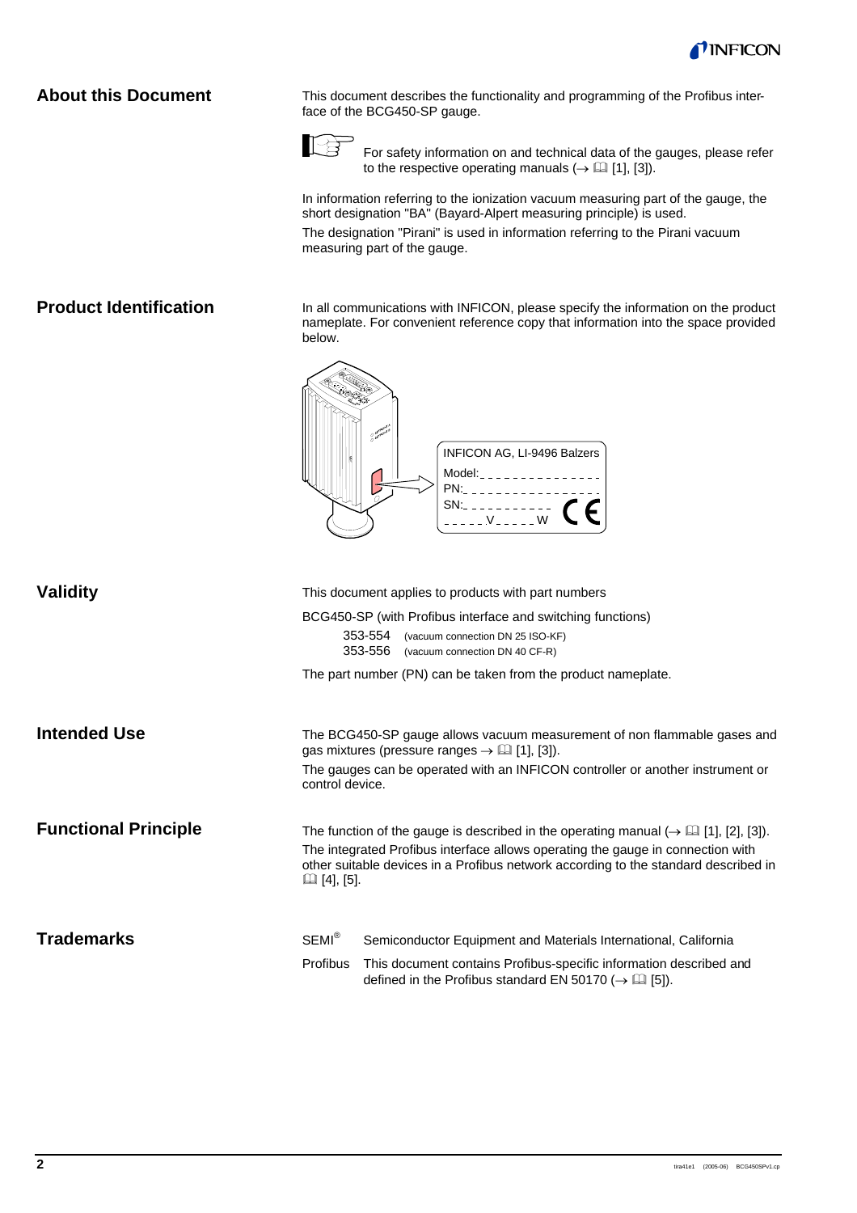## About this Document

This document describes the functionality and programming of the Profibus interface of the BCG450-SP gauge.

For safety information on and technical data of the gauges, please refer to the respective operating manuals (→ 📖 [1], [3]).

In information referring to the ionization vacuum measuring part of the gauge, the short designation "BA" (Bayard-Alpert measuring principle) is used.

The designation "Pirani" is used in information referring to the Pirani vacuum measuring part of the gauge.

## Product Identification

In all communications with INFICON, please specify the information on the product nameplate. For convenient reference copy that information into the space provided below.

INFICON AG, LI-9496 Balzers
Model:_ _ _ _ _ _ _ _ _ _ _ _ _ _
PN:_ _ _ _ _ _ _ _ _ _ _ _ _ _ _ _
SN:_ _ _ _ _ _ _ _ _ _ _
_ _ _ _ _V_ _ _ _ _W

## Validity

This document applies to products with part numbers

BCG450-SP (with Profibus interface and switching functions)

353-554 (vacuum connection DN 25 ISO-KF)
353-556 (vacuum connection DN 40 CF-R)

The part number (PN) can be taken from the product nameplate.

## Intended Use

The BCG450-SP gauge allows vacuum measurement of non flammable gases and gas mixtures (pressure ranges → 📖 [1], [3]).

The gauges can be operated with an INFICON controller or another instrument or control device.

## Functional Principle

The function of the gauge is described in the operating manual (→ 📖 [1], [2], [3]).

The integrated Profibus interface allows operating the gauge in connection with other suitable devices in a Profibus network according to the standard described in 📖 [4], [5].

## Trademarks

SEMI® Semiconductor Equipment and Materials International, California

Profibus This document contains Profibus-specific information described and defined in the Profibus standard EN 50170 (→ 📖 [5]).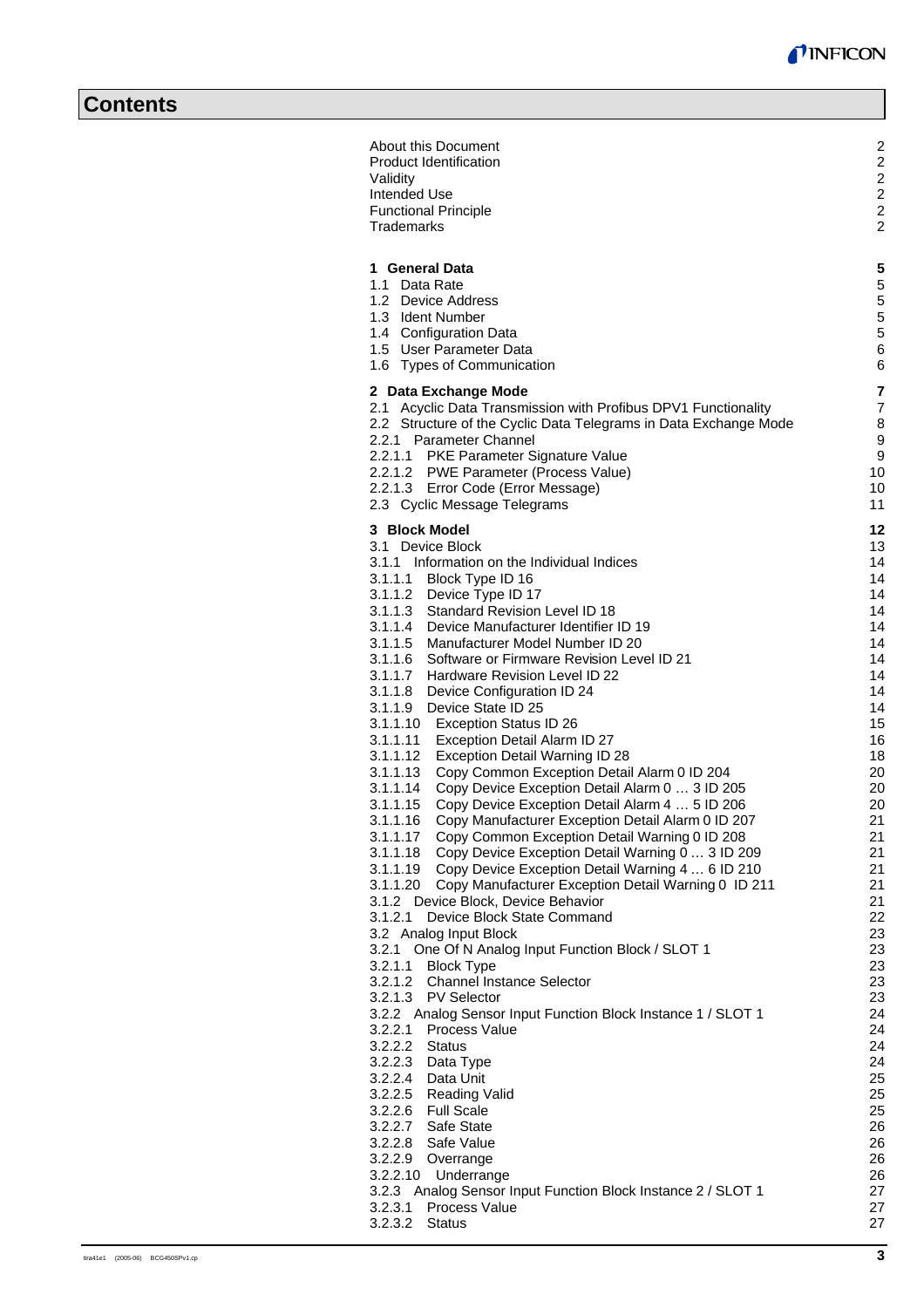# Contents

| | |
|---|---|
| About this Document | 2 |
| Product Identification | 2 |
| Validity | 2 |
| Intended Use | 2 |
| Functional Principle | 2 |
| Trademarks | 2 |
| **1 General Data** | **5** |
| 1.1 Data Rate | 5 |
| 1.2 Device Address | 5 |
| 1.3 Ident Number | 5 |
| 1.4 Configuration Data | 5 |
| 1.5 User Parameter Data | 6 |
| 1.6 Types of Communication | 6 |
| **2 Data Exchange Mode** | **7** |
| 2.1 Acyclic Data Transmission with Profibus DPV1 Functionality | 7 |
| 2.2 Structure of the Cyclic Data Telegrams in Data Exchange Mode | 8 |
| 2.2.1 Parameter Channel | 9 |
| 2.2.1.1 PKE Parameter Signature Value | 9 |
| 2.2.1.2 PWE Parameter (Process Value) | 10 |
| 2.2.1.3 Error Code (Error Message) | 10 |
| 2.3 Cyclic Message Telegrams | 11 |
| **3 Block Model** | **12** |
| 3.1 Device Block | 13 |
| 3.1.1 Information on the Individual Indices | 14 |
| 3.1.1.1 Block Type ID 16 | 14 |
| 3.1.1.2 Device Type ID 17 | 14 |
| 3.1.1.3 Standard Revision Level ID 18 | 14 |
| 3.1.1.4 Device Manufacturer Identifier ID 19 | 14 |
| 3.1.1.5 Manufacturer Model Number ID 20 | 14 |
| 3.1.1.6 Software or Firmware Revision Level ID 21 | 14 |
| 3.1.1.7 Hardware Revision Level ID 22 | 14 |
| 3.1.1.8 Device Configuration ID 24 | 14 |
| 3.1.1.9 Device State ID 25 | 14 |
| 3.1.1.10 Exception Status ID 26 | 15 |
| 3.1.1.11 Exception Detail Alarm ID 27 | 16 |
| 3.1.1.12 Exception Detail Warning ID 28 | 18 |
| 3.1.1.13 Copy Common Exception Detail Alarm 0 ID 204 | 20 |
| 3.1.1.14 Copy Device Exception Detail Alarm 0 … 3 ID 205 | 20 |
| 3.1.1.15 Copy Device Exception Detail Alarm 4 … 5 ID 206 | 20 |
| 3.1.1.16 Copy Manufacturer Exception Detail Alarm 0 ID 207 | 21 |
| 3.1.1.17 Copy Common Exception Detail Warning 0 ID 208 | 21 |
| 3.1.1.18 Copy Device Exception Detail Warning 0 … 3 ID 209 | 21 |
| 3.1.1.19 Copy Device Exception Detail Warning 4 … 6 ID 210 | 21 |
| 3.1.1.20 Copy Manufacturer Exception Detail Warning 0 ID 211 | 21 |
| 3.1.2 Device Block, Device Behavior | 21 |
| 3.1.2.1 Device Block State Command | 22 |
| 3.2 Analog Input Block | 23 |
| 3.2.1 One Of N Analog Input Function Block / SLOT 1 | 23 |
| 3.2.1.1 Block Type | 23 |
| 3.2.1.2 Channel Instance Selector | 23 |
| 3.2.1.3 PV Selector | 23 |
| 3.2.2 Analog Sensor Input Function Block Instance 1 / SLOT 1 | 24 |
| 3.2.2.1 Process Value | 24 |
| 3.2.2.2 Status | 24 |
| 3.2.2.3 Data Type | 24 |
| 3.2.2.4 Data Unit | 25 |
| 3.2.2.5 Reading Valid | 25 |
| 3.2.2.6 Full Scale | 25 |
| 3.2.2.7 Safe State | 26 |
| 3.2.2.8 Safe Value | 26 |
| 3.2.2.9 Overrange | 26 |
| 3.2.2.10 Underrange | 26 |
| 3.2.3 Analog Sensor Input Function Block Instance 2 / SLOT 1 | 27 |
| 3.2.3.1 Process Value | 27 |
| 3.2.3.2 Status | 27 |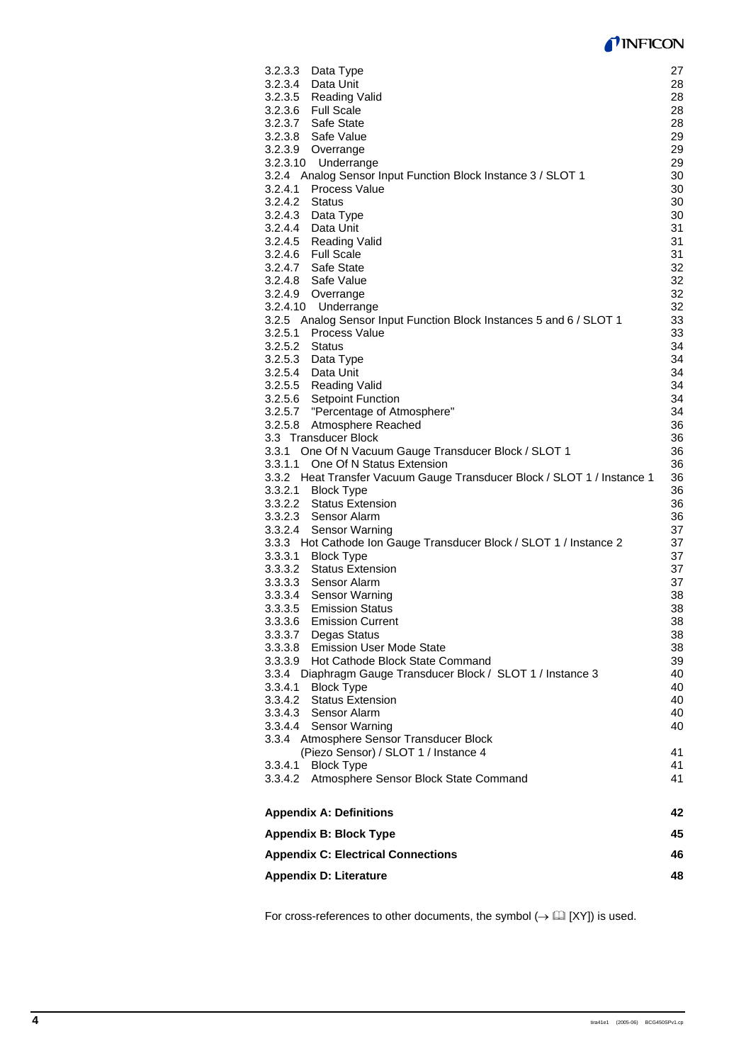| | |
|---|---|
| 3.2.3.3 Data Type | 27 |
| 3.2.3.4 Data Unit | 28 |
| 3.2.3.5 Reading Valid | 28 |
| 3.2.3.6 Full Scale | 28 |
| 3.2.3.7 Safe State | 28 |
| 3.2.3.8 Safe Value | 29 |
| 3.2.3.9 Overrange | 29 |
| 3.2.3.10 Underrange | 29 |
| 3.2.4 Analog Sensor Input Function Block Instance 3 / SLOT 1 | 30 |
| 3.2.4.1 Process Value | 30 |
| 3.2.4.2 Status | 30 |
| 3.2.4.3 Data Type | 30 |
| 3.2.4.4 Data Unit | 31 |
| 3.2.4.5 Reading Valid | 31 |
| 3.2.4.6 Full Scale | 31 |
| 3.2.4.7 Safe State | 32 |
| 3.2.4.8 Safe Value | 32 |
| 3.2.4.9 Overrange | 32 |
| 3.2.4.10 Underrange | 32 |
| 3.2.5 Analog Sensor Input Function Block Instances 5 and 6 / SLOT 1 | 33 |
| 3.2.5.1 Process Value | 33 |
| 3.2.5.2 Status | 34 |
| 3.2.5.3 Data Type | 34 |
| 3.2.5.4 Data Unit | 34 |
| 3.2.5.5 Reading Valid | 34 |
| 3.2.5.6 Setpoint Function | 34 |
| 3.2.5.7 "Percentage of Atmosphere" | 34 |
| 3.2.5.8 Atmosphere Reached | 36 |
| 3.3 Transducer Block | 36 |
| 3.3.1 One Of N Vacuum Gauge Transducer Block / SLOT 1 | 36 |
| 3.3.1.1 One Of N Status Extension | 36 |
| 3.3.2 Heat Transfer Vacuum Gauge Transducer Block / SLOT 1 / Instance 1 | 36 |
| 3.3.2.1 Block Type | 36 |
| 3.3.2.2 Status Extension | 36 |
| 3.3.2.3 Sensor Alarm | 36 |
| 3.3.2.4 Sensor Warning | 37 |
| 3.3.3 Hot Cathode Ion Gauge Transducer Block / SLOT 1 / Instance 2 | 37 |
| 3.3.3.1 Block Type | 37 |
| 3.3.3.2 Status Extension | 37 |
| 3.3.3.3 Sensor Alarm | 37 |
| 3.3.3.4 Sensor Warning | 38 |
| 3.3.3.5 Emission Status | 38 |
| 3.3.3.6 Emission Current | 38 |
| 3.3.3.7 Degas Status | 38 |
| 3.3.3.8 Emission User Mode State | 38 |
| 3.3.3.9 Hot Cathode Block State Command | 39 |
| 3.3.4 Diaphragm Gauge Transducer Block / SLOT 1 / Instance 3 | 40 |
| 3.3.4.1 Block Type | 40 |
| 3.3.4.2 Status Extension | 40 |
| 3.3.4.3 Sensor Alarm | 40 |
| 3.3.4.4 Sensor Warning | 40 |
| 3.3.4 Atmosphere Sensor Transducer Block (Piezo Sensor) / SLOT 1 / Instance 4 | 41 |
| 3.3.4.1 Block Type | 41 |
| 3.3.4.2 Atmosphere Sensor Block State Command | 41 |
| **Appendix A: Definitions** | **42** |
| **Appendix B: Block Type** | **45** |
| **Appendix C: Electrical Connections** | **46** |
| **Appendix D: Literature** | **48** |

For cross-references to other documents, the symbol (→ 📖 [XY]) is used.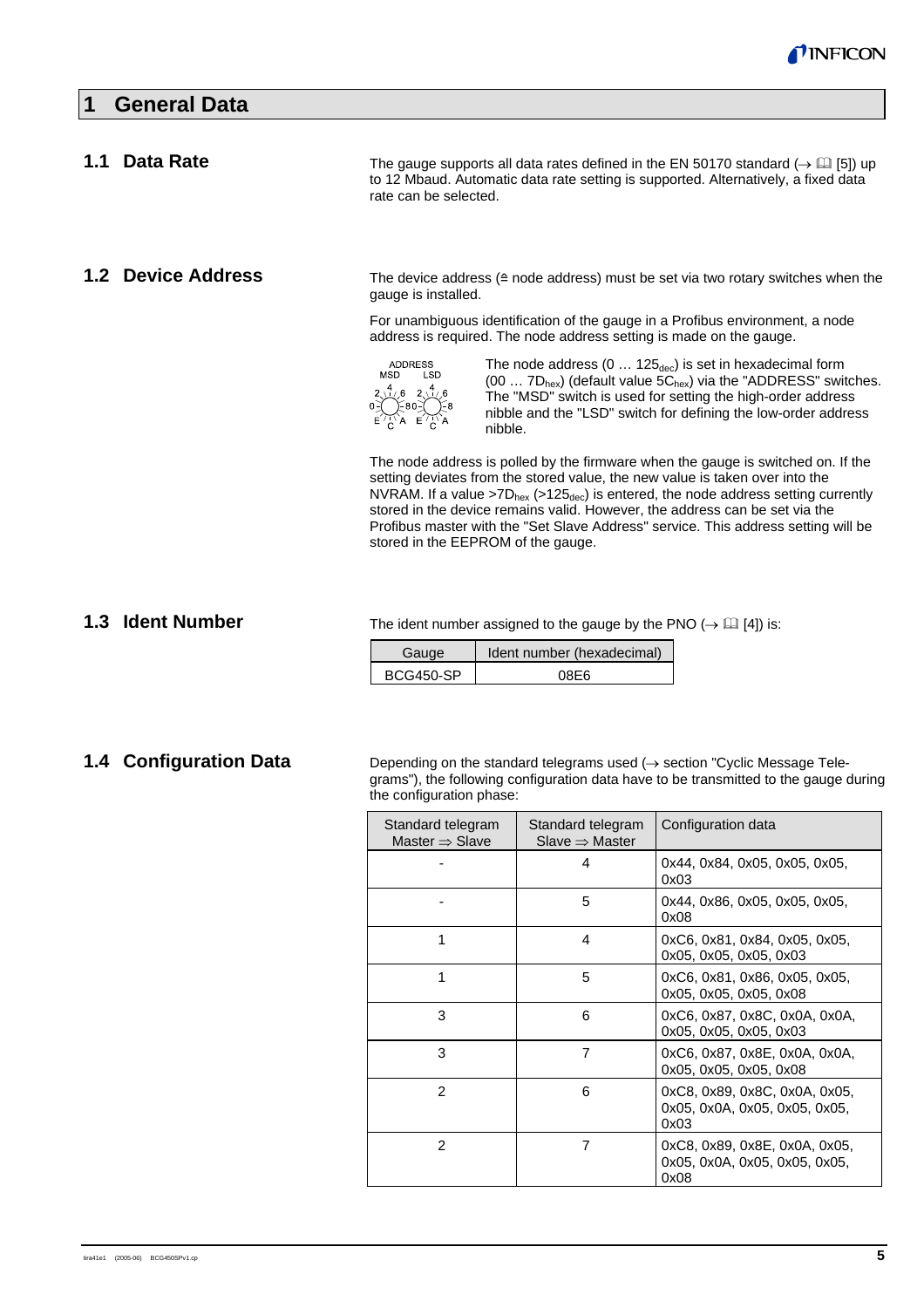# 1 General Data

## 1.1 Data Rate

The gauge supports all data rates defined in the EN 50170 standard (→ 📖 [5]) up to 12 Mbaud. Automatic data rate setting is supported. Alternatively, a fixed data rate can be selected.

## 1.2 Device Address

The device address (≙ node address) must be set via two rotary switches when the gauge is installed.

For unambiguous identification of the gauge in a Profibus environment, a node address is required. The node address setting is made on the gauge.

ADDRESS MSD LSD

The node address (0 … $125_{dec}$) is set in hexadecimal form (00 … $7D_{hex}$) (default value $5C_{hex}$) via the "ADDRESS" switches. The "MSD" switch is used for setting the high-order address nibble and the "LSD" switch for defining the low-order address nibble.

The node address is polled by the firmware when the gauge is switched on. If the setting deviates from the stored value, the new value is taken over into the NVRAM. If a value $>7D_{hex}$ ($>125_{dec}$) is entered, the node address setting currently stored in the device remains valid. However, the address can be set via the Profibus master with the "Set Slave Address" service. This address setting will be stored in the EEPROM of the gauge.

## 1.3 Ident Number

The ident number assigned to the gauge by the PNO (→ 📖 [4]) is:

| Gauge | Ident number (hexadecimal) |
|---|---|
| BCG450-SP | 08E6 |

## 1.4 Configuration Data

Depending on the standard telegrams used (→ section "Cyclic Message Telegrams"), the following configuration data have to be transmitted to the gauge during the configuration phase:

| Standard telegram Master ⇒ Slave | Standard telegram Slave ⇒ Master | Configuration data |
|---|---|---|
| - | 4 | 0x44, 0x84, 0x05, 0x05, 0x05, 0x03 |
| - | 5 | 0x44, 0x86, 0x05, 0x05, 0x05, 0x08 |
| 1 | 4 | 0xC6, 0x81, 0x84, 0x05, 0x05, 0x05, 0x05, 0x05, 0x03 |
| 1 | 5 | 0xC6, 0x81, 0x86, 0x05, 0x05, 0x05, 0x05, 0x05, 0x08 |
| 3 | 6 | 0xC6, 0x87, 0x8C, 0x0A, 0x0A, 0x05, 0x05, 0x05, 0x03 |
| 3 | 7 | 0xC6, 0x87, 0x8E, 0x0A, 0x0A, 0x05, 0x05, 0x05, 0x08 |
| 2 | 6 | 0xC8, 0x89, 0x8C, 0x0A, 0x05, 0x05, 0x0A, 0x05, 0x05, 0x05, 0x03 |
| 2 | 7 | 0xC8, 0x89, 0x8E, 0x0A, 0x05, 0x05, 0x0A, 0x05, 0x05, 0x05, 0x08 |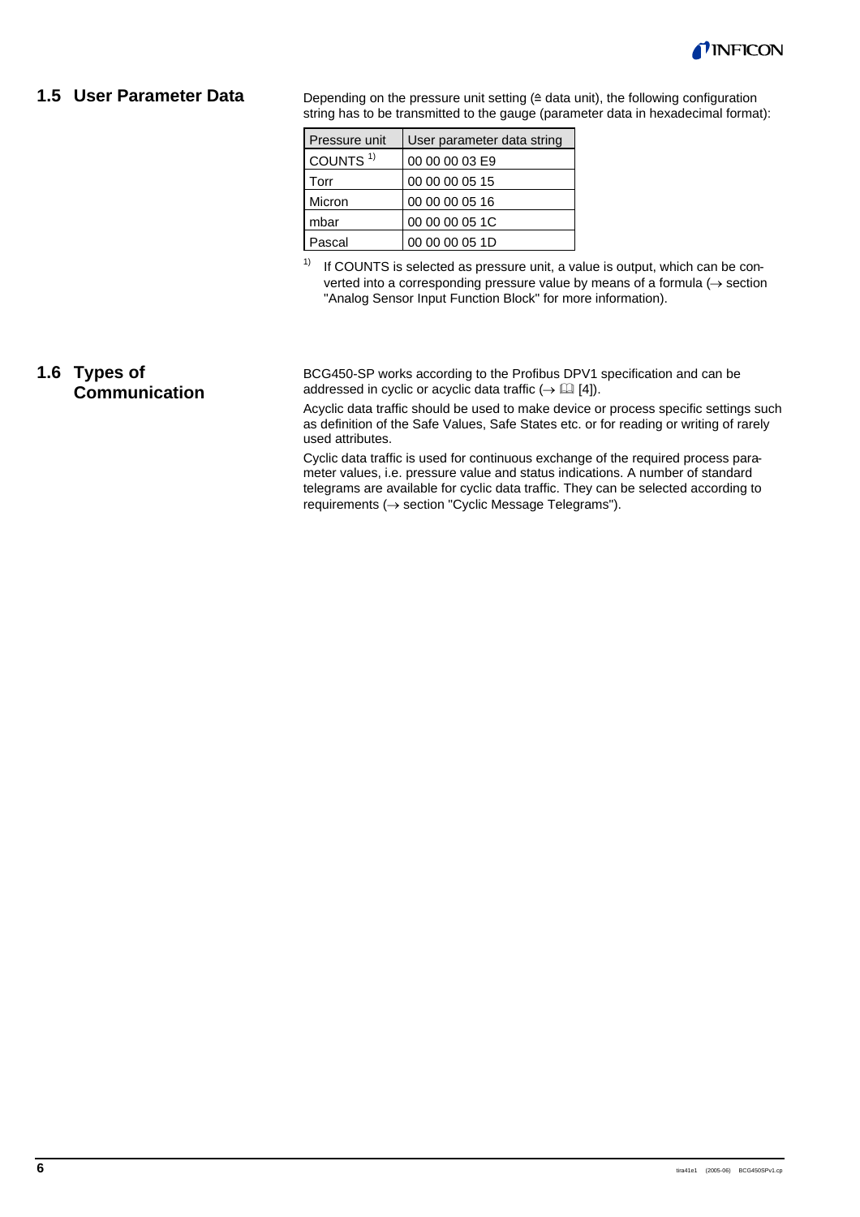## 1.5 User Parameter Data

Depending on the pressure unit setting (≙ data unit), the following configuration string has to be transmitted to the gauge (parameter data in hexadecimal format):

| Pressure unit | User parameter data string |
|---|---|
| COUNTS [1)] | 00 00 00 03 E9 |
| Torr | 00 00 00 05 15 |
| Micron | 00 00 00 05 16 |
| mbar | 00 00 00 05 1C |
| Pascal | 00 00 00 05 1D |

1) If COUNTS is selected as pressure unit, a value is output, which can be converted into a corresponding pressure value by means of a formula (→ section "Analog Sensor Input Function Block" for more information).

## 1.6 Types of Communication

BCG450-SP works according to the Profibus DPV1 specification and can be addressed in cyclic or acyclic data traffic (→ 📖 [4]).

Acyclic data traffic should be used to make device or process specific settings such as definition of the Safe Values, Safe States etc. or for reading or writing of rarely used attributes.

Cyclic data traffic is used for continuous exchange of the required process parameter values, i.e. pressure value and status indications. A number of standard telegrams are available for cyclic data traffic. They can be selected according to requirements (→ section "Cyclic Message Telegrams").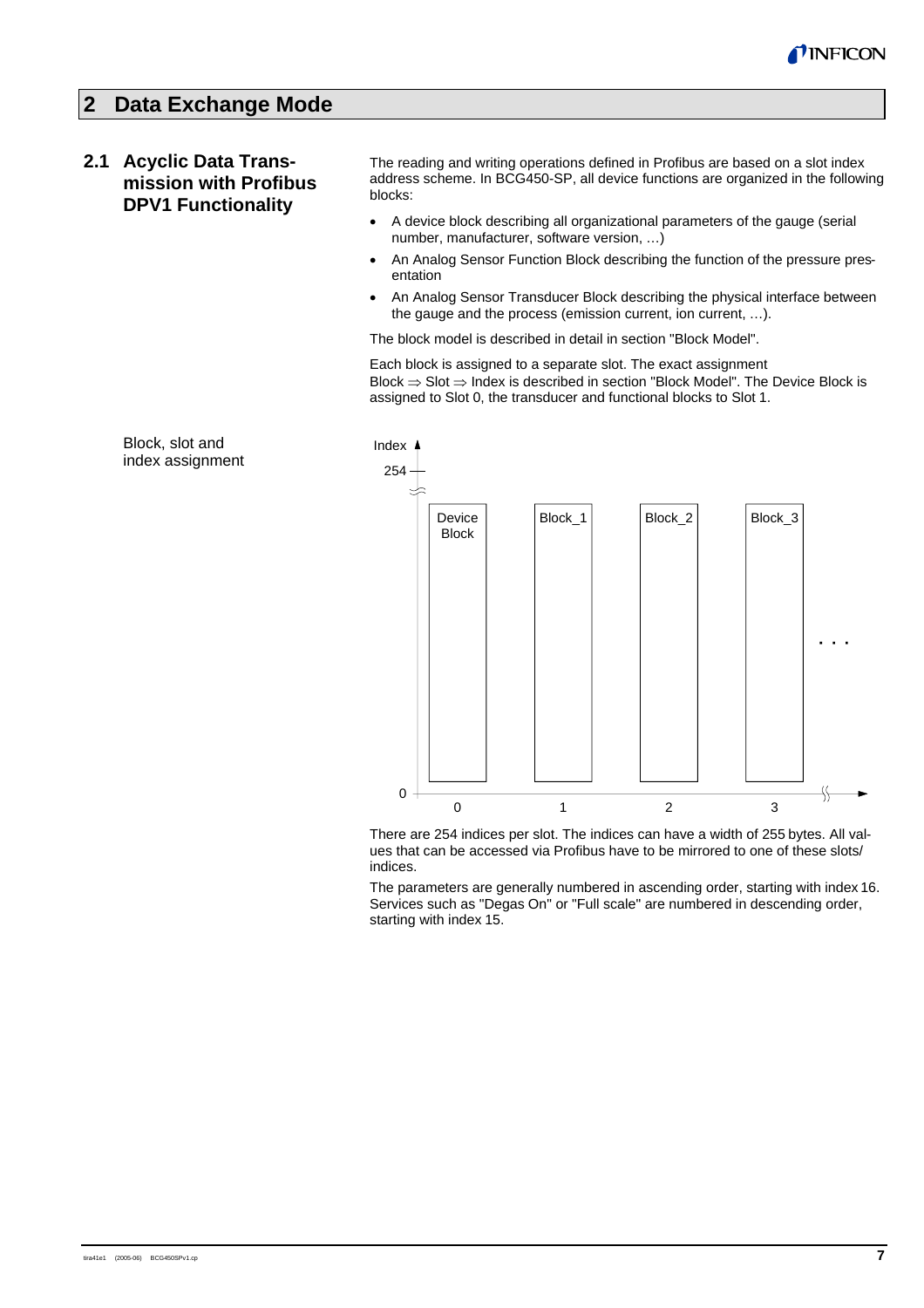# 2 Data Exchange Mode

## 2.1 Acyclic Data Transmission with Profibus DPV1 Functionality

The reading and writing operations defined in Profibus are based on a slot index address scheme. In BCG450-SP, all device functions are organized in the following blocks:

- A device block describing all organizational parameters of the gauge (serial number, manufacturer, software version, …)
- An Analog Sensor Function Block describing the function of the pressure presentation
- An Analog Sensor Transducer Block describing the physical interface between the gauge and the process (emission current, ion current, …).

The block model is described in detail in section "Block Model".

Each block is assigned to a separate slot. The exact assignment Block ⇒ Slot ⇒ Index is described in section "Block Model". The Device Block is assigned to Slot 0, the transducer and functional blocks to Slot 1.

Block, slot and index assignment

There are 254 indices per slot. The indices can have a width of 255 bytes. All values that can be accessed via Profibus have to be mirrored to one of these slots/ indices.

The parameters are generally numbered in ascending order, starting with index 16. Services such as "Degas On" or "Full scale" are numbered in descending order, starting with index 15.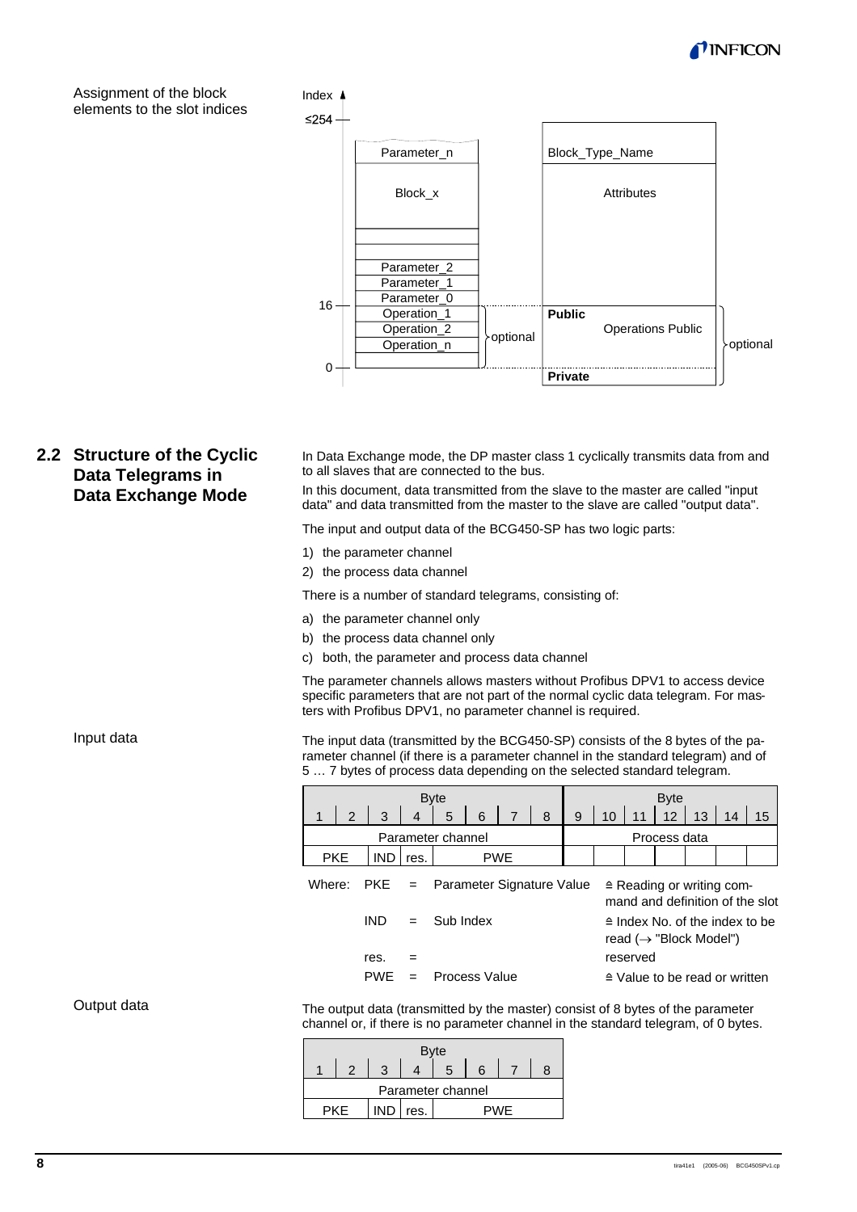Assignment of the block elements to the slot indices

Index

≤254

| Parameter_n |
|---|
| Block_x |
| |
| |
| Parameter_2 |
| Parameter_1 |
| Parameter_0 |
| Operation_1 |
| Operation_2 |
| Operation_n |
| |

16 — 0 — (Operation_1 … Operation_n: optional)

| Block_Type_Name |
|---|
| Attributes |
| **Public** Operations Public |
| **Private** |

(Public … Private: optional)

## 2.2 Structure of the Cyclic Data Telegrams in Data Exchange Mode

In Data Exchange mode, the DP master class 1 cyclically transmits data from and to all slaves that are connected to the bus.

In this document, data transmitted from the slave to the master are called "input data" and data transmitted from the master to the slave are called "output data".

The input and output data of the BCG450-SP has two logic parts:

1) the parameter channel
2) the process data channel

There is a number of standard telegrams, consisting of:

a) the parameter channel only
b) the process data channel only
c) both, the parameter and process data channel

The parameter channels allows masters without Profibus DPV1 to access device specific parameters that are not part of the normal cyclic data telegram. For masters with Profibus DPV1, no parameter channel is required.

### Input data

The input data (transmitted by the BCG450-SP) consists of the 8 bytes of the parameter channel (if there is a parameter channel in the standard telegram) and of 5 … 7 bytes of process data depending on the selected standard telegram.

| Byte | | | | | | | | Byte | | | | | | |
|---|---|---|---|---|---|---|---|---|---|---|---|---|---|---|
| 1 | 2 | 3 | 4 | 5 | 6 | 7 | 8 | 9 | 10 | 11 | 12 | 13 | 14 | 15 |
| Parameter channel | | | | | | | | Process data | | | | | | |
| PKE | | IND | res. | PWE | | | | | | | | | | |

Where:

| | | | |
|---|---|---|---|
| PKE | = | Parameter Signature Value | ≙ Reading or writing command and definition of the slot |
| IND | = | Sub Index | ≙ Index No. of the index to be read (→ "Block Model") |
| res. | = | | reserved |
| PWE | = | Process Value | ≙ Value to be read or written |

### Output data

The output data (transmitted by the master) consist of 8 bytes of the parameter channel or, if there is no parameter channel in the standard telegram, of 0 bytes.

| Byte | | | | | | | |
|---|---|---|---|---|---|---|---|
| 1 | 2 | 3 | 4 | 5 | 6 | 7 | 8 |
| Parameter channel | | | | | | | |
| PKE | | IND | res. | PWE | | | |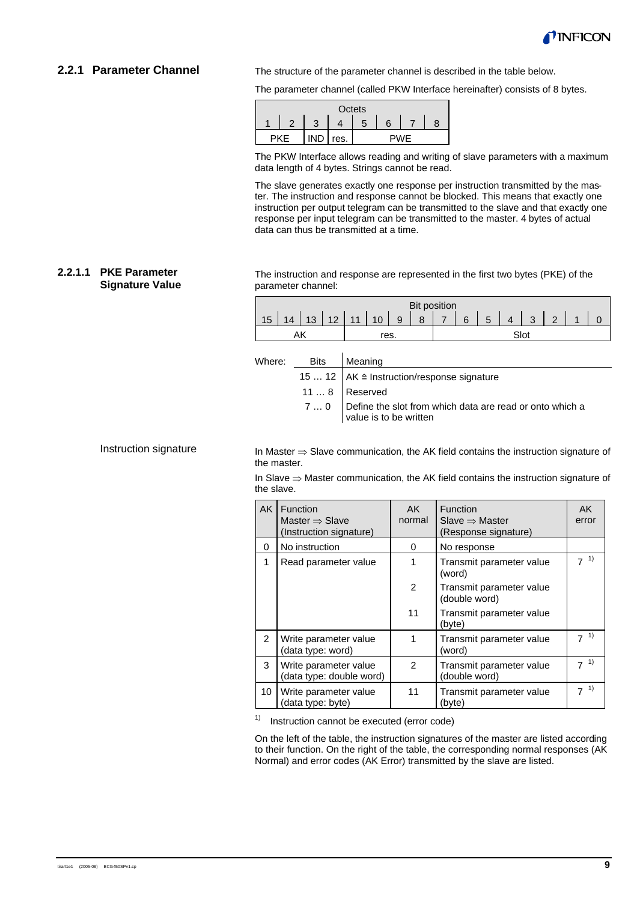### 2.2.1 Parameter Channel

The structure of the parameter channel is described in the table below.

The parameter channel (called PKW Interface hereinafter) consists of 8 bytes.

| Octets | | | | | | | |
|---|---|---|---|---|---|---|---|
| 1 | 2 | 3 | 4 | 5 | 6 | 7 | 8 |
| PKE | | IND | res. | PWE | | | |

The PKW Interface allows reading and writing of slave parameters with a maximum data length of 4 bytes. Strings cannot be read.

The slave generates exactly one response per instruction transmitted by the master. The instruction and response cannot be blocked. This means that exactly one instruction per output telegram can be transmitted to the slave and that exactly one response per input telegram can be transmitted to the master. 4 bytes of actual data can thus be transmitted at a time.

#### 2.2.1.1 PKE Parameter Signature Value

The instruction and response are represented in the first two bytes (PKE) of the parameter channel:

| Bit position | | | | | | | | | | | | | | | |
|---|---|---|---|---|---|---|---|---|---|---|---|---|---|---|---|
| 15 | 14 | 13 | 12 | 11 | 10 | 9 | 8 | 7 | 6 | 5 | 4 | 3 | 2 | 1 | 0 |
| AK | | | | res. | | | | Slot | | | | | | | |

Where:

| Bits | Meaning |
|---|---|
| 15 … 12 | AK ≙ Instruction/response signature |
| 11 … 8 | Reserved |
| 7 … 0 | Define the slot from which data are read or onto which a value is to be written |

**Instruction signature**

In Master ⇒ Slave communication, the AK field contains the instruction signature of the master.

In Slave ⇒ Master communication, the AK field contains the instruction signature of the slave.

| AK | Function Master ⇒ Slave (Instruction signature) | AK normal | Function Slave ⇒ Master (Response signature) | AK error |
|---|---|---|---|---|
| 0 | No instruction | 0 | No response | |
| 1 | Read parameter value | 1 | Transmit parameter value (word) | 7 [1] |
| | | 2 | Transmit parameter value (double word) | |
| | | 11 | Transmit parameter value (byte) | |
| 2 | Write parameter value (data type: word) | 1 | Transmit parameter value (word) | 7 [1] |
| 3 | Write parameter value (data type: double word) | 2 | Transmit parameter value (double word) | 7 [1] |
| 10 | Write parameter value (data type: byte) | 11 | Transmit parameter value (byte) | 7 [1] |

[1] Instruction cannot be executed (error code)

On the left of the table, the instruction signatures of the master are listed according to their function. On the right of the table, the corresponding normal responses (AK Normal) and error codes (AK Error) transmitted by the slave are listed.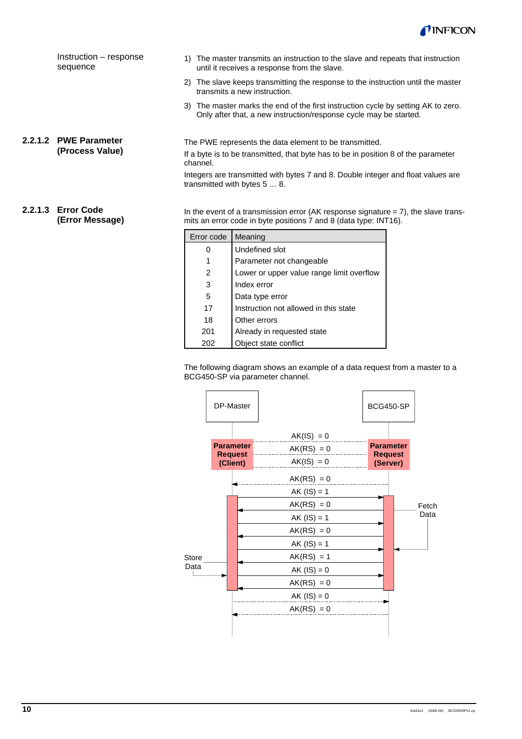**Instruction – response sequence**

1) The master transmits an instruction to the slave and repeats that instruction until it receives a response from the slave.
2) The slave keeps transmitting the response to the instruction until the master transmits a new instruction.
3) The master marks the end of the first instruction cycle by setting AK to zero. Only after that, a new instruction/response cycle may be started.

### 2.2.1.2 PWE Parameter (Process Value)

The PWE represents the data element to be transmitted.

If a byte is to be transmitted, that byte has to be in position 8 of the parameter channel.

Integers are transmitted with bytes 7 and 8. Double integer and float values are transmitted with bytes 5 … 8.

### 2.2.1.3 Error Code (Error Message)

In the event of a transmission error (AK response signature = 7), the slave transmits an error code in byte positions 7 and 8 (data type: INT16).

| Error code | Meaning |
|---|---|
| 0 | Undefined slot |
| 1 | Parameter not changeable |
| 2 | Lower or upper value range limit overflow |
| 3 | Index error |
| 5 | Data type error |
| 17 | Instruction not allowed in this state |
| 18 | Other errors |
| 201 | Already in requested state |
| 202 | Object state conflict |

The following diagram shows an example of a data request from a master to a BCG450-SP via parameter channel.

DP-Master | BCG450-SP

Parameter Request (Client) | Parameter Request (Server)

AK(IS) = 0
AK(RS) = 0
AK(IS) = 0
AK(RS) = 0
AK (IS) = 1
AK(RS) = 0
AK (IS) = 1
AK(RS) = 0
AK (IS) = 1
AK(RS) = 1
AK (IS) = 0
AK(RS) = 0
AK (IS) = 0
AK(RS) = 0

Fetch Data

Store Data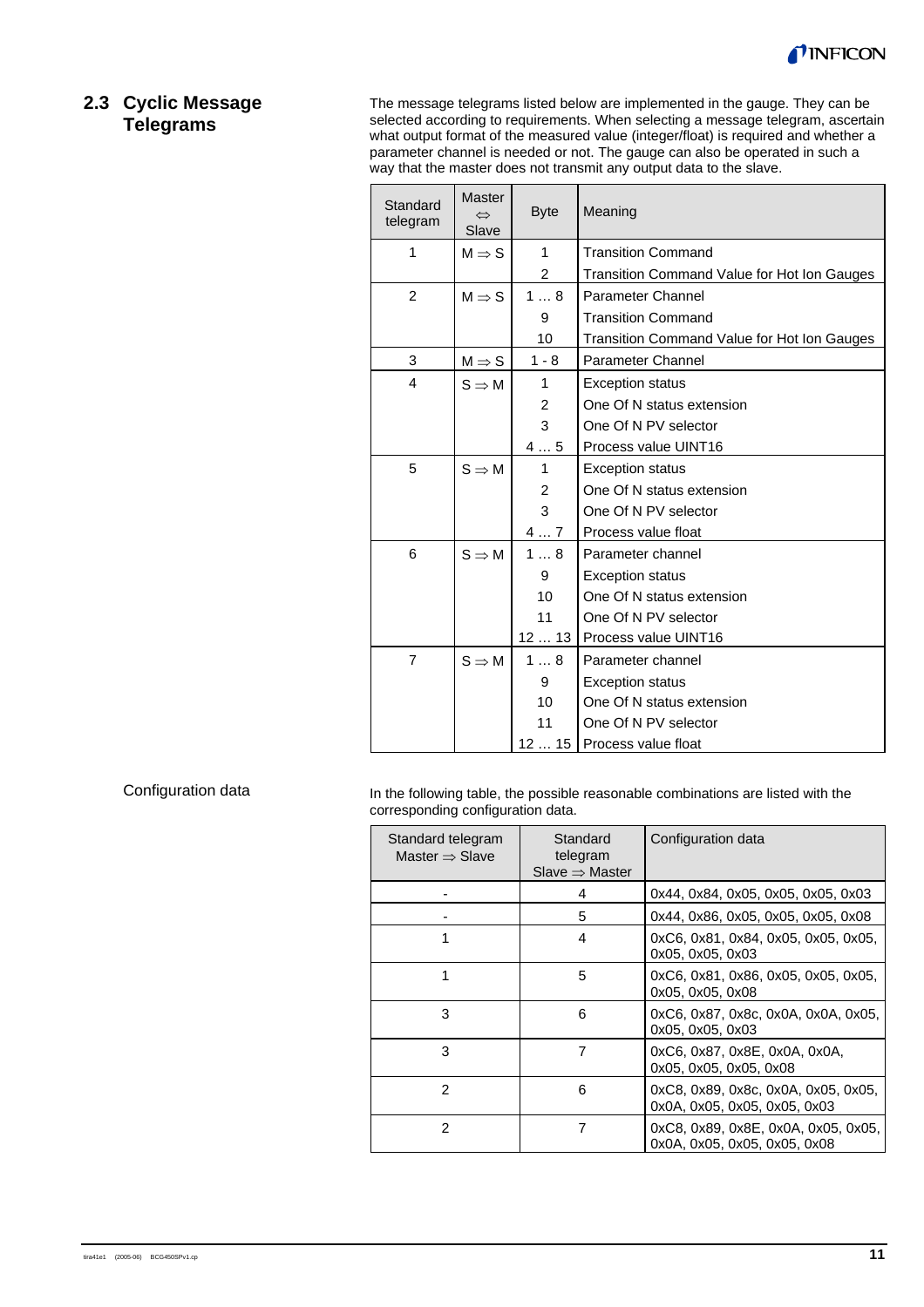## 2.3 Cyclic Message Telegrams

The message telegrams listed below are implemented in the gauge. They can be selected according to requirements. When selecting a message telegram, ascertain what output format of the measured value (integer/float) is required and whether a parameter channel is needed or not. The gauge can also be operated in such a way that the master does not transmit any output data to the slave.

| Standard telegram | Master ⇔ Slave | Byte | Meaning |
|---|---|---|---|
| 1 | M ⇒ S | 1 | Transition Command |
| | | 2 | Transition Command Value for Hot Ion Gauges |
| 2 | M ⇒ S | 1 … 8 | Parameter Channel |
| | | 9 | Transition Command |
| | | 10 | Transition Command Value for Hot Ion Gauges |
| 3 | M ⇒ S | 1 - 8 | Parameter Channel |
| 4 | S ⇒ M | 1 | Exception status |
| | | 2 | One Of N status extension |
| | | 3 | One Of N PV selector |
| | | 4 … 5 | Process value UINT16 |
| 5 | S ⇒ M | 1 | Exception status |
| | | 2 | One Of N status extension |
| | | 3 | One Of N PV selector |
| | | 4 … 7 | Process value float |
| 6 | S ⇒ M | 1 … 8 | Parameter channel |
| | | 9 | Exception status |
| | | 10 | One Of N status extension |
| | | 11 | One Of N PV selector |
| | | 12 … 13 | Process value UINT16 |
| 7 | S ⇒ M | 1 … 8 | Parameter channel |
| | | 9 | Exception status |
| | | 10 | One Of N status extension |
| | | 11 | One Of N PV selector |
| | | 12 … 15 | Process value float |

### Configuration data

In the following table, the possible reasonable combinations are listed with the corresponding configuration data.

| Standard telegram Master ⇒ Slave | Standard telegram Slave ⇒ Master | Configuration data |
|---|---|---|
| - | 4 | 0x44, 0x84, 0x05, 0x05, 0x05, 0x03 |
| - | 5 | 0x44, 0x86, 0x05, 0x05, 0x05, 0x08 |
| 1 | 4 | 0xC6, 0x81, 0x84, 0x05, 0x05, 0x05, 0x05, 0x05, 0x03 |
| 1 | 5 | 0xC6, 0x81, 0x86, 0x05, 0x05, 0x05, 0x05, 0x05, 0x08 |
| 3 | 6 | 0xC6, 0x87, 0x8c, 0x0A, 0x0A, 0x05, 0x05, 0x05, 0x03 |
| 3 | 7 | 0xC6, 0x87, 0x8E, 0x0A, 0x0A, 0x05, 0x05, 0x05, 0x08 |
| 2 | 6 | 0xC8, 0x89, 0x8c, 0x0A, 0x05, 0x05, 0x0A, 0x05, 0x05, 0x05, 0x03 |
| 2 | 7 | 0xC8, 0x89, 0x8E, 0x0A, 0x05, 0x05, 0x0A, 0x05, 0x05, 0x05, 0x08 |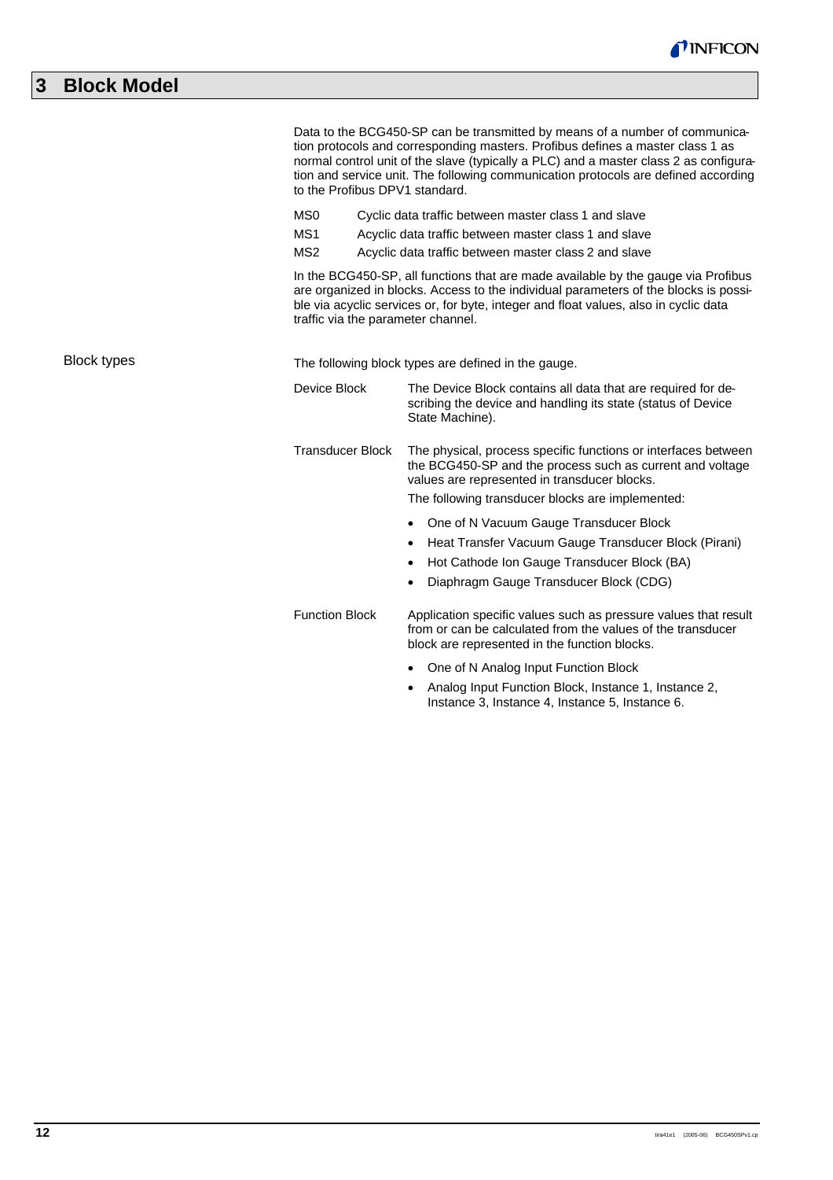# 3 Block Model

Data to the BCG450-SP can be transmitted by means of a number of communication protocols and corresponding masters. Profibus defines a master class 1 as normal control unit of the slave (typically a PLC) and a master class 2 as configuration and service unit. The following communication protocols are defined according to the Profibus DPV1 standard.

| | |
|---|---|
| MS0 | Cyclic data traffic between master class 1 and slave |
| MS1 | Acyclic data traffic between master class 1 and slave |
| MS2 | Acyclic data traffic between master class 2 and slave |

In the BCG450-SP, all functions that are made available by the gauge via Profibus are organized in blocks. Access to the individual parameters of the blocks is possible via acyclic services or, for byte, integer and float values, also in cyclic data traffic via the parameter channel.

**Block types**

The following block types are defined in the gauge.

**Device Block**

The Device Block contains all data that are required for describing the device and handling its state (status of Device State Machine).

**Transducer Block**

The physical, process specific functions or interfaces between the BCG450-SP and the process such as current and voltage values are represented in transducer blocks.

The following transducer blocks are implemented:

- One of N Vacuum Gauge Transducer Block
- Heat Transfer Vacuum Gauge Transducer Block (Pirani)
- Hot Cathode Ion Gauge Transducer Block (BA)
- Diaphragm Gauge Transducer Block (CDG)

**Function Block**

Application specific values such as pressure values that result from or can be calculated from the values of the transducer block are represented in the function blocks.

- One of N Analog Input Function Block
- Analog Input Function Block, Instance 1, Instance 2, Instance 3, Instance 4, Instance 5, Instance 6.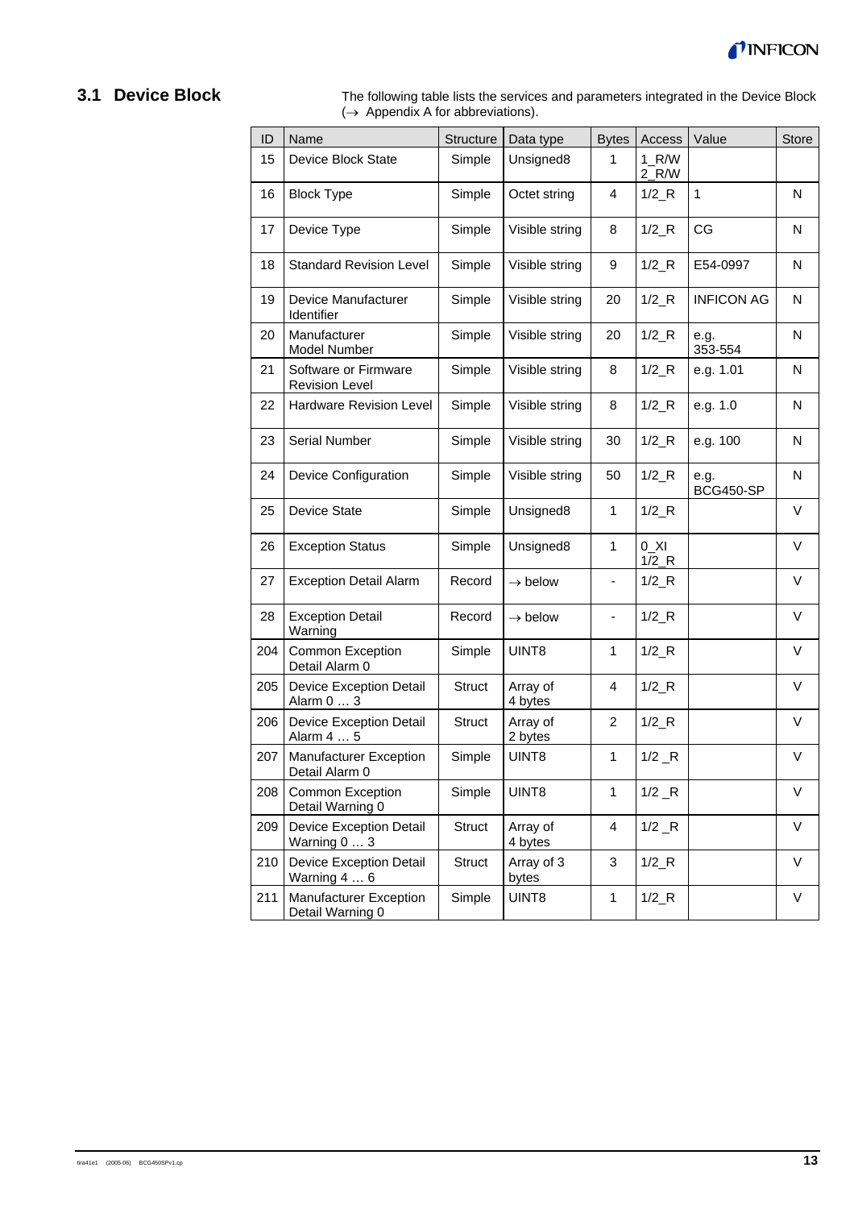## 3.1 Device Block

The following table lists the services and parameters integrated in the Device Block (→ Appendix A for abbreviations).

| ID | Name | Structure | Data type | Bytes | Access | Value | Store |
|---|---|---|---|---|---|---|---|
| 15 | Device Block State | Simple | Unsigned8 | 1 | 1_R/W 2_R/W | | |
| 16 | Block Type | Simple | Octet string | 4 | 1/2_R | 1 | N |
| 17 | Device Type | Simple | Visible string | 8 | 1/2_R | CG | N |
| 18 | Standard Revision Level | Simple | Visible string | 9 | 1/2_R | E54-0997 | N |
| 19 | Device Manufacturer Identifier | Simple | Visible string | 20 | 1/2_R | INFICON AG | N |
| 20 | Manufacturer Model Number | Simple | Visible string | 20 | 1/2_R | e.g. 353-554 | N |
| 21 | Software or Firmware Revision Level | Simple | Visible string | 8 | 1/2_R | e.g. 1.01 | N |
| 22 | Hardware Revision Level | Simple | Visible string | 8 | 1/2_R | e.g. 1.0 | N |
| 23 | Serial Number | Simple | Visible string | 30 | 1/2_R | e.g. 100 | N |
| 24 | Device Configuration | Simple | Visible string | 50 | 1/2_R | e.g. BCG450-SP | N |
| 25 | Device State | Simple | Unsigned8 | 1 | 1/2_R | | V |
| 26 | Exception Status | Simple | Unsigned8 | 1 | 0_XI 1/2_R | | V |
| 27 | Exception Detail Alarm | Record | → below | - | 1/2_R | | V |
| 28 | Exception Detail Warning | Record | → below | - | 1/2_R | | V |
| 204 | Common Exception Detail Alarm 0 | Simple | UINT8 | 1 | 1/2_R | | V |
| 205 | Device Exception Detail Alarm 0 … 3 | Struct | Array of 4 bytes | 4 | 1/2_R | | V |
| 206 | Device Exception Detail Alarm 4 … 5 | Struct | Array of 2 bytes | 2 | 1/2_R | | V |
| 207 | Manufacturer Exception Detail Alarm 0 | Simple | UINT8 | 1 | 1/2 _R | | V |
| 208 | Common Exception Detail Warning 0 | Simple | UINT8 | 1 | 1/2 _R | | V |
| 209 | Device Exception Detail Warning 0 … 3 | Struct | Array of 4 bytes | 4 | 1/2 _R | | V |
| 210 | Device Exception Detail Warning 4 … 6 | Struct | Array of 3 bytes | 3 | 1/2_R | | V |
| 211 | Manufacturer Exception Detail Warning 0 | Simple | UINT8 | 1 | 1/2_R | | V |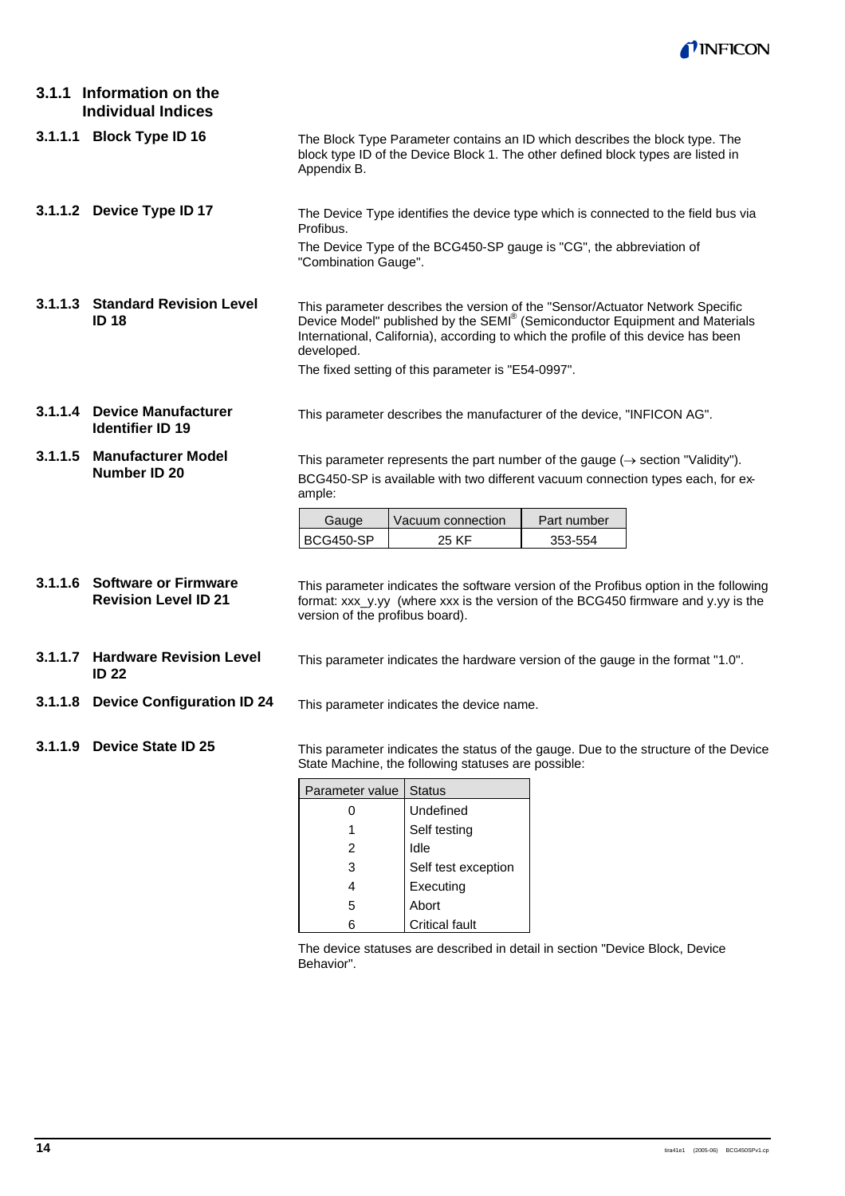## 3.1.1 Information on the Individual Indices

### 3.1.1.1 Block Type ID 16

The Block Type Parameter contains an ID which describes the block type. The block type ID of the Device Block 1. The other defined block types are listed in Appendix B.

### 3.1.1.2 Device Type ID 17

The Device Type identifies the device type which is connected to the field bus via Profibus.

The Device Type of the BCG450-SP gauge is "CG", the abbreviation of "Combination Gauge".

### 3.1.1.3 Standard Revision Level ID 18

This parameter describes the version of the "Sensor/Actuator Network Specific Device Model" published by the SEMI® (Semiconductor Equipment and Materials International, California), according to which the profile of this device has been developed.

The fixed setting of this parameter is "E54-0997".

### 3.1.1.4 Device Manufacturer Identifier ID 19

This parameter describes the manufacturer of the device, "INFICON AG".

### 3.1.1.5 Manufacturer Model Number ID 20

This parameter represents the part number of the gauge (→ section "Validity").

BCG450-SP is available with two different vacuum connection types each, for example:

| Gauge | Vacuum connection | Part number |
|---|---|---|
| BCG450-SP | 25 KF | 353-554 |

### 3.1.1.6 Software or Firmware Revision Level ID 21

This parameter indicates the software version of the Profibus option in the following format: xxx_y.yy (where xxx is the version of the BCG450 firmware and y.yy is the version of the profibus board).

### 3.1.1.7 Hardware Revision Level ID 22

This parameter indicates the hardware version of the gauge in the format "1.0".

### 3.1.1.8 Device Configuration ID 24

This parameter indicates the device name.

### 3.1.1.9 Device State ID 25

This parameter indicates the status of the gauge. Due to the structure of the Device State Machine, the following statuses are possible:

| Parameter value | Status |
|---|---|
| 0 | Undefined |
| 1 | Self testing |
| 2 | Idle |
| 3 | Self test exception |
| 4 | Executing |
| 5 | Abort |
| 6 | Critical fault |

The device statuses are described in detail in section "Device Block, Device Behavior".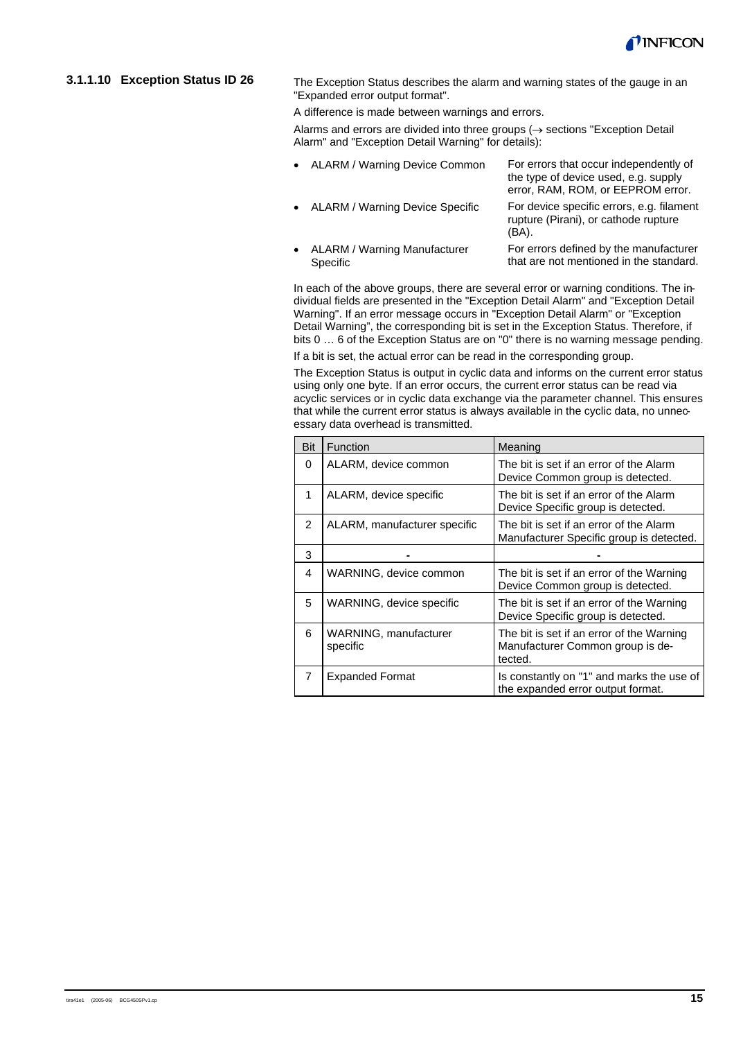#### 3.1.1.10 Exception Status ID 26

The Exception Status describes the alarm and warning states of the gauge in an "Expanded error output format".

A difference is made between warnings and errors.

Alarms and errors are divided into three groups (→ sections "Exception Detail Alarm" and "Exception Detail Warning" for details):

- ALARM / Warning Device Common — For errors that occur independently of the type of device used, e.g. supply error, RAM, ROM, or EEPROM error.
- ALARM / Warning Device Specific — For device specific errors, e.g. filament rupture (Pirani), or cathode rupture (BA).
- ALARM / Warning Manufacturer Specific — For errors defined by the manufacturer that are not mentioned in the standard.

In each of the above groups, there are several error or warning conditions. The individual fields are presented in the "Exception Detail Alarm" and "Exception Detail Warning". If an error message occurs in "Exception Detail Alarm" or "Exception Detail Warning", the corresponding bit is set in the Exception Status. Therefore, if bits 0 … 6 of the Exception Status are on "0" there is no warning message pending.

If a bit is set, the actual error can be read in the corresponding group.

The Exception Status is output in cyclic data and informs on the current error status using only one byte. If an error occurs, the current error status can be read via acyclic services or in cyclic data exchange via the parameter channel. This ensures that while the current error status is always available in the cyclic data, no unnecessary data overhead is transmitted.

| Bit | Function | Meaning |
|---|---|---|
| 0 | ALARM, device common | The bit is set if an error of the Alarm Device Common group is detected. |
| 1 | ALARM, device specific | The bit is set if an error of the Alarm Device Specific group is detected. |
| 2 | ALARM, manufacturer specific | The bit is set if an error of the Alarm Manufacturer Specific group is detected. |
| 3 | - | - |
| 4 | WARNING, device common | The bit is set if an error of the Warning Device Common group is detected. |
| 5 | WARNING, device specific | The bit is set if an error of the Warning Device Specific group is detected. |
| 6 | WARNING, manufacturer specific | The bit is set if an error of the Warning Manufacturer Common group is detected. |
| 7 | Expanded Format | Is constantly on "1" and marks the use of the expanded error output format. |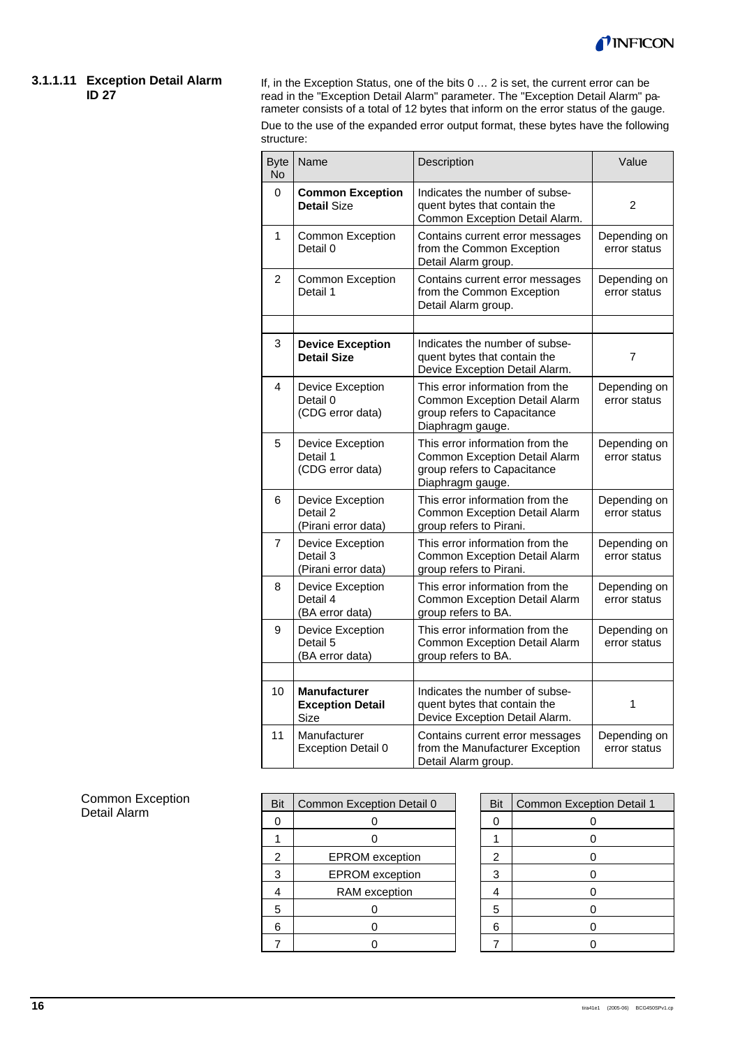### 3.1.1.11 Exception Detail Alarm ID 27

If, in the Exception Status, one of the bits 0 … 2 is set, the current error can be read in the "Exception Detail Alarm" parameter. The "Exception Detail Alarm" parameter consists of a total of 12 bytes that inform on the error status of the gauge.

Due to the use of the expanded error output format, these bytes have the following structure:

| Byte No | Name | Description | Value |
|---|---|---|---|
| 0 | **Common Exception Detail** Size | Indicates the number of subsequent bytes that contain the Common Exception Detail Alarm. | 2 |
| 1 | Common Exception Detail 0 | Contains current error messages from the Common Exception Detail Alarm group. | Depending on error status |
| 2 | Common Exception Detail 1 | Contains current error messages from the Common Exception Detail Alarm group. | Depending on error status |
| | | | |
| 3 | **Device Exception Detail Size** | Indicates the number of subsequent bytes that contain the Device Exception Detail Alarm. | 7 |
| 4 | Device Exception Detail 0 (CDG error data) | This error information from the Common Exception Detail Alarm group refers to Capacitance Diaphragm gauge. | Depending on error status |
| 5 | Device Exception Detail 1 (CDG error data) | This error information from the Common Exception Detail Alarm group refers to Capacitance Diaphragm gauge. | Depending on error status |
| 6 | Device Exception Detail 2 (Pirani error data) | This error information from the Common Exception Detail Alarm group refers to Pirani. | Depending on error status |
| 7 | Device Exception Detail 3 (Pirani error data) | This error information from the Common Exception Detail Alarm group refers to Pirani. | Depending on error status |
| 8 | Device Exception Detail 4 (BA error data) | This error information from the Common Exception Detail Alarm group refers to BA. | Depending on error status |
| 9 | Device Exception Detail 5 (BA error data) | This error information from the Common Exception Detail Alarm group refers to BA. | Depending on error status |
| | | | |
| 10 | **Manufacturer Exception Detail** Size | Indicates the number of subsequent bytes that contain the Device Exception Detail Alarm. | 1 |
| 11 | Manufacturer Exception Detail 0 | Contains current error messages from the Manufacturer Exception Detail Alarm group. | Depending on error status |

Common Exception Detail Alarm

| Bit | Common Exception Detail 0 |
|---|---|
| 0 | 0 |
| 1 | 0 |
| 2 | EPROM exception |
| 3 | EPROM exception |
| 4 | RAM exception |
| 5 | 0 |
| 6 | 0 |
| 7 | 0 |

| Bit | Common Exception Detail 1 |
|---|---|
| 0 | 0 |
| 1 | 0 |
| 2 | 0 |
| 3 | 0 |
| 4 | 0 |
| 5 | 0 |
| 6 | 0 |
| 7 | 0 |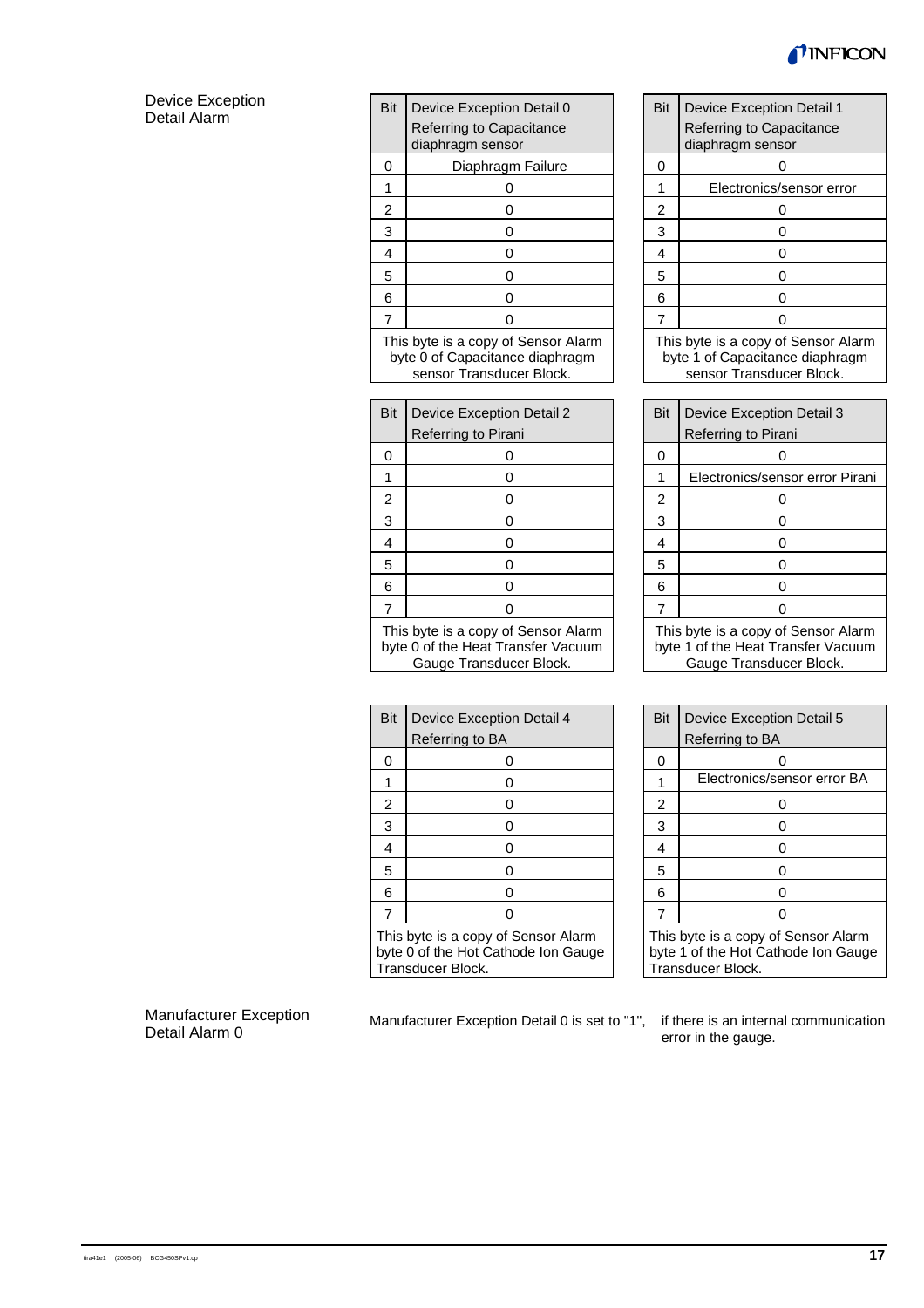### Device Exception Detail Alarm

| Bit | Device Exception Detail 0 Referring to Capacitance diaphragm sensor |
|---|---|
| 0 | Diaphragm Failure |
| 1 | 0 |
| 2 | 0 |
| 3 | 0 |
| 4 | 0 |
| 5 | 0 |
| 6 | 0 |
| 7 | 0 |
| This byte is a copy of Sensor Alarm byte 0 of Capacitance diaphragm sensor Transducer Block. | |

| Bit | Device Exception Detail 1 Referring to Capacitance diaphragm sensor |
|---|---|
| 0 | 0 |
| 1 | Electronics/sensor error |
| 2 | 0 |
| 3 | 0 |
| 4 | 0 |
| 5 | 0 |
| 6 | 0 |
| 7 | 0 |
| This byte is a copy of Sensor Alarm byte 1 of Capacitance diaphragm sensor Transducer Block. | |

| Bit | Device Exception Detail 2 Referring to Pirani |
|---|---|
| 0 | 0 |
| 1 | 0 |
| 2 | 0 |
| 3 | 0 |
| 4 | 0 |
| 5 | 0 |
| 6 | 0 |
| 7 | 0 |
| This byte is a copy of Sensor Alarm byte 0 of the Heat Transfer Vacuum Gauge Transducer Block. | |

| Bit | Device Exception Detail 3 Referring to Pirani |
|---|---|
| 0 | 0 |
| 1 | Electronics/sensor error Pirani |
| 2 | 0 |
| 3 | 0 |
| 4 | 0 |
| 5 | 0 |
| 6 | 0 |
| 7 | 0 |
| This byte is a copy of Sensor Alarm byte 1 of the Heat Transfer Vacuum Gauge Transducer Block. | |

| Bit | Device Exception Detail 4 Referring to BA |
|---|---|
| 0 | 0 |
| 1 | 0 |
| 2 | 0 |
| 3 | 0 |
| 4 | 0 |
| 5 | 0 |
| 6 | 0 |
| 7 | 0 |
| This byte is a copy of Sensor Alarm byte 0 of the Hot Cathode Ion Gauge Transducer Block. | |

| Bit | Device Exception Detail 5 Referring to BA |
|---|---|
| 0 | 0 |
| 1 | Electronics/sensor error BA |
| 2 | 0 |
| 3 | 0 |
| 4 | 0 |
| 5 | 0 |
| 6 | 0 |
| 7 | 0 |
| This byte is a copy of Sensor Alarm byte 1 of the Hot Cathode Ion Gauge Transducer Block. | |

### Manufacturer Exception Detail Alarm 0

Manufacturer Exception Detail 0 is set to "1", if there is an internal communication error in the gauge.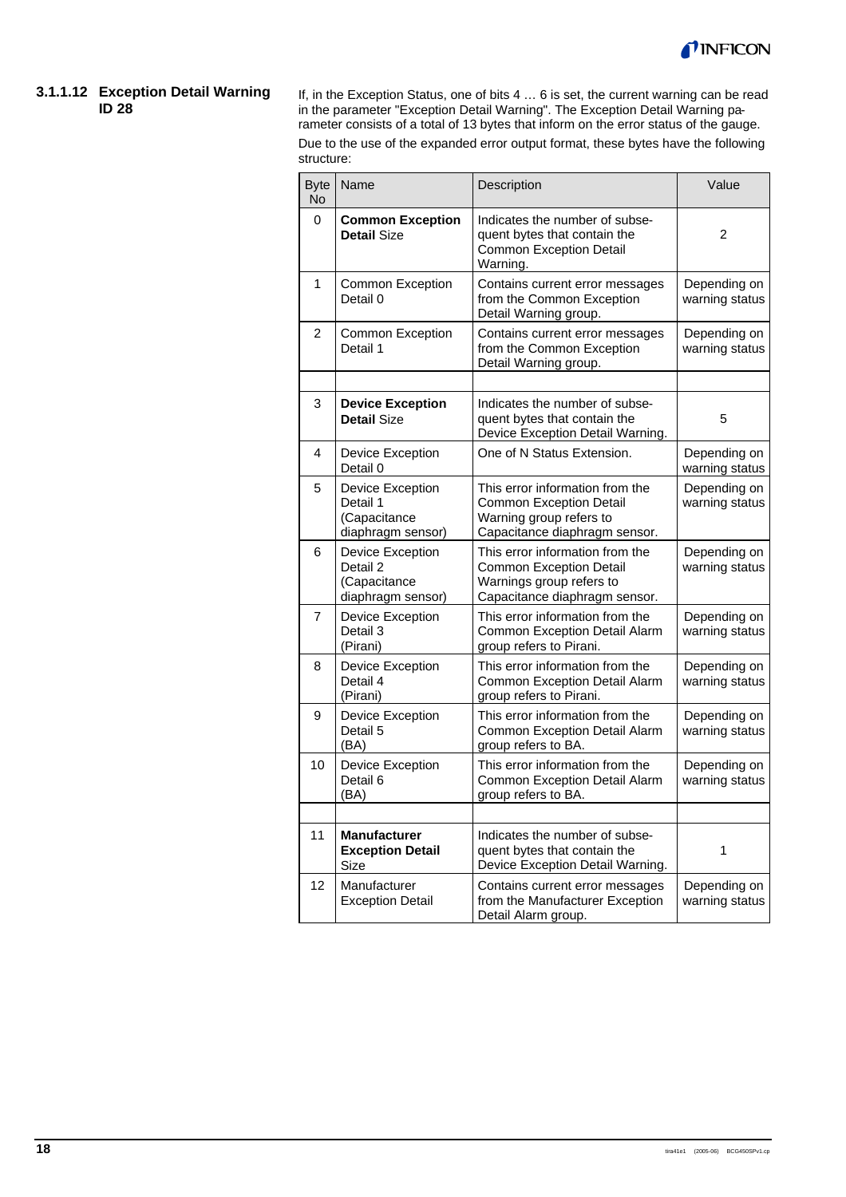#### 3.1.1.12 Exception Detail Warning ID 28

If, in the Exception Status, one of bits 4 … 6 is set, the current warning can be read in the parameter "Exception Detail Warning". The Exception Detail Warning parameter consists of a total of 13 bytes that inform on the error status of the gauge.

Due to the use of the expanded error output format, these bytes have the following structure:

| Byte No | Name | Description | Value |
|---|---|---|---|
| 0 | **Common Exception Detail** Size | Indicates the number of subsequent bytes that contain the Common Exception Detail Warning. | 2 |
| 1 | Common Exception Detail 0 | Contains current error messages from the Common Exception Detail Warning group. | Depending on warning status |
| 2 | Common Exception Detail 1 | Contains current error messages from the Common Exception Detail Warning group. | Depending on warning status |
| | | | |
| 3 | **Device Exception Detail** Size | Indicates the number of subsequent bytes that contain the Device Exception Detail Warning. | 5 |
| 4 | Device Exception Detail 0 | One of N Status Extension. | Depending on warning status |
| 5 | Device Exception Detail 1 (Capacitance diaphragm sensor) | This error information from the Common Exception Detail Warning group refers to Capacitance diaphragm sensor. | Depending on warning status |
| 6 | Device Exception Detail 2 (Capacitance diaphragm sensor) | This error information from the Common Exception Detail Warnings group refers to Capacitance diaphragm sensor. | Depending on warning status |
| 7 | Device Exception Detail 3 (Pirani) | This error information from the Common Exception Detail Alarm group refers to Pirani. | Depending on warning status |
| 8 | Device Exception Detail 4 (Pirani) | This error information from the Common Exception Detail Alarm group refers to Pirani. | Depending on warning status |
| 9 | Device Exception Detail 5 (BA) | This error information from the Common Exception Detail Alarm group refers to BA. | Depending on warning status |
| 10 | Device Exception Detail 6 (BA) | This error information from the Common Exception Detail Alarm group refers to BA. | Depending on warning status |
| | | | |
| 11 | **Manufacturer Exception Detail** Size | Indicates the number of subsequent bytes that contain the Device Exception Detail Warning. | 1 |
| 12 | Manufacturer Exception Detail | Contains current error messages from the Manufacturer Exception Detail Alarm group. | Depending on warning status |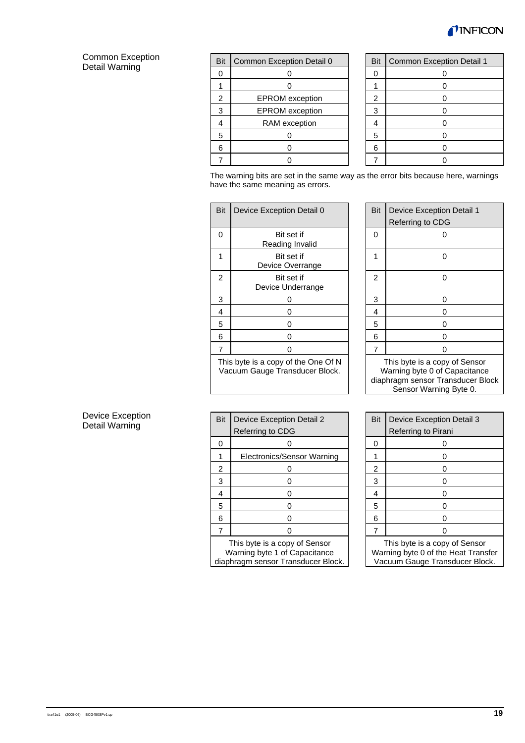Common Exception Detail Warning

| Bit | Common Exception Detail 0 |
|---|---|
| 0 | 0 |
| 1 | 0 |
| 2 | EPROM exception |
| 3 | EPROM exception |
| 4 | RAM exception |
| 5 | 0 |
| 6 | 0 |
| 7 | 0 |

| Bit | Common Exception Detail 1 |
|---|---|
| 0 | 0 |
| 1 | 0 |
| 2 | 0 |
| 3 | 0 |
| 4 | 0 |
| 5 | 0 |
| 6 | 0 |
| 7 | 0 |

The warning bits are set in the same way as the error bits because here, warnings have the same meaning as errors.

Device Exception Detail Warning

| Bit | Device Exception Detail 0 |
|---|---|
| 0 | Bit set if Reading Invalid |
| 1 | Bit set if Device Overrange |
| 2 | Bit set if Device Underrange |
| 3 | 0 |
| 4 | 0 |
| 5 | 0 |
| 6 | 0 |
| 7 | 0 |
| This byte is a copy of the One Of N Vacuum Gauge Transducer Block. | |

| Bit | Device Exception Detail 1 Referring to CDG |
|---|---|
| 0 | 0 |
| 1 | 0 |
| 2 | 0 |
| 3 | 0 |
| 4 | 0 |
| 5 | 0 |
| 6 | 0 |
| 7 | 0 |
| This byte is a copy of Sensor Warning byte 0 of Capacitance diaphragm sensor Transducer Block Sensor Warning Byte 0. | |

| Bit | Device Exception Detail 2 Referring to CDG |
|---|---|
| 0 | 0 |
| 1 | Electronics/Sensor Warning |
| 2 | 0 |
| 3 | 0 |
| 4 | 0 |
| 5 | 0 |
| 6 | 0 |
| 7 | 0 |
| This byte is a copy of Sensor Warning byte 1 of Capacitance diaphragm sensor Transducer Block. | |

| Bit | Device Exception Detail 3 Referring to Pirani |
|---|---|
| 0 | 0 |
| 1 | 0 |
| 2 | 0 |
| 3 | 0 |
| 4 | 0 |
| 5 | 0 |
| 6 | 0 |
| 7 | 0 |
| This byte is a copy of Sensor Warning byte 0 of the Heat Transfer Vacuum Gauge Transducer Block. | |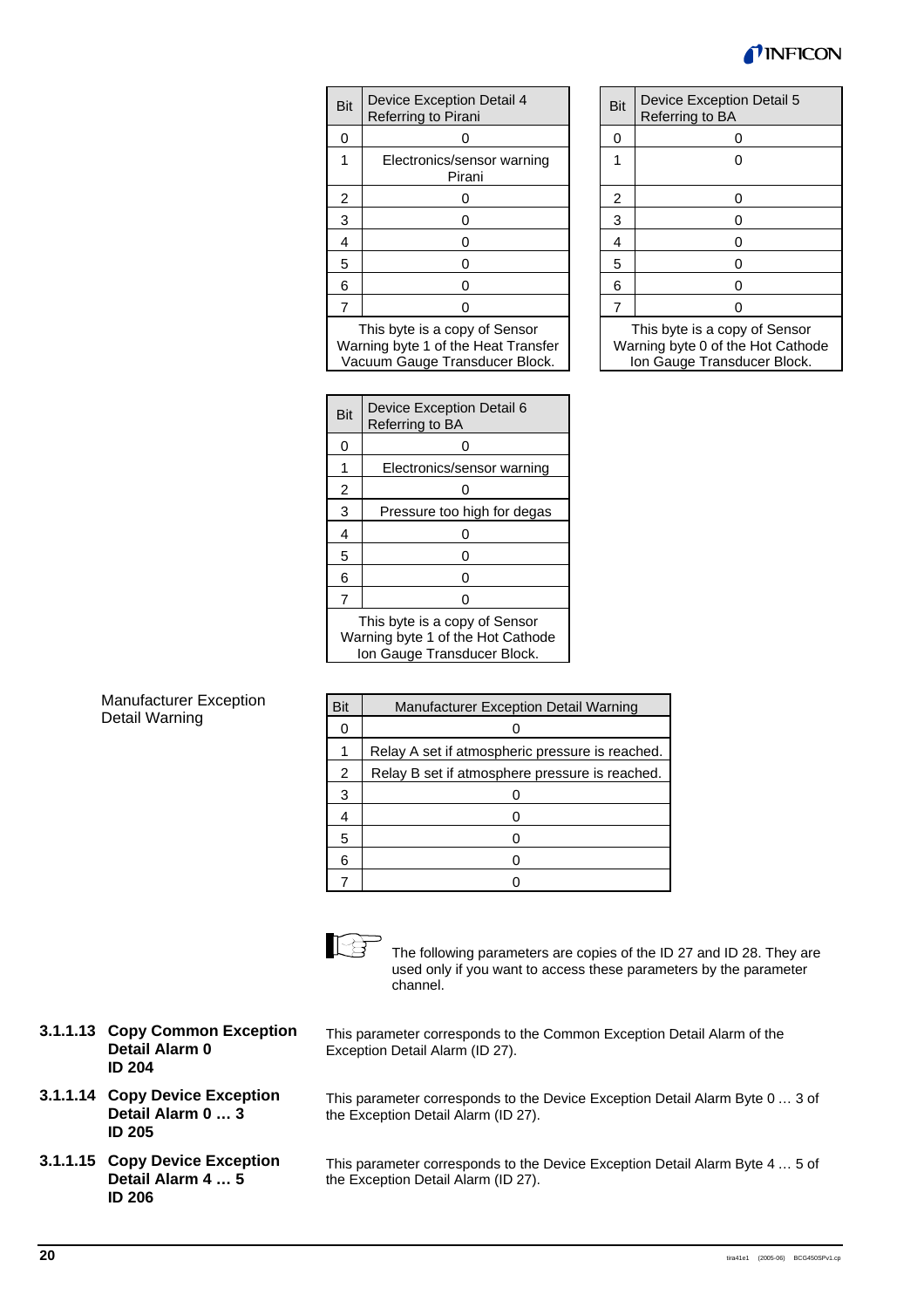| Bit | Device Exception Detail 4 Referring to Pirani |
|---|---|
| 0 | 0 |
| 1 | Electronics/sensor warning Pirani |
| 2 | 0 |
| 3 | 0 |
| 4 | 0 |
| 5 | 0 |
| 6 | 0 |
| 7 | 0 |
| This byte is a copy of Sensor Warning byte 1 of the Heat Transfer Vacuum Gauge Transducer Block. | |

| Bit | Device Exception Detail 5 Referring to BA |
|---|---|
| 0 | 0 |
| 1 | 0 |
| 2 | 0 |
| 3 | 0 |
| 4 | 0 |
| 5 | 0 |
| 6 | 0 |
| 7 | 0 |
| This byte is a copy of Sensor Warning byte 0 of the Hot Cathode Ion Gauge Transducer Block. | |

| Bit | Device Exception Detail 6 Referring to BA |
|---|---|
| 0 | 0 |
| 1 | Electronics/sensor warning |
| 2 | 0 |
| 3 | Pressure too high for degas |
| 4 | 0 |
| 5 | 0 |
| 6 | 0 |
| 7 | 0 |
| This byte is a copy of Sensor Warning byte 1 of the Hot Cathode Ion Gauge Transducer Block. | |

Manufacturer Exception Detail Warning

| Bit | Manufacturer Exception Detail Warning |
|---|---|
| 0 | 0 |
| 1 | Relay A set if atmospheric pressure is reached. |
| 2 | Relay B set if atmosphere pressure is reached. |
| 3 | 0 |
| 4 | 0 |
| 5 | 0 |
| 6 | 0 |
| 7 | 0 |

The following parameters are copies of the ID 27 and ID 28. They are used only if you want to access these parameters by the parameter channel.

#### 3.1.1.13 Copy Common Exception Detail Alarm 0 ID 204

This parameter corresponds to the Common Exception Detail Alarm of the Exception Detail Alarm (ID 27).

#### 3.1.1.14 Copy Device Exception Detail Alarm 0 … 3 ID 205

This parameter corresponds to the Device Exception Detail Alarm Byte 0 … 3 of the Exception Detail Alarm (ID 27).

#### 3.1.1.15 Copy Device Exception Detail Alarm 4 … 5 ID 206

This parameter corresponds to the Device Exception Detail Alarm Byte 4 … 5 of the Exception Detail Alarm (ID 27).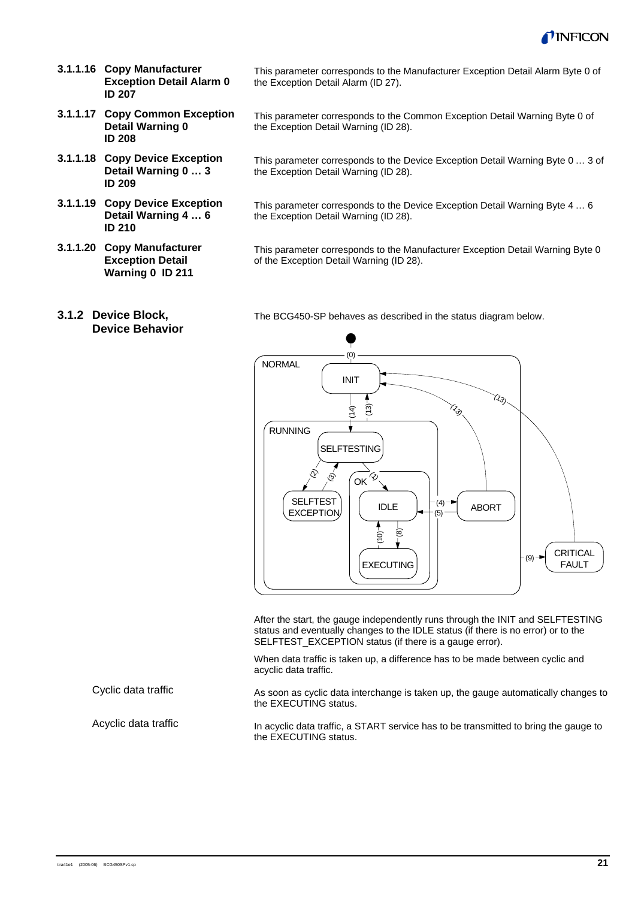#### 3.1.1.16 Copy Manufacturer Exception Detail Alarm 0 ID 207

This parameter corresponds to the Manufacturer Exception Detail Alarm Byte 0 of the Exception Detail Alarm (ID 27).

#### 3.1.1.17 Copy Common Exception Detail Warning 0 ID 208

This parameter corresponds to the Common Exception Detail Warning Byte 0 of the Exception Detail Warning (ID 28).

#### 3.1.1.18 Copy Device Exception Detail Warning 0 … 3 ID 209

This parameter corresponds to the Device Exception Detail Warning Byte 0 … 3 of the Exception Detail Warning (ID 28).

#### 3.1.1.19 Copy Device Exception Detail Warning 4 … 6 ID 210

This parameter corresponds to the Device Exception Detail Warning Byte 4 … 6 the Exception Detail Warning (ID 28).

#### 3.1.1.20 Copy Manufacturer Exception Detail Warning 0 ID 211

This parameter corresponds to the Manufacturer Exception Detail Warning Byte 0 of the Exception Detail Warning (ID 28).

### 3.1.2 Device Block, Device Behavior

The BCG450-SP behaves as described in the status diagram below.

After the start, the gauge independently runs through the INIT and SELFTESTING status and eventually changes to the IDLE status (if there is no error) or to the SELFTEST_EXCEPTION status (if there is a gauge error).

When data traffic is taken up, a difference has to be made between cyclic and acyclic data traffic.

Cyclic data traffic

As soon as cyclic data interchange is taken up, the gauge automatically changes to the EXECUTING status.

Acyclic data traffic

In acyclic data traffic, a START service has to be transmitted to bring the gauge to the EXECUTING status.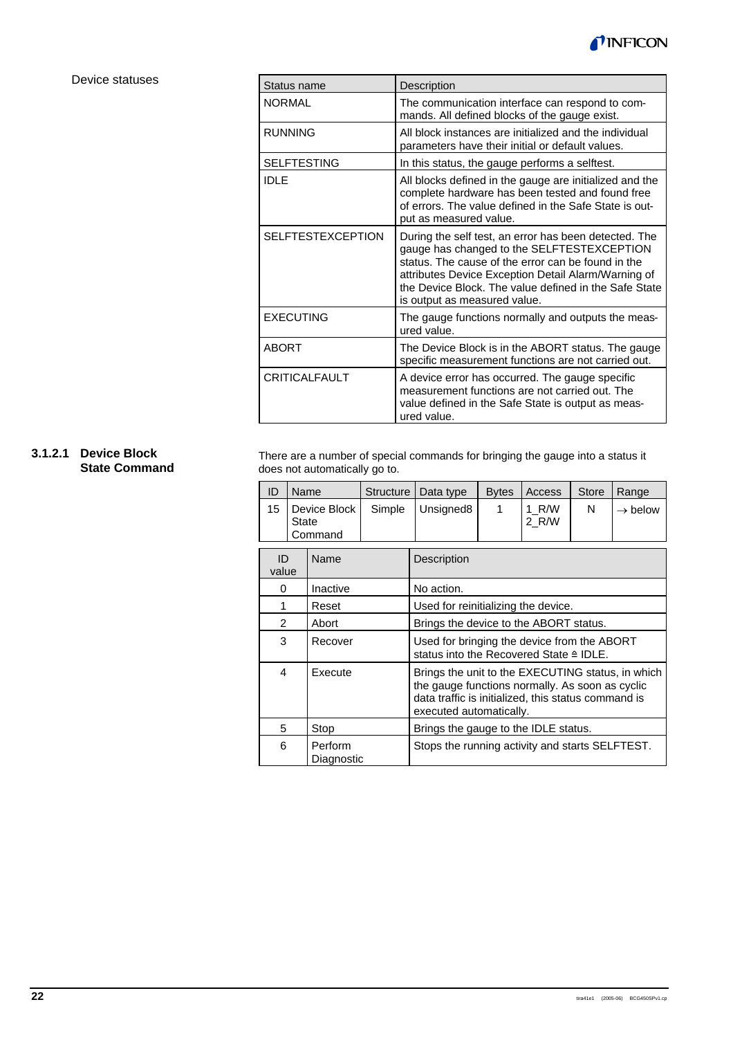Device statuses

| Status name | Description |
|---|---|
| NORMAL | The communication interface can respond to commands. All defined blocks of the gauge exist. |
| RUNNING | All block instances are initialized and the individual parameters have their initial or default values. |
| SELFTESTING | In this status, the gauge performs a selftest. |
| IDLE | All blocks defined in the gauge are initialized and the complete hardware has been tested and found free of errors. The value defined in the Safe State is output as measured value. |
| SELFTESTEXCEPTION | During the self test, an error has been detected. The gauge has changed to the SELFTESTEXCEPTION status. The cause of the error can be found in the attributes Device Exception Detail Alarm/Warning of the Device Block. The value defined in the Safe State is output as measured value. |
| EXECUTING | The gauge functions normally and outputs the measured value. |
| ABORT | The Device Block is in the ABORT status. The gauge specific measurement functions are not carried out. |
| CRITICALFAULT | A device error has occurred. The gauge specific measurement functions are not carried out. The value defined in the Safe State is output as measured value. |

### 3.1.2.1 Device Block State Command

There are a number of special commands for bringing the gauge into a status it does not automatically go to.

| ID | Name | Structure | Data type | Bytes | Access | Store | Range |
|---|---|---|---|---|---|---|---|
| 15 | Device Block State Command | Simple | Unsigned8 | 1 | 1_R/W 2_R/W | N | → below |

| ID value | Name | Description |
|---|---|---|
| 0 | Inactive | No action. |
| 1 | Reset | Used for reinitializing the device. |
| 2 | Abort | Brings the device to the ABORT status. |
| 3 | Recover | Used for bringing the device from the ABORT status into the Recovered State ≙ IDLE. |
| 4 | Execute | Brings the unit to the EXECUTING status, in which the gauge functions normally. As soon as cyclic data traffic is initialized, this status command is executed automatically. |
| 5 | Stop | Brings the gauge to the IDLE status. |
| 6 | Perform Diagnostic | Stops the running activity and starts SELFTEST. |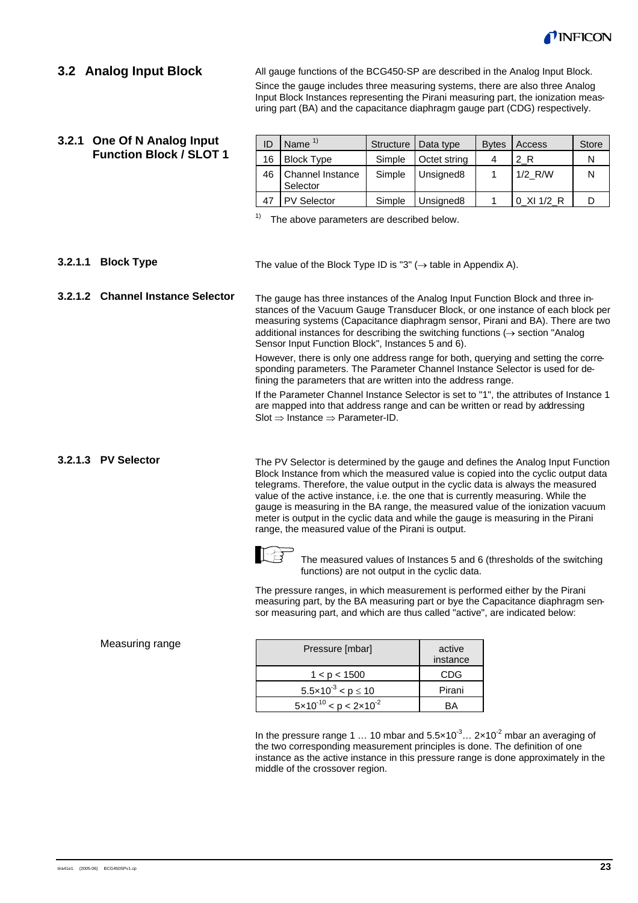## 3.2 Analog Input Block

All gauge functions of the BCG450-SP are described in the Analog Input Block.

Since the gauge includes three measuring systems, there are also three Analog Input Block Instances representing the Pirani measuring part, the ionization measuring part (BA) and the capacitance diaphragm gauge part (CDG) respectively.

### 3.2.1 One Of N Analog Input Function Block / SLOT 1

| ID | Name [1] | Structure | Data type | Bytes | Access | Store |
|---|---|---|---|---|---|---|
| 16 | Block Type | Simple | Octet string | 4 | 2_R | N |
| 46 | Channel Instance Selector | Simple | Unsigned8 | 1 | 1/2_R/W | N |
| 47 | PV Selector | Simple | Unsigned8 | 1 | 0_XI 1/2_R | D |

[1] The above parameters are described below.

#### 3.2.1.1 Block Type

The value of the Block Type ID is "3" (→ table in Appendix A).

#### 3.2.1.2 Channel Instance Selector

The gauge has three instances of the Analog Input Function Block and three instances of the Vacuum Gauge Transducer Block, or one instance of each block per measuring systems (Capacitance diaphragm sensor, Pirani and BA). There are two additional instances for describing the switching functions (→ section "Analog Sensor Input Function Block", Instances 5 and 6).

However, there is only one address range for both, querying and setting the corresponding parameters. The Parameter Channel Instance Selector is used for defining the parameters that are written into the address range.

If the Parameter Channel Instance Selector is set to "1", the attributes of Instance 1 are mapped into that address range and can be written or read by addressing Slot ⇒ Instance ⇒ Parameter-ID.

#### 3.2.1.3 PV Selector

The PV Selector is determined by the gauge and defines the Analog Input Function Block Instance from which the measured value is copied into the cyclic output data telegrams. Therefore, the value output in the cyclic data is always the measured value of the active instance, i.e. the one that is currently measuring. While the gauge is measuring in the BA range, the measured value of the ionization vacuum meter is output in the cyclic data and while the gauge is measuring in the Pirani range, the measured value of the Pirani is output.

The measured values of Instances 5 and 6 (thresholds of the switching functions) are not output in the cyclic data.

The pressure ranges, in which measurement is performed either by the Pirani measuring part, by the BA measuring part or bye the Capacitance diaphragm sensor measuring part, and which are thus called "active", are indicated below:

Measuring range

| Pressure [mbar] | active instance |
|---|---|
| $1 < p < 1500$ | CDG |
| $5.5\times10^{-3} < p \leq 10$ | Pirani |
| $5\times10^{-10} < p < 2\times10^{-2}$ | BA |

In the pressure range 1 … 10 mbar and $5.5\times10^{-3}$… $2\times10^{-2}$ mbar an averaging of the two corresponding measurement principles is done. The definition of one instance as the active instance in this pressure range is done approximately in the middle of the crossover region.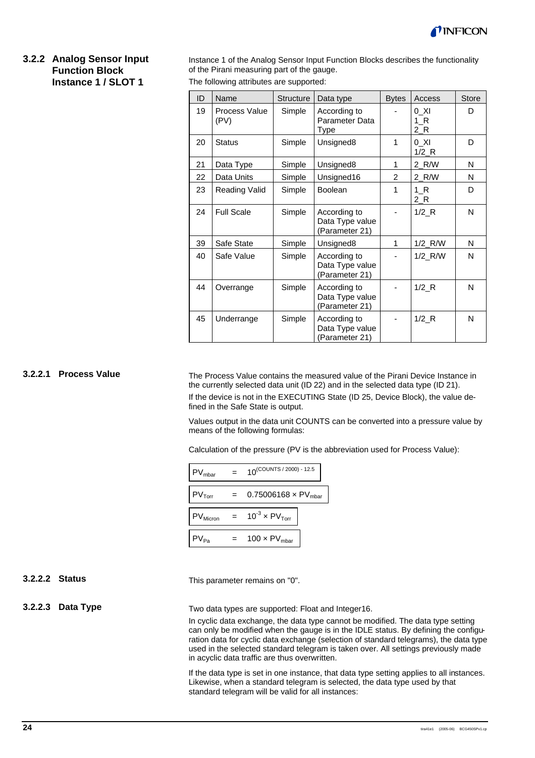### 3.2.2 Analog Sensor Input Function Block Instance 1 / SLOT 1

Instance 1 of the Analog Sensor Input Function Blocks describes the functionality of the Pirani measuring part of the gauge.

The following attributes are supported:

| ID | Name | Structure | Data type | Bytes | Access | Store |
|---|---|---|---|---|---|---|
| 19 | Process Value (PV) | Simple | According to Parameter Data Type | - | 0_XI 1_R 2_R | D |
| 20 | Status | Simple | Unsigned8 | 1 | 0_XI 1/2_R | D |
| 21 | Data Type | Simple | Unsigned8 | 1 | 2_R/W | N |
| 22 | Data Units | Simple | Unsigned16 | 2 | 2_R/W | N |
| 23 | Reading Valid | Simple | Boolean | 1 | 1_R 2_R | D |
| 24 | Full Scale | Simple | According to Data Type value (Parameter 21) | - | 1/2_R | N |
| 39 | Safe State | Simple | Unsigned8 | 1 | 1/2_R/W | N |
| 40 | Safe Value | Simple | According to Data Type value (Parameter 21) | - | 1/2_R/W | N |
| 44 | Overrange | Simple | According to Data Type value (Parameter 21) | - | 1/2_R | N |
| 45 | Underrange | Simple | According to Data Type value (Parameter 21) | - | 1/2_R | N |

#### 3.2.2.1 Process Value

The Process Value contains the measured value of the Pirani Device Instance in the currently selected data unit (ID 22) and in the selected data type (ID 21).

If the device is not in the EXECUTING State (ID 25, Device Block), the value defined in the Safe State is output.

Values output in the data unit COUNTS can be converted into a pressure value by means of the following formulas:

Calculation of the pressure (PV is the abbreviation used for Process Value):

$$PV_{mbar} = 10^{(COUNTS / 2000) - 12.5}$$

$$PV_{Torr} = 0.75006168 \times PV_{mbar}$$

$$PV_{Micron} = 10^{-3} \times PV_{Torr}$$

$$PV_{Pa} = 100 \times PV_{mbar}$$

#### 3.2.2.2 Status

This parameter remains on "0".

#### 3.2.2.3 Data Type

Two data types are supported: Float and Integer16.

In cyclic data exchange, the data type cannot be modified. The data type setting can only be modified when the gauge is in the IDLE status. By defining the configuration data for cyclic data exchange (selection of standard telegrams), the data type used in the selected standard telegram is taken over. All settings previously made in acyclic data traffic are thus overwritten.

If the data type is set in one instance, that data type setting applies to all instances. Likewise, when a standard telegram is selected, the data type used by that standard telegram will be valid for all instances: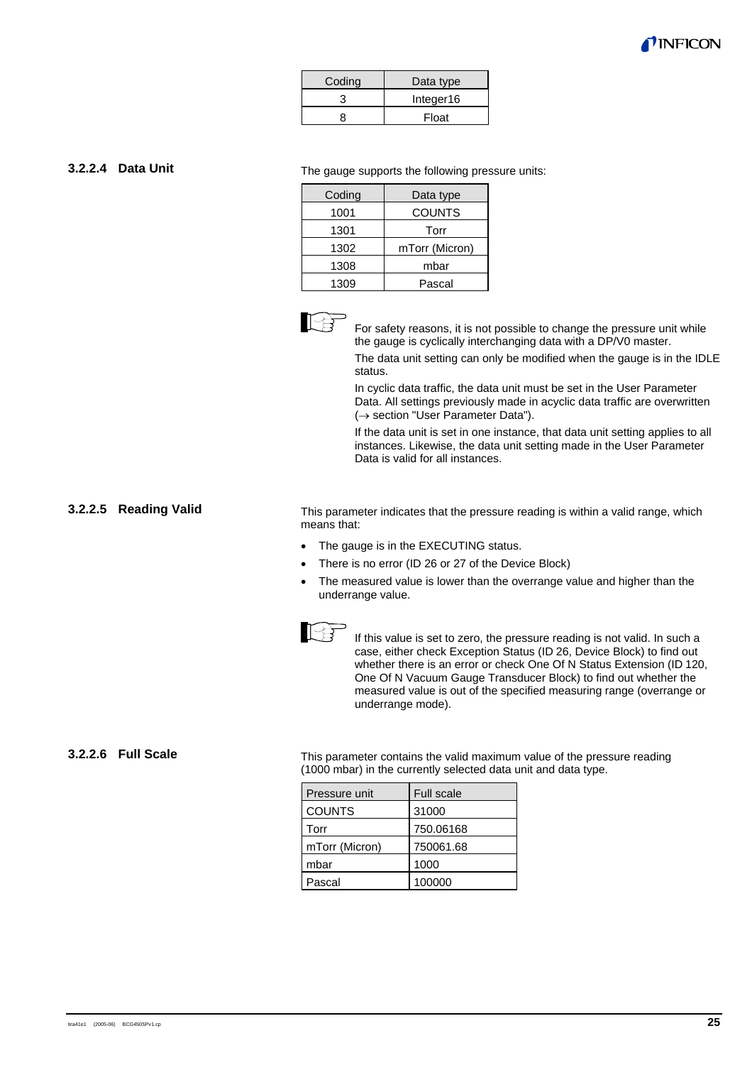| Coding | Data type |
|---|---|
| 3 | Integer16 |
| 8 | Float |

#### 3.2.2.4 Data Unit

The gauge supports the following pressure units:

| Coding | Data type |
|---|---|
| 1001 | COUNTS |
| 1301 | Torr |
| 1302 | mTorr (Micron) |
| 1308 | mbar |
| 1309 | Pascal |

For safety reasons, it is not possible to change the pressure unit while the gauge is cyclically interchanging data with a DP/V0 master.

The data unit setting can only be modified when the gauge is in the IDLE status.

In cyclic data traffic, the data unit must be set in the User Parameter Data. All settings previously made in acyclic data traffic are overwritten (→ section "User Parameter Data").

If the data unit is set in one instance, that data unit setting applies to all instances. Likewise, the data unit setting made in the User Parameter Data is valid for all instances.

#### 3.2.2.5 Reading Valid

This parameter indicates that the pressure reading is within a valid range, which means that:

- The gauge is in the EXECUTING status.
- There is no error (ID 26 or 27 of the Device Block)
- The measured value is lower than the overrange value and higher than the underrange value.

If this value is set to zero, the pressure reading is not valid. In such a case, either check Exception Status (ID 26, Device Block) to find out whether there is an error or check One Of N Status Extension (ID 120, One Of N Vacuum Gauge Transducer Block) to find out whether the measured value is out of the specified measuring range (overrange or underrange mode).

#### 3.2.2.6 Full Scale

This parameter contains the valid maximum value of the pressure reading (1000 mbar) in the currently selected data unit and data type.

| Pressure unit | Full scale |
|---|---|
| COUNTS | 31000 |
| Torr | 750.06168 |
| mTorr (Micron) | 750061.68 |
| mbar | 1000 |
| Pascal | 100000 |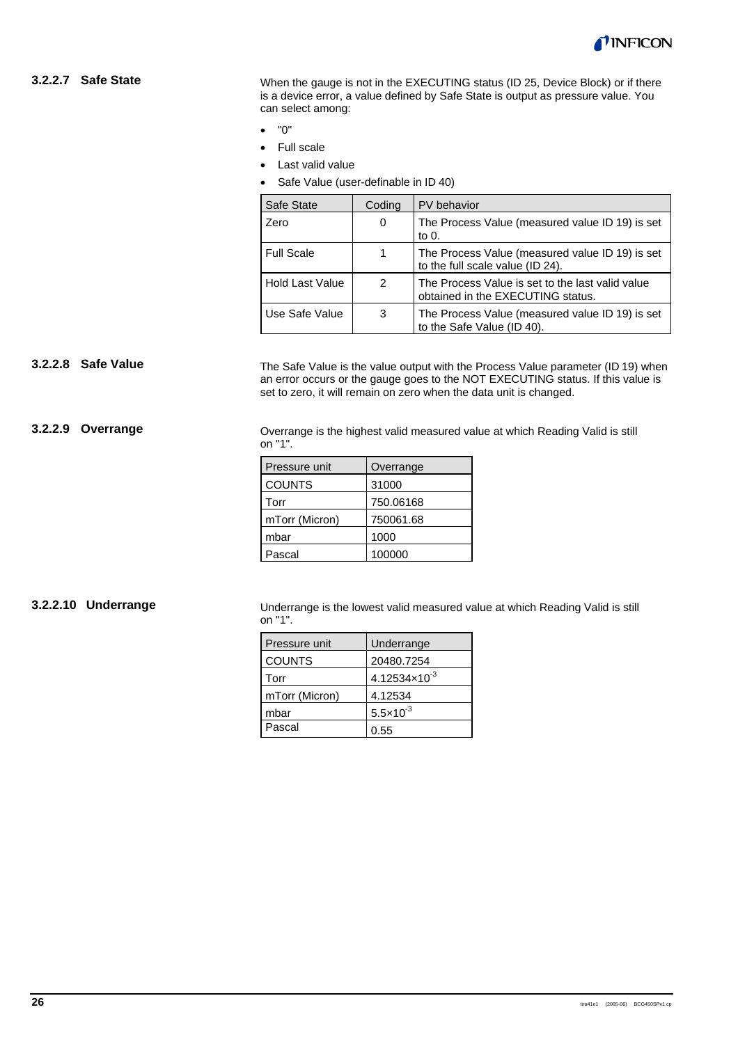### 3.2.2.7 Safe State

When the gauge is not in the EXECUTING status (ID 25, Device Block) or if there is a device error, a value defined by Safe State is output as pressure value. You can select among:

- "0"
- Full scale
- Last valid value
- Safe Value (user-definable in ID 40)

| Safe State | Coding | PV behavior |
|---|---|---|
| Zero | 0 | The Process Value (measured value ID 19) is set to 0. |
| Full Scale | 1 | The Process Value (measured value ID 19) is set to the full scale value (ID 24). |
| Hold Last Value | 2 | The Process Value is set to the last valid value obtained in the EXECUTING status. |
| Use Safe Value | 3 | The Process Value (measured value ID 19) is set to the Safe Value (ID 40). |

### 3.2.2.8 Safe Value

The Safe Value is the value output with the Process Value parameter (ID 19) when an error occurs or the gauge goes to the NOT EXECUTING status. If this value is set to zero, it will remain on zero when the data unit is changed.

### 3.2.2.9 Overrange

Overrange is the highest valid measured value at which Reading Valid is still on "1".

| Pressure unit | Overrange |
|---|---|
| COUNTS | 31000 |
| Torr | 750.06168 |
| mTorr (Micron) | 750061.68 |
| mbar | 1000 |
| Pascal | 100000 |

### 3.2.2.10 Underrange

Underrange is the lowest valid measured value at which Reading Valid is still on "1".

| Pressure unit | Underrange |
|---|---|
| COUNTS | 20480.7254 |
| Torr | $4.12534 \times 10^{-3}$ |
| mTorr (Micron) | 4.12534 |
| mbar | $5.5 \times 10^{-3}$ |
| Pascal | 0.55 |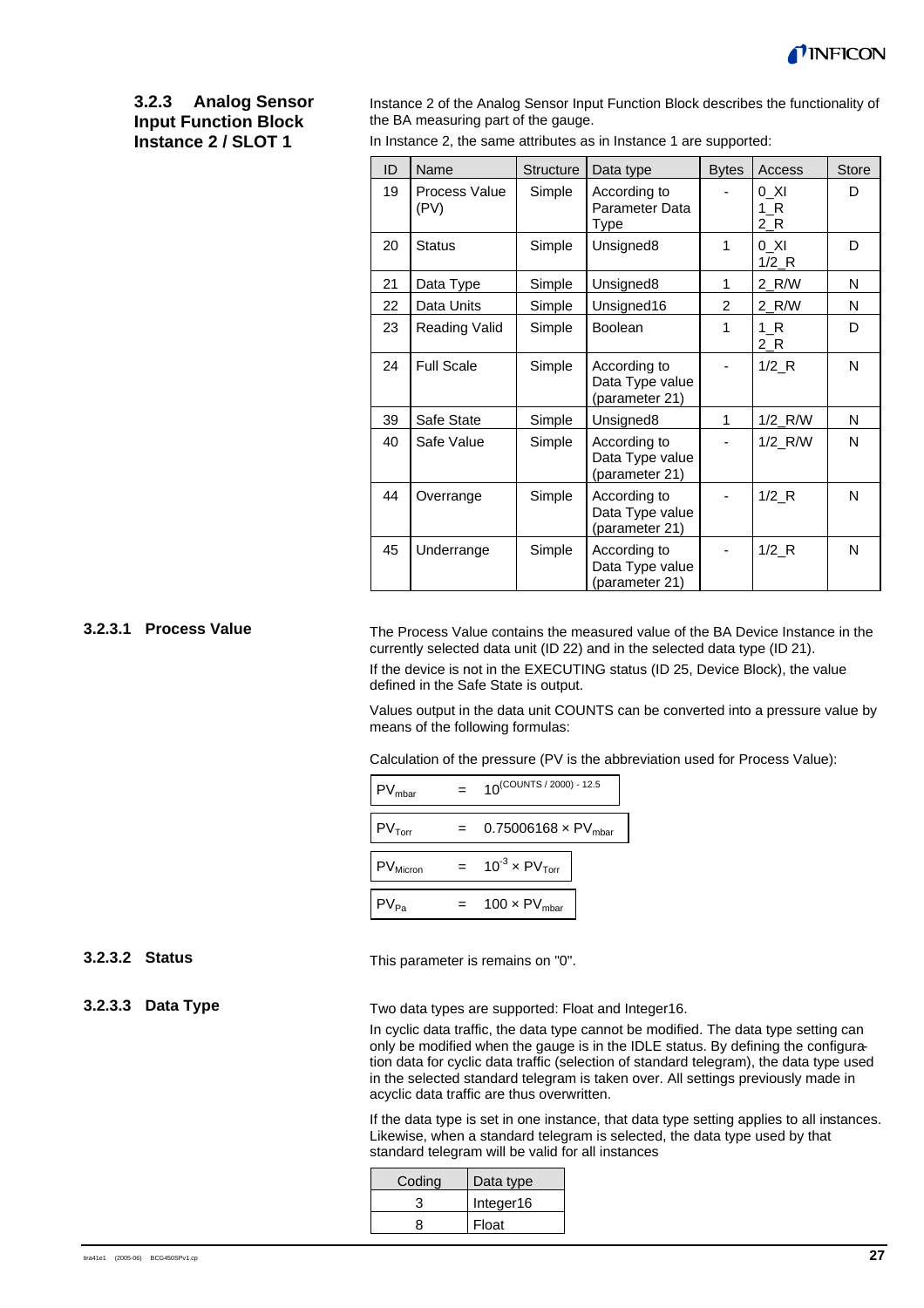### 3.2.3 Analog Sensor Input Function Block Instance 2 / SLOT 1

Instance 2 of the Analog Sensor Input Function Block describes the functionality of the BA measuring part of the gauge.

In Instance 2, the same attributes as in Instance 1 are supported:

| ID | Name | Structure | Data type | Bytes | Access | Store |
|---|---|---|---|---|---|---|
| 19 | Process Value (PV) | Simple | According to Parameter Data Type | - | 0_XI 1_R 2_R | D |
| 20 | Status | Simple | Unsigned8 | 1 | 0_XI 1/2_R | D |
| 21 | Data Type | Simple | Unsigned8 | 1 | 2_R/W | N |
| 22 | Data Units | Simple | Unsigned16 | 2 | 2_R/W | N |
| 23 | Reading Valid | Simple | Boolean | 1 | 1_R 2_R | D |
| 24 | Full Scale | Simple | According to Data Type value (parameter 21) | - | 1/2_R | N |
| 39 | Safe State | Simple | Unsigned8 | 1 | 1/2_R/W | N |
| 40 | Safe Value | Simple | According to Data Type value (parameter 21) | - | 1/2_R/W | N |
| 44 | Overrange | Simple | According to Data Type value (parameter 21) | - | 1/2_R | N |
| 45 | Underrange | Simple | According to Data Type value (parameter 21) | - | 1/2_R | N |

#### 3.2.3.1 Process Value

The Process Value contains the measured value of the BA Device Instance in the currently selected data unit (ID 22) and in the selected data type (ID 21).

If the device is not in the EXECUTING status (ID 25, Device Block), the value defined in the Safe State is output.

Values output in the data unit COUNTS can be converted into a pressure value by means of the following formulas:

Calculation of the pressure (PV is the abbreviation used for Process Value):

$$PV_{mbar} = 10^{(COUNTS / 2000) - 12.5}$$

$$PV_{Torr} = 0.75006168 \times PV_{mbar}$$

$$PV_{Micron} = 10^{-3} \times PV_{Torr}$$

$$PV_{Pa} = 100 \times PV_{mbar}$$

#### 3.2.3.2 Status

This parameter is remains on "0".

#### 3.2.3.3 Data Type

Two data types are supported: Float and Integer16.

In cyclic data traffic, the data type cannot be modified. The data type setting can only be modified when the gauge is in the IDLE status. By defining the configuration data for cyclic data traffic (selection of standard telegram), the data type used in the selected standard telegram is taken over. All settings previously made in acyclic data traffic are thus overwritten.

If the data type is set in one instance, that data type setting applies to all instances. Likewise, when a standard telegram is selected, the data type used by that standard telegram will be valid for all instances

| Coding | Data type |
|---|---|
| 3 | Integer16 |
| 8 | Float |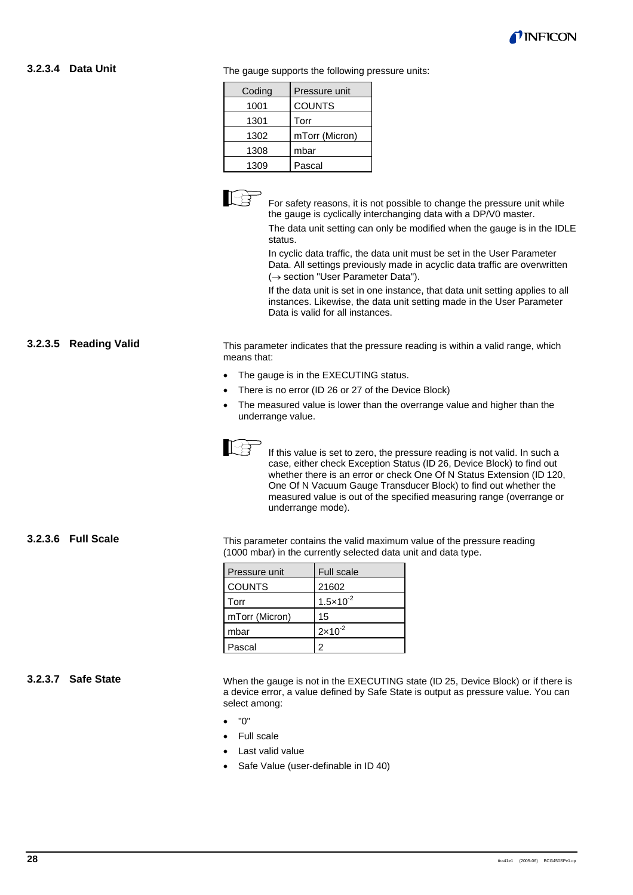### 3.2.3.4 Data Unit

The gauge supports the following pressure units:

| Coding | Pressure unit |
|---|---|
| 1001 | COUNTS |
| 1301 | Torr |
| 1302 | mTorr (Micron) |
| 1308 | mbar |
| 1309 | Pascal |

For safety reasons, it is not possible to change the pressure unit while the gauge is cyclically interchanging data with a DP/V0 master.

The data unit setting can only be modified when the gauge is in the IDLE status.

In cyclic data traffic, the data unit must be set in the User Parameter Data. All settings previously made in acyclic data traffic are overwritten (→ section "User Parameter Data").

If the data unit is set in one instance, that data unit setting applies to all instances. Likewise, the data unit setting made in the User Parameter Data is valid for all instances.

### 3.2.3.5 Reading Valid

This parameter indicates that the pressure reading is within a valid range, which means that:

- The gauge is in the EXECUTING status.
- There is no error (ID 26 or 27 of the Device Block)
- The measured value is lower than the overrange value and higher than the underrange value.

If this value is set to zero, the pressure reading is not valid. In such a case, either check Exception Status (ID 26, Device Block) to find out whether there is an error or check One Of N Status Extension (ID 120, One Of N Vacuum Gauge Transducer Block) to find out whether the measured value is out of the specified measuring range (overrange or underrange mode).

### 3.2.3.6 Full Scale

This parameter contains the valid maximum value of the pressure reading (1000 mbar) in the currently selected data unit and data type.

| Pressure unit | Full scale |
|---|---|
| COUNTS | 21602 |
| Torr | $1.5 \times 10^{-2}$ |
| mTorr (Micron) | 15 |
| mbar | $2 \times 10^{-2}$ |
| Pascal | 2 |

### 3.2.3.7 Safe State

When the gauge is not in the EXECUTING state (ID 25, Device Block) or if there is a device error, a value defined by Safe State is output as pressure value. You can select among:

- "0"
- Full scale
- Last valid value
- Safe Value (user-definable in ID 40)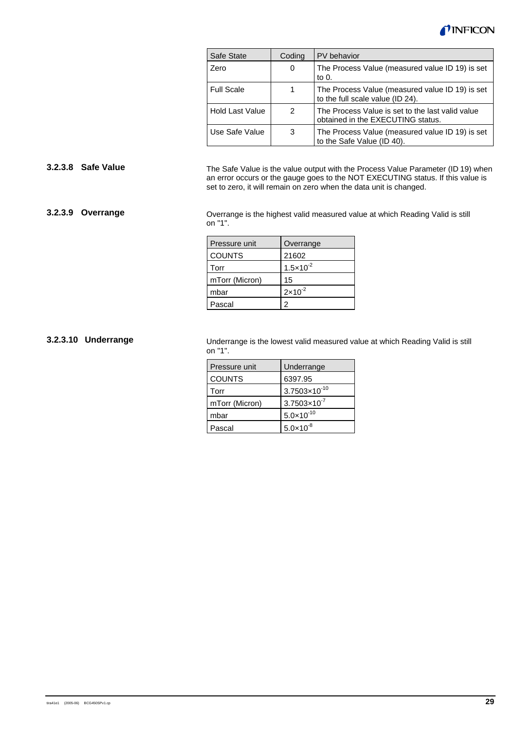| Safe State | Coding | PV behavior |
|---|---|---|
| Zero | 0 | The Process Value (measured value ID 19) is set to 0. |
| Full Scale | 1 | The Process Value (measured value ID 19) is set to the full scale value (ID 24). |
| Hold Last Value | 2 | The Process Value is set to the last valid value obtained in the EXECUTING status. |
| Use Safe Value | 3 | The Process Value (measured value ID 19) is set to the Safe Value (ID 40). |

### 3.2.3.8 Safe Value

The Safe Value is the value output with the Process Value Parameter (ID 19) when an error occurs or the gauge goes to the NOT EXECUTING status. If this value is set to zero, it will remain on zero when the data unit is changed.

### 3.2.3.9 Overrange

Overrange is the highest valid measured value at which Reading Valid is still on "1".

| Pressure unit | Overrange |
|---|---|
| COUNTS | 21602 |
| Torr | $1.5\times10^{-2}$ |
| mTorr (Micron) | 15 |
| mbar | $2\times10^{-2}$ |
| Pascal | 2 |

### 3.2.3.10 Underrange

Underrange is the lowest valid measured value at which Reading Valid is still on "1".

| Pressure unit | Underrange |
|---|---|
| COUNTS | 6397.95 |
| Torr | $3.7503\times10^{-10}$ |
| mTorr (Micron) | $3.7503\times10^{-7}$ |
| mbar | $5.0\times10^{-10}$ |
| Pascal | $5.0\times10^{-8}$ |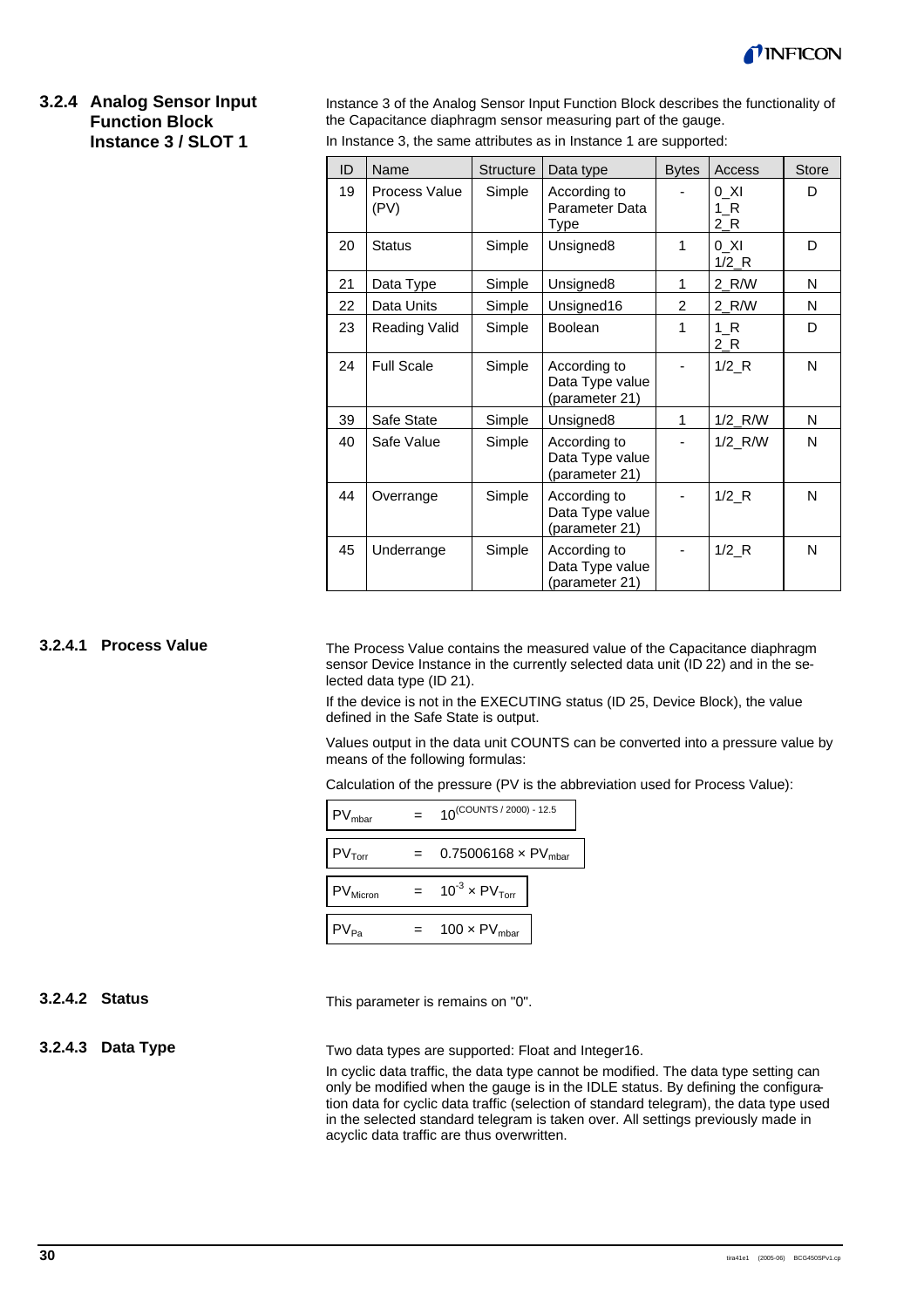### 3.2.4 Analog Sensor Input Function Block Instance 3 / SLOT 1

Instance 3 of the Analog Sensor Input Function Block describes the functionality of the Capacitance diaphragm sensor measuring part of the gauge.

In Instance 3, the same attributes as in Instance 1 are supported:

| ID | Name | Structure | Data type | Bytes | Access | Store |
|---|---|---|---|---|---|---|
| 19 | Process Value (PV) | Simple | According to Parameter Data Type | - | 0_XI 1_R 2_R | D |
| 20 | Status | Simple | Unsigned8 | 1 | 0_XI 1/2_R | D |
| 21 | Data Type | Simple | Unsigned8 | 1 | 2_R/W | N |
| 22 | Data Units | Simple | Unsigned16 | 2 | 2_R/W | N |
| 23 | Reading Valid | Simple | Boolean | 1 | 1_R 2_R | D |
| 24 | Full Scale | Simple | According to Data Type value (parameter 21) | - | 1/2_R | N |
| 39 | Safe State | Simple | Unsigned8 | 1 | 1/2_R/W | N |
| 40 | Safe Value | Simple | According to Data Type value (parameter 21) | - | 1/2_R/W | N |
| 44 | Overrange | Simple | According to Data Type value (parameter 21) | - | 1/2_R | N |
| 45 | Underrange | Simple | According to Data Type value (parameter 21) | - | 1/2_R | N |

#### 3.2.4.1 Process Value

The Process Value contains the measured value of the Capacitance diaphragm sensor Device Instance in the currently selected data unit (ID 22) and in the selected data type (ID 21).

If the device is not in the EXECUTING status (ID 25, Device Block), the value defined in the Safe State is output.

Values output in the data unit COUNTS can be converted into a pressure value by means of the following formulas:

Calculation of the pressure (PV is the abbreviation used for Process Value):

$$PV_{mbar} = 10^{(COUNTS / 2000) - 12.5}$$

$$PV_{Torr} = 0.75006168 \times PV_{mbar}$$

$$PV_{Micron} = 10^{-3} \times PV_{Torr}$$

$$PV_{Pa} = 100 \times PV_{mbar}$$

#### 3.2.4.2 Status

This parameter is remains on "0".

#### 3.2.4.3 Data Type

Two data types are supported: Float and Integer16.

In cyclic data traffic, the data type cannot be modified. The data type setting can only be modified when the gauge is in the IDLE status. By defining the configuration data for cyclic data traffic (selection of standard telegram), the data type used in the selected standard telegram is taken over. All settings previously made in acyclic data traffic are thus overwritten.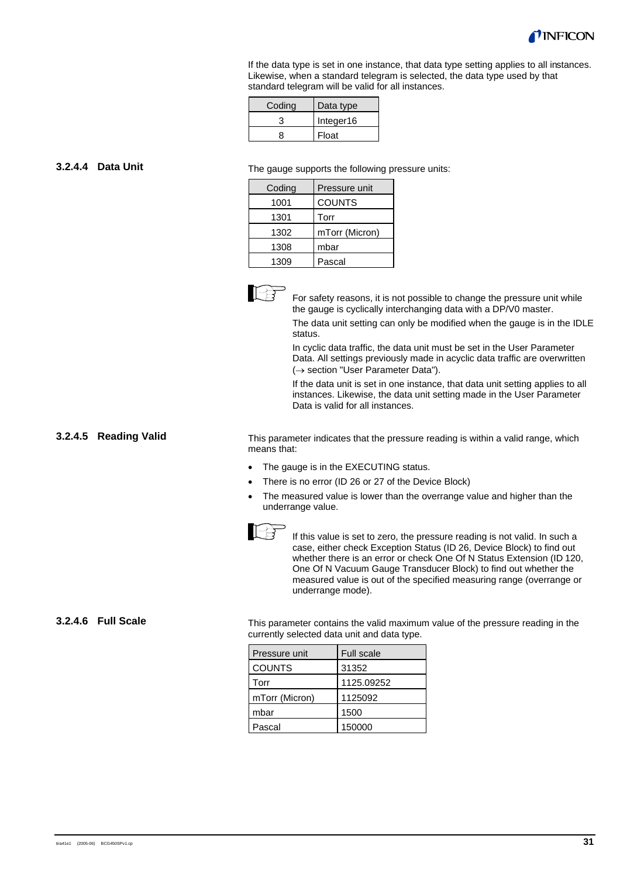If the data type is set in one instance, that data type setting applies to all instances. Likewise, when a standard telegram is selected, the data type used by that standard telegram will be valid for all instances.

| Coding | Data type |
|---|---|
| 3 | Integer16 |
| 8 | Float |

#### 3.2.4.4 Data Unit

The gauge supports the following pressure units:

| Coding | Pressure unit |
|---|---|
| 1001 | COUNTS |
| 1301 | Torr |
| 1302 | mTorr (Micron) |
| 1308 | mbar |
| 1309 | Pascal |

For safety reasons, it is not possible to change the pressure unit while the gauge is cyclically interchanging data with a DP/V0 master.

The data unit setting can only be modified when the gauge is in the IDLE status.

In cyclic data traffic, the data unit must be set in the User Parameter Data. All settings previously made in acyclic data traffic are overwritten (→ section "User Parameter Data").

If the data unit is set in one instance, that data unit setting applies to all instances. Likewise, the data unit setting made in the User Parameter Data is valid for all instances.

#### 3.2.4.5 Reading Valid

This parameter indicates that the pressure reading is within a valid range, which means that:

- The gauge is in the EXECUTING status.
- There is no error (ID 26 or 27 of the Device Block)
- The measured value is lower than the overrange value and higher than the underrange value.

If this value is set to zero, the pressure reading is not valid. In such a case, either check Exception Status (ID 26, Device Block) to find out whether there is an error or check One Of N Status Extension (ID 120, One Of N Vacuum Gauge Transducer Block) to find out whether the measured value is out of the specified measuring range (overrange or underrange mode).

#### 3.2.4.6 Full Scale

This parameter contains the valid maximum value of the pressure reading in the currently selected data unit and data type.

| Pressure unit | Full scale |
|---|---|
| COUNTS | 31352 |
| Torr | 1125.09252 |
| mTorr (Micron) | 1125092 |
| mbar | 1500 |
| Pascal | 150000 |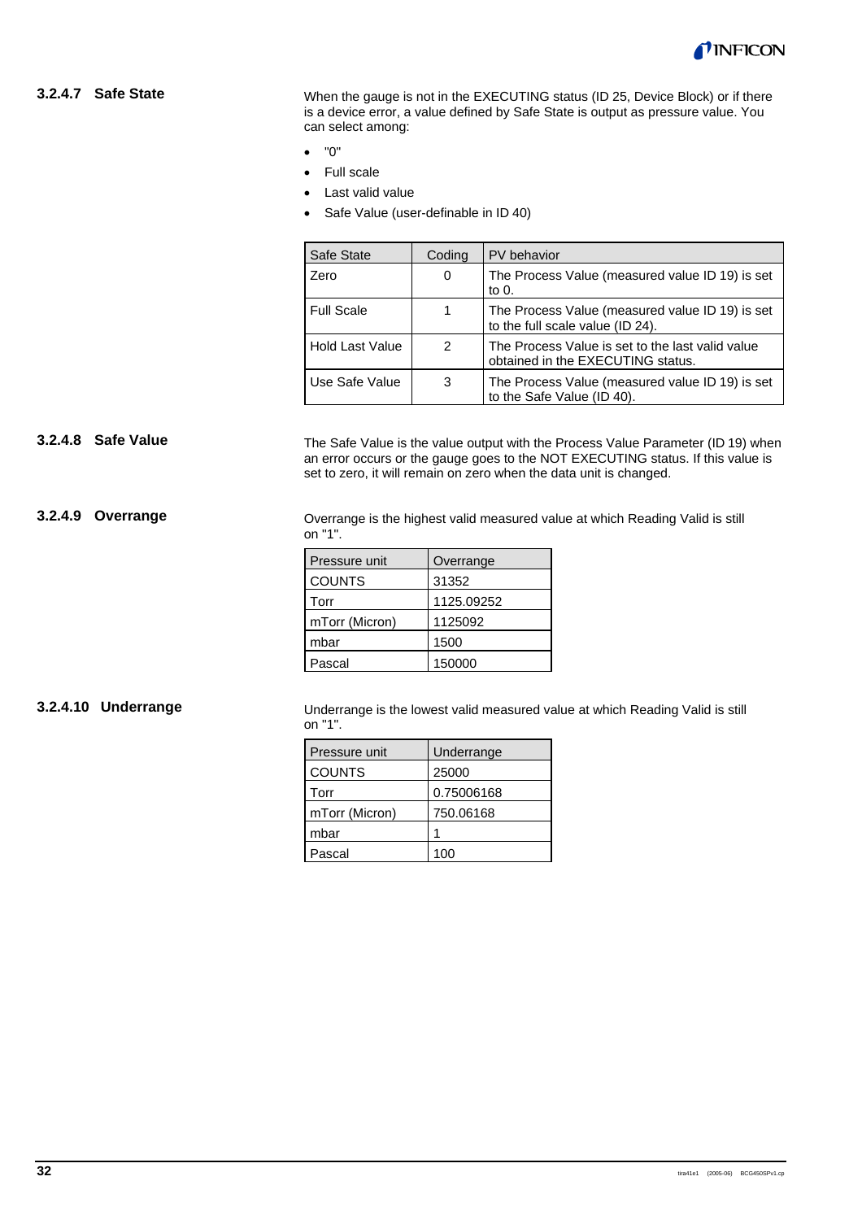### 3.2.4.7 Safe State

When the gauge is not in the EXECUTING status (ID 25, Device Block) or if there is a device error, a value defined by Safe State is output as pressure value. You can select among:

- "0"
- Full scale
- Last valid value
- Safe Value (user-definable in ID 40)

| Safe State | Coding | PV behavior |
|---|---|---|
| Zero | 0 | The Process Value (measured value ID 19) is set to 0. |
| Full Scale | 1 | The Process Value (measured value ID 19) is set to the full scale value (ID 24). |
| Hold Last Value | 2 | The Process Value is set to the last valid value obtained in the EXECUTING status. |
| Use Safe Value | 3 | The Process Value (measured value ID 19) is set to the Safe Value (ID 40). |

### 3.2.4.8 Safe Value

The Safe Value is the value output with the Process Value Parameter (ID 19) when an error occurs or the gauge goes to the NOT EXECUTING status. If this value is set to zero, it will remain on zero when the data unit is changed.

### 3.2.4.9 Overrange

Overrange is the highest valid measured value at which Reading Valid is still on "1".

| Pressure unit | Overrange |
|---|---|
| COUNTS | 31352 |
| Torr | 1125.09252 |
| mTorr (Micron) | 1125092 |
| mbar | 1500 |
| Pascal | 150000 |

### 3.2.4.10 Underrange

Underrange is the lowest valid measured value at which Reading Valid is still on "1".

| Pressure unit | Underrange |
|---|---|
| COUNTS | 25000 |
| Torr | 0.75006168 |
| mTorr (Micron) | 750.06168 |
| mbar | 1 |
| Pascal | 100 |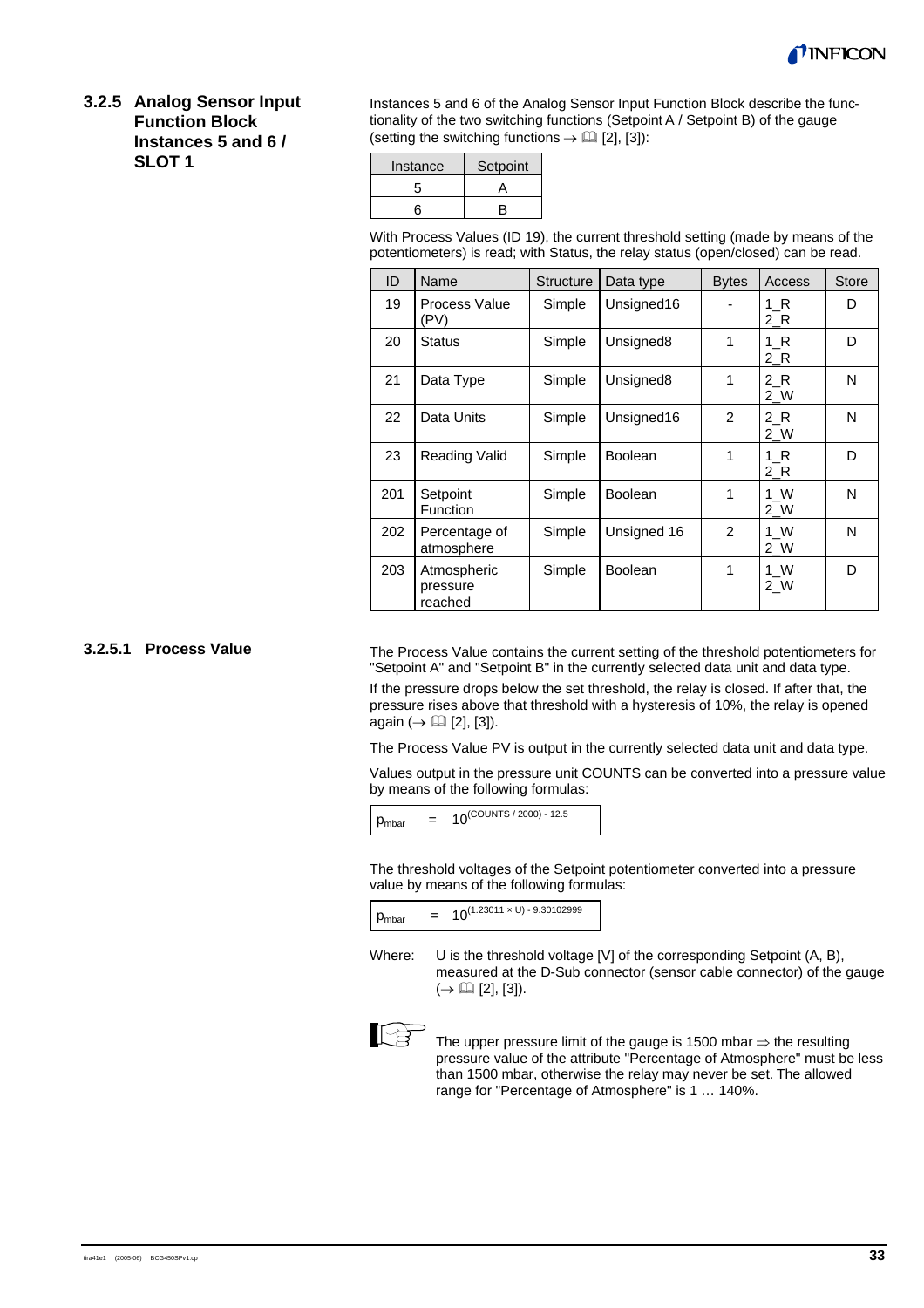### 3.2.5 Analog Sensor Input Function Block Instances 5 and 6 / SLOT 1

Instances 5 and 6 of the Analog Sensor Input Function Block describe the functionality of the two switching functions (Setpoint A / Setpoint B) of the gauge (setting the switching functions → 📖 [2], [3]):

| Instance | Setpoint |
|---|---|
| 5 | A |
| 6 | B |

With Process Values (ID 19), the current threshold setting (made by means of the potentiometers) is read; with Status, the relay status (open/closed) can be read.

| ID | Name | Structure | Data type | Bytes | Access | Store |
|---|---|---|---|---|---|---|
| 19 | Process Value (PV) | Simple | Unsigned16 | - | 1_R 2_R | D |
| 20 | Status | Simple | Unsigned8 | 1 | 1_R 2_R | D |
| 21 | Data Type | Simple | Unsigned8 | 1 | 2_R 2_W | N |
| 22 | Data Units | Simple | Unsigned16 | 2 | 2_R 2_W | N |
| 23 | Reading Valid | Simple | Boolean | 1 | 1_R 2_R | D |
| 201 | Setpoint Function | Simple | Boolean | 1 | 1_W 2_W | N |
| 202 | Percentage of atmosphere | Simple | Unsigned 16 | 2 | 1_W 2_W | N |
| 203 | Atmospheric pressure reached | Simple | Boolean | 1 | 1_W 2_W | D |

#### 3.2.5.1 Process Value

The Process Value contains the current setting of the threshold potentiometers for "Setpoint A" and "Setpoint B" in the currently selected data unit and data type.

If the pressure drops below the set threshold, the relay is closed. If after that, the pressure rises above that threshold with a hysteresis of 10%, the relay is opened again (→ 📖 [2], [3]).

The Process Value PV is output in the currently selected data unit and data type.

Values output in the pressure unit COUNTS can be converted into a pressure value by means of the following formulas:

$$p_{mbar} = 10^{(COUNTS / 2000) - 12.5}$$

The threshold voltages of the Setpoint potentiometer converted into a pressure value by means of the following formulas:

$$p_{mbar} = 10^{(1.23011 \times U) - 9.30102999}$$

Where: U is the threshold voltage [V] of the corresponding Setpoint (A, B), measured at the D-Sub connector (sensor cable connector) of the gauge (→ 📖 [2], [3]).

The upper pressure limit of the gauge is 1500 mbar ⇒ the resulting pressure value of the attribute "Percentage of Atmosphere" must be less than 1500 mbar, otherwise the relay may never be set. The allowed range for "Percentage of Atmosphere" is 1 … 140%.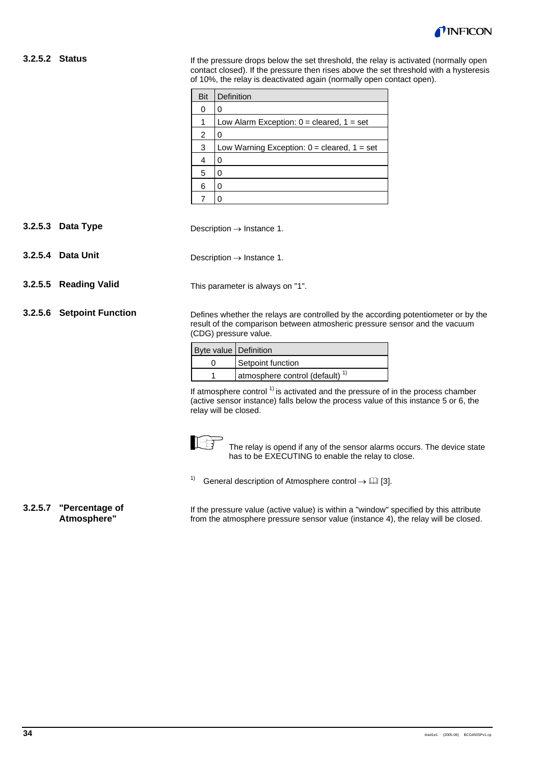#### 3.2.5.2 Status

If the pressure drops below the set threshold, the relay is activated (normally open contact closed). If the pressure then rises above the set threshold with a hysteresis of 10%, the relay is deactivated again (normally open contact open).

| Bit | Definition |
|---|---|
| 0 | 0 |
| 1 | Low Alarm Exception: 0 = cleared, 1 = set |
| 2 | 0 |
| 3 | Low Warning Exception: 0 = cleared, 1 = set |
| 4 | 0 |
| 5 | 0 |
| 6 | 0 |
| 7 | 0 |

#### 3.2.5.3 Data Type

Description → Instance 1.

#### 3.2.5.4 Data Unit

Description → Instance 1.

#### 3.2.5.5 Reading Valid

This parameter is always on "1".

#### 3.2.5.6 Setpoint Function

Defines whether the relays are controlled by the according potentiometer or by the result of the comparison between atmosheric pressure sensor and the vacuum (CDG) pressure value.

| Byte value | Definition |
|---|---|
| 0 | Setpoint function |
| 1 | atmosphere control (default) [1)] |

If atmosphere control [1)] is activated and the pressure of in the process chamber (active sensor instance) falls below the process value of this instance 5 or 6, the relay will be closed.

The relay is opend if any of the sensor alarms occurs. The device state has to be EXECUTING to enable the relay to close.

[1)] General description of Atmosphere control → 🕮 [3].

#### 3.2.5.7 "Percentage of Atmosphere"

If the pressure value (active value) is within a "window" specified by this attribute from the atmosphere pressure sensor value (instance 4), the relay will be closed.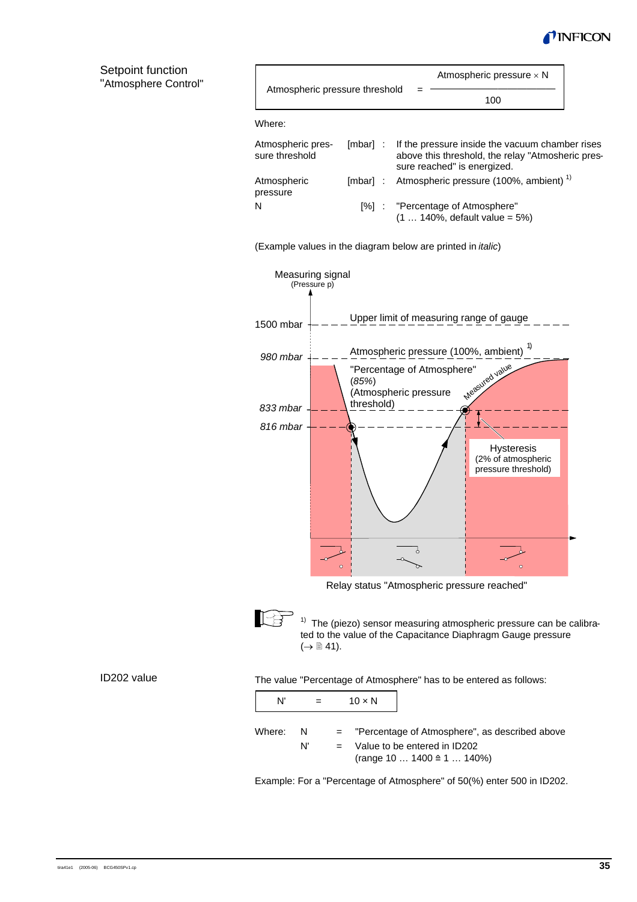## Setpoint function "Atmosphere Control"

$$\text{Atmospheric pressure threshold} = \frac{\text{Atmospheric pressure} \times N}{100}$$

Where:

| | | |
|---|---|---|
| Atmospheric pressure threshold | [mbar] : | If the pressure inside the vacuum chamber rises above this threshold, the relay "Atmosheric pressure reached" is energized. |
| Atmospheric pressure | [mbar] : | Atmospheric pressure (100%, ambient) [1)] |
| N | [%] : | "Percentage of Atmosphere" (1 … 140%, default value = 5%) |

(Example values in the diagram below are printed in *italic*)

Measuring signal (Pressure p)

1500 mbar — Upper limit of measuring range of gauge

*980 mbar* — Atmospheric pressure (100%, ambient) [1)]

*833 mbar* — "Percentage of Atmosphere" (*85%*) (Atmospheric pressure threshold)

*816 mbar*

Measured value

Hysteresis (2% of atmospheric pressure threshold)

Relay status "Atmospheric pressure reached"

[1)] The (piezo) sensor measuring atmospheric pressure can be calibrated to the value of the Capacitance Diaphragm Gauge pressure (→ 🗎 41).

## ID202 value

The value "Percentage of Atmosphere" has to be entered as follows:

$$N' = 10 \times N$$

Where:

| | | |
|---|---|---|
| N | = | "Percentage of Atmosphere", as described above |
| N' | = | Value to be entered in ID202 (range 10 … 1400 ≙ 1 … 140%) |

Example: For a "Percentage of Atmosphere" of 50(%) enter 500 in ID202.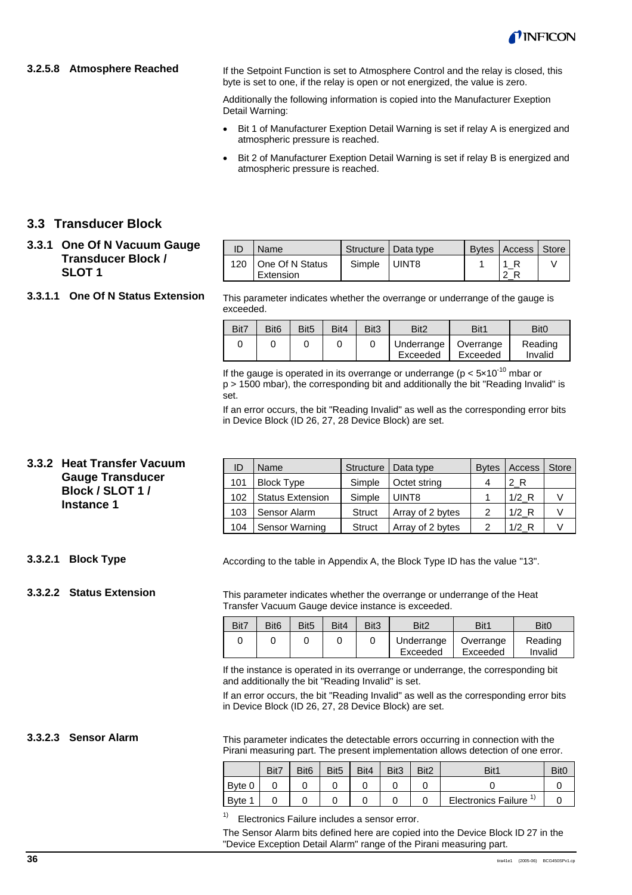#### 3.2.5.8 Atmosphere Reached

If the Setpoint Function is set to Atmosphere Control and the relay is closed, this byte is set to one, if the relay is open or not energized, the value is zero.

Additionally the following information is copied into the Manufacturer Exeption Detail Warning:

- Bit 1 of Manufacturer Exeption Detail Warning is set if relay A is energized and atmospheric pressure is reached.
- Bit 2 of Manufacturer Exeption Detail Warning is set if relay B is energized and atmospheric pressure is reached.

## 3.3 Transducer Block

### 3.3.1 One Of N Vacuum Gauge Transducer Block / SLOT 1

| ID | Name | Structure | Data type | Bytes | Access | Store |
|---|---|---|---|---|---|---|
| 120 | One Of N Status Extension | Simple | UINT8 | 1 | 1_R 2_R | V |

#### 3.3.1.1 One Of N Status Extension

This parameter indicates whether the overrange or underrange of the gauge is exceeded.

| Bit7 | Bit6 | Bit5 | Bit4 | Bit3 | Bit2 | Bit1 | Bit0 |
|---|---|---|---|---|---|---|---|
| 0 | 0 | 0 | 0 | 0 | Underrange Exceeded | Overrange Exceeded | Reading Invalid |

If the gauge is operated in its overrange or underrange ($p < 5 \times 10^{-10}$ mbar or $p > 1500$ mbar), the corresponding bit and additionally the bit "Reading Invalid" is set.

If an error occurs, the bit "Reading Invalid" as well as the corresponding error bits in Device Block (ID 26, 27, 28 Device Block) are set.

### 3.3.2 Heat Transfer Vacuum Gauge Transducer Block / SLOT 1 / Instance 1

| ID | Name | Structure | Data type | Bytes | Access | Store |
|---|---|---|---|---|---|---|
| 101 | Block Type | Simple | Octet string | 4 | 2_R | |
| 102 | Status Extension | Simple | UINT8 | 1 | 1/2_R | V |
| 103 | Sensor Alarm | Struct | Array of 2 bytes | 2 | 1/2_R | V |
| 104 | Sensor Warning | Struct | Array of 2 bytes | 2 | 1/2_R | V |

#### 3.3.2.1 Block Type

According to the table in Appendix A, the Block Type ID has the value "13".

#### 3.3.2.2 Status Extension

This parameter indicates whether the overrange or underrange of the Heat Transfer Vacuum Gauge device instance is exceeded.

| Bit7 | Bit6 | Bit5 | Bit4 | Bit3 | Bit2 | Bit1 | Bit0 |
|---|---|---|---|---|---|---|---|
| 0 | 0 | 0 | 0 | 0 | Underrange Exceeded | Overrange Exceeded | Reading Invalid |

If the instance is operated in its overrange or underrange, the corresponding bit and additionally the bit "Reading Invalid" is set.

If an error occurs, the bit "Reading Invalid" as well as the corresponding error bits in Device Block (ID 26, 27, 28 Device Block) are set.

#### 3.3.2.3 Sensor Alarm

This parameter indicates the detectable errors occurring in connection with the Pirani measuring part. The present implementation allows detection of one error.

| | Bit7 | Bit6 | Bit5 | Bit4 | Bit3 | Bit2 | Bit1 | Bit0 |
|---|---|---|---|---|---|---|---|---|
| Byte 0 | 0 | 0 | 0 | 0 | 0 | 0 | 0 | 0 |
| Byte 1 | 0 | 0 | 0 | 0 | 0 | 0 | Electronics Failure [1] | 0 |

[1] Electronics Failure includes a sensor error.

The Sensor Alarm bits defined here are copied into the Device Block ID 27 in the "Device Exception Detail Alarm" range of the Pirani measuring part.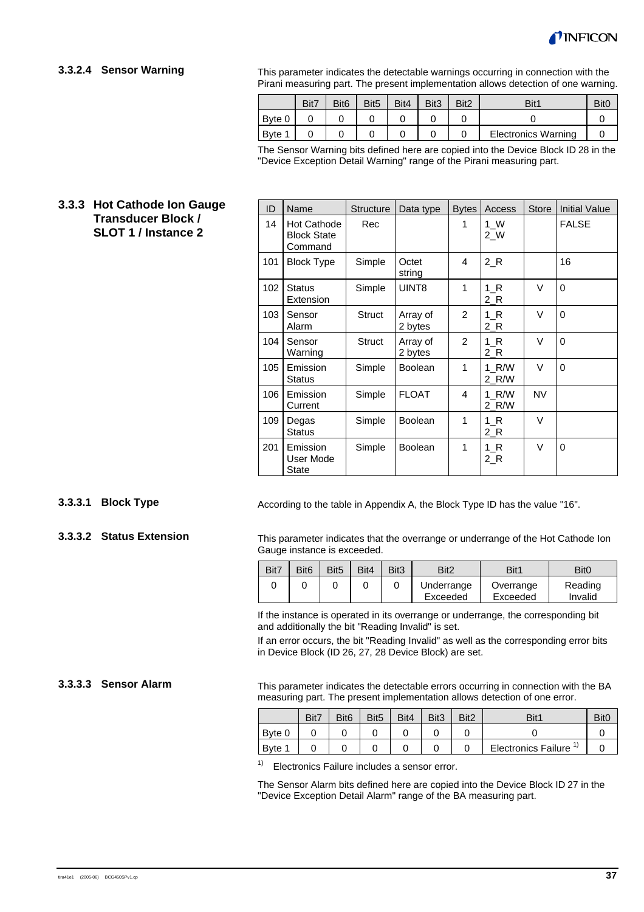#### 3.3.2.4 Sensor Warning

This parameter indicates the detectable warnings occurring in connection with the Pirani measuring part. The present implementation allows detection of one warning.

| | Bit7 | Bit6 | Bit5 | Bit4 | Bit3 | Bit2 | Bit1 | Bit0 |
|---|---|---|---|---|---|---|---|---|
| Byte 0 | 0 | 0 | 0 | 0 | 0 | 0 | 0 | 0 |
| Byte 1 | 0 | 0 | 0 | 0 | 0 | 0 | Electronics Warning | 0 |

The Sensor Warning bits defined here are copied into the Device Block ID 28 in the "Device Exception Detail Warning" range of the Pirani measuring part.

### 3.3.3 Hot Cathode Ion Gauge Transducer Block / SLOT 1 / Instance 2

| ID | Name | Structure | Data type | Bytes | Access | Store | Initial Value |
|---|---|---|---|---|---|---|---|
| 14 | Hot Cathode Block State Command | Rec | | 1 | 1_W 2_W | | FALSE |
| 101 | Block Type | Simple | Octet string | 4 | 2_R | | 16 |
| 102 | Status Extension | Simple | UINT8 | 1 | 1_R 2_R | V | 0 |
| 103 | Sensor Alarm | Struct | Array of 2 bytes | 2 | 1_R 2_R | V | 0 |
| 104 | Sensor Warning | Struct | Array of 2 bytes | 2 | 1_R 2_R | V | 0 |
| 105 | Emission Status | Simple | Boolean | 1 | 1_R/W 2_R/W | V | 0 |
| 106 | Emission Current | Simple | FLOAT | 4 | 1_R/W 2_R/W | NV | |
| 109 | Degas Status | Simple | Boolean | 1 | 1_R 2_R | V | |
| 201 | Emission User Mode State | Simple | Boolean | 1 | 1_R 2_R | V | 0 |

#### 3.3.3.1 Block Type

According to the table in Appendix A, the Block Type ID has the value "16".

#### 3.3.3.2 Status Extension

This parameter indicates that the overrange or underrange of the Hot Cathode Ion Gauge instance is exceeded.

| Bit7 | Bit6 | Bit5 | Bit4 | Bit3 | Bit2 | Bit1 | Bit0 |
|---|---|---|---|---|---|---|---|
| 0 | 0 | 0 | 0 | 0 | Underrange Exceeded | Overrange Exceeded | Reading Invalid |

If the instance is operated in its overrange or underrange, the corresponding bit and additionally the bit "Reading Invalid" is set.

If an error occurs, the bit "Reading Invalid" as well as the corresponding error bits in Device Block (ID 26, 27, 28 Device Block) are set.

#### 3.3.3.3 Sensor Alarm

This parameter indicates the detectable errors occurring in connection with the BA measuring part. The present implementation allows detection of one error.

| | Bit7 | Bit6 | Bit5 | Bit4 | Bit3 | Bit2 | Bit1 | Bit0 |
|---|---|---|---|---|---|---|---|---|
| Byte 0 | 0 | 0 | 0 | 0 | 0 | 0 | 0 | 0 |
| Byte 1 | 0 | 0 | 0 | 0 | 0 | 0 | Electronics Failure [1] | 0 |

[1] Electronics Failure includes a sensor error.

The Sensor Alarm bits defined here are copied into the Device Block ID 27 in the "Device Exception Detail Alarm" range of the BA measuring part.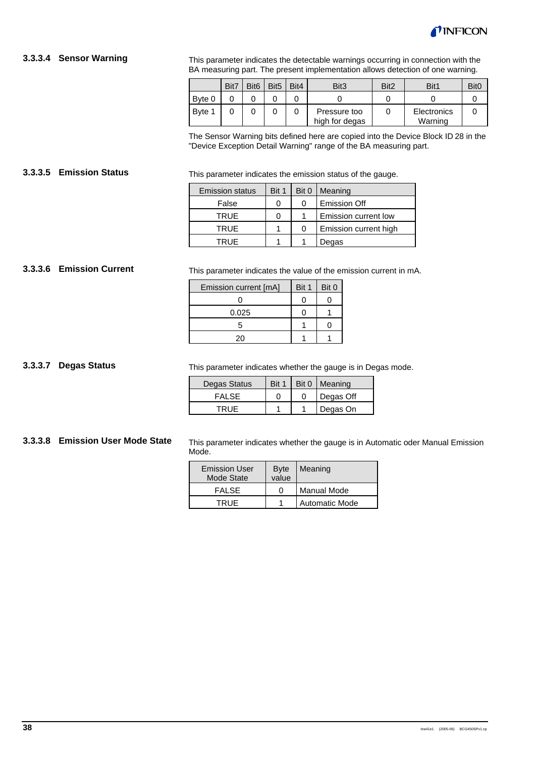### 3.3.3.4 Sensor Warning

This parameter indicates the detectable warnings occurring in connection with the BA measuring part. The present implementation allows detection of one warning.

| | Bit7 | Bit6 | Bit5 | Bit4 | Bit3 | Bit2 | Bit1 | Bit0 |
|---|---|---|---|---|---|---|---|---|
| Byte 0 | 0 | 0 | 0 | 0 | 0 | 0 | 0 | 0 |
| Byte 1 | 0 | 0 | 0 | 0 | Pressure too high for degas | 0 | Electronics Warning | 0 |

The Sensor Warning bits defined here are copied into the Device Block ID 28 in the "Device Exception Detail Warning" range of the BA measuring part.

### 3.3.3.5 Emission Status

This parameter indicates the emission status of the gauge.

| Emission status | Bit 1 | Bit 0 | Meaning |
|---|---|---|---|
| False | 0 | 0 | Emission Off |
| TRUE | 0 | 1 | Emission current low |
| TRUE | 1 | 0 | Emission current high |
| TRUE | 1 | 1 | Degas |

### 3.3.3.6 Emission Current

This parameter indicates the value of the emission current in mA.

| Emission current [mA] | Bit 1 | Bit 0 |
|---|---|---|
| 0 | 0 | 0 |
| 0.025 | 0 | 1 |
| 5 | 1 | 0 |
| 20 | 1 | 1 |

### 3.3.3.7 Degas Status

This parameter indicates whether the gauge is in Degas mode.

| Degas Status | Bit 1 | Bit 0 | Meaning |
|---|---|---|---|
| FALSE | 0 | 0 | Degas Off |
| TRUE | 1 | 1 | Degas On |

### 3.3.3.8 Emission User Mode State

This parameter indicates whether the gauge is in Automatic oder Manual Emission Mode.

| Emission User Mode State | Byte value | Meaning |
|---|---|---|
| FALSE | 0 | Manual Mode |
| TRUE | 1 | Automatic Mode |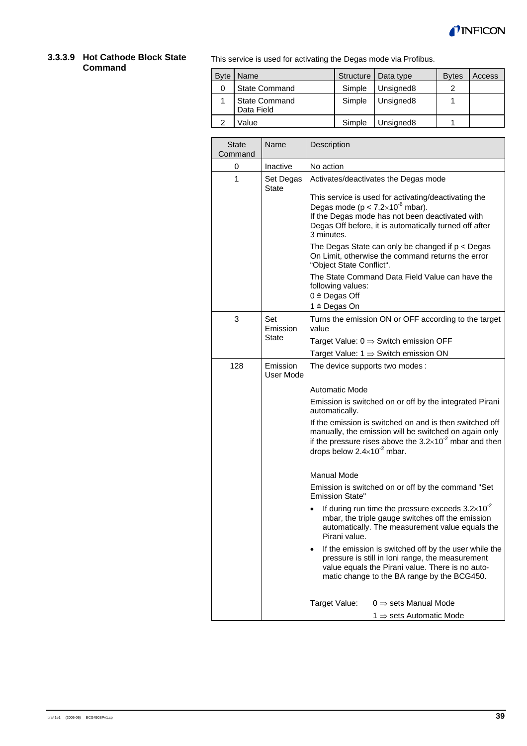### 3.3.3.9 Hot Cathode Block State Command

This service is used for activating the Degas mode via Profibus.

| Byte | Name | Structure | Data type | Bytes | Access |
|---|---|---|---|---|---|
| 0 | State Command | Simple | Unsigned8 | 2 | |
| 1 | State Command Data Field | Simple | Unsigned8 | 1 | |
| 2 | Value | Simple | Unsigned8 | 1 | |

| State Command | Name | Description |
|---|---|---|
| 0 | Inactive | No action |
| 1 | Set Degas State | Activates/deactivates the Degas mode<br><br>This service is used for activating/deactivating the Degas mode ($p < 7.2 \times 10^{-6}$ mbar).<br>If the Degas mode has not been deactivated with Degas Off before, it is automatically turned off after 3 minutes.<br><br>The Degas State can only be changed if p < Degas On Limit, otherwise the command returns the error "Object State Conflict".<br><br>The State Command Data Field Value can have the following values:<br>0 ≙ Degas Off<br>1 ≙ Degas On |
| 3 | Set Emission State | Turns the emission ON or OFF according to the target value<br><br>Target Value: 0 ⇒ Switch emission OFF<br><br>Target Value: 1 ⇒ Switch emission ON |
| 128 | Emission User Mode | The device supports two modes :<br><br>Automatic Mode<br><br>Emission is switched on or off by the integrated Pirani automatically.<br><br>If the emission is switched on and is then switched off manually, the emission will be switched on again only if the pressure rises above the $3.2 \times 10^{-2}$ mbar and then drops below $2.4 \times 10^{-2}$ mbar.<br><br>Manual Mode<br><br>Emission is switched on or off by the command "Set Emission State"<br>• If during run time the pressure exceeds $3.2 \times 10^{-2}$ mbar, the triple gauge switches off the emission automatically. The measurement value equals the Pirani value.<br>• If the emission is switched off by the user while the pressure is still in Ioni range, the measurement value equals the Pirani value. There is no automatic change to the BA range by the BCG450.<br><br>Target Value: 0 ⇒ sets Manual Mode<br>1 ⇒ sets Automatic Mode |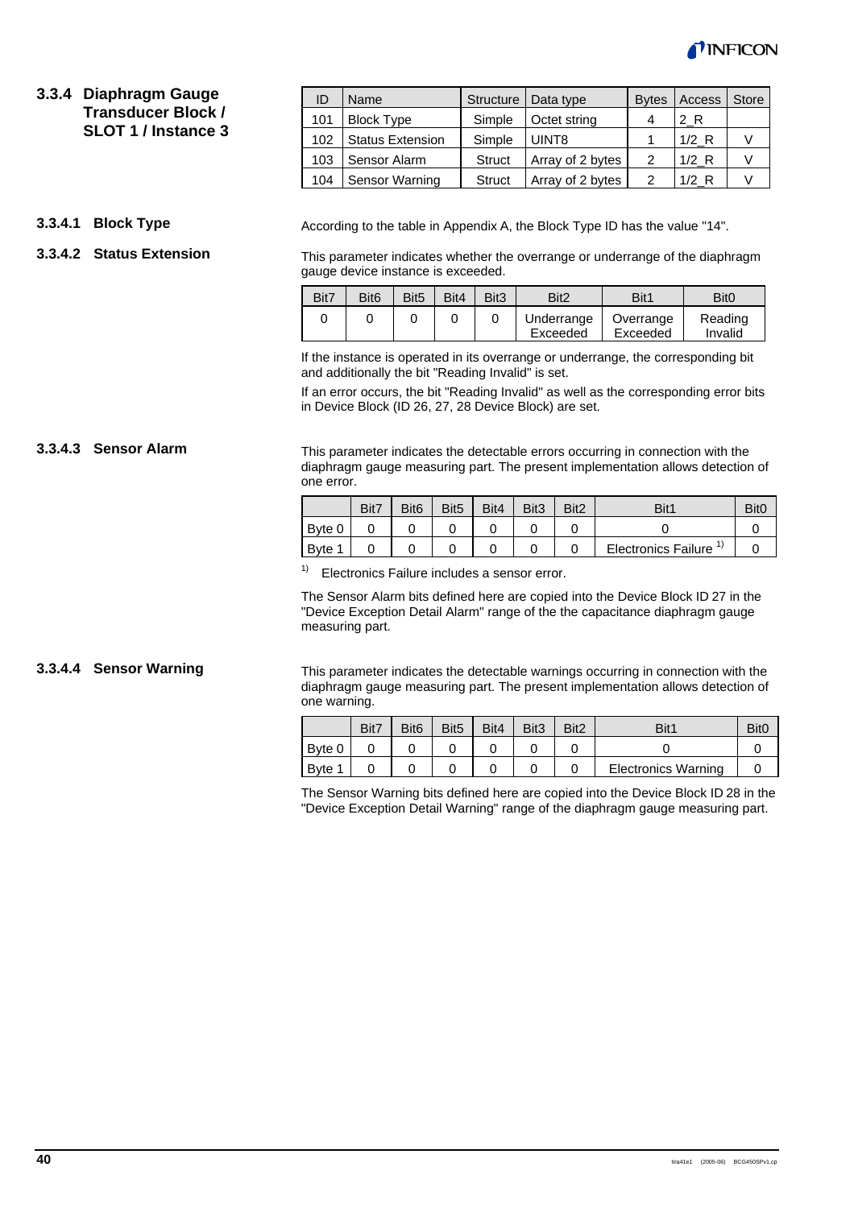### 3.3.4 Diaphragm Gauge Transducer Block / SLOT 1 / Instance 3

| ID | Name | Structure | Data type | Bytes | Access | Store |
|---|---|---|---|---|---|---|
| 101 | Block Type | Simple | Octet string | 4 | 2_R | |
| 102 | Status Extension | Simple | UINT8 | 1 | 1/2_R | V |
| 103 | Sensor Alarm | Struct | Array of 2 bytes | 2 | 1/2_R | V |
| 104 | Sensor Warning | Struct | Array of 2 bytes | 2 | 1/2_R | V |

#### 3.3.4.1 Block Type

According to the table in Appendix A, the Block Type ID has the value "14".

#### 3.3.4.2 Status Extension

This parameter indicates whether the overrange or underrange of the diaphragm gauge device instance is exceeded.

| Bit7 | Bit6 | Bit5 | Bit4 | Bit3 | Bit2 | Bit1 | Bit0 |
|---|---|---|---|---|---|---|---|
| 0 | 0 | 0 | 0 | 0 | Underrange Exceeded | Overrange Exceeded | Reading Invalid |

If the instance is operated in its overrange or underrange, the corresponding bit and additionally the bit "Reading Invalid" is set.

If an error occurs, the bit "Reading Invalid" as well as the corresponding error bits in Device Block (ID 26, 27, 28 Device Block) are set.

#### 3.3.4.3 Sensor Alarm

This parameter indicates the detectable errors occurring in connection with the diaphragm gauge measuring part. The present implementation allows detection of one error.

| | Bit7 | Bit6 | Bit5 | Bit4 | Bit3 | Bit2 | Bit1 | Bit0 |
|---|---|---|---|---|---|---|---|---|
| Byte 0 | 0 | 0 | 0 | 0 | 0 | 0 | 0 | 0 |
| Byte 1 | 0 | 0 | 0 | 0 | 0 | 0 | Electronics Failure [1] | 0 |

[1] Electronics Failure includes a sensor error.

The Sensor Alarm bits defined here are copied into the Device Block ID 27 in the "Device Exception Detail Alarm" range of the the capacitance diaphragm gauge measuring part.

#### 3.3.4.4 Sensor Warning

This parameter indicates the detectable warnings occurring in connection with the diaphragm gauge measuring part. The present implementation allows detection of one warning.

| | Bit7 | Bit6 | Bit5 | Bit4 | Bit3 | Bit2 | Bit1 | Bit0 |
|---|---|---|---|---|---|---|---|---|
| Byte 0 | 0 | 0 | 0 | 0 | 0 | 0 | 0 | 0 |
| Byte 1 | 0 | 0 | 0 | 0 | 0 | 0 | Electronics Warning | 0 |

The Sensor Warning bits defined here are copied into the Device Block ID 28 in the "Device Exception Detail Warning" range of the diaphragm gauge measuring part.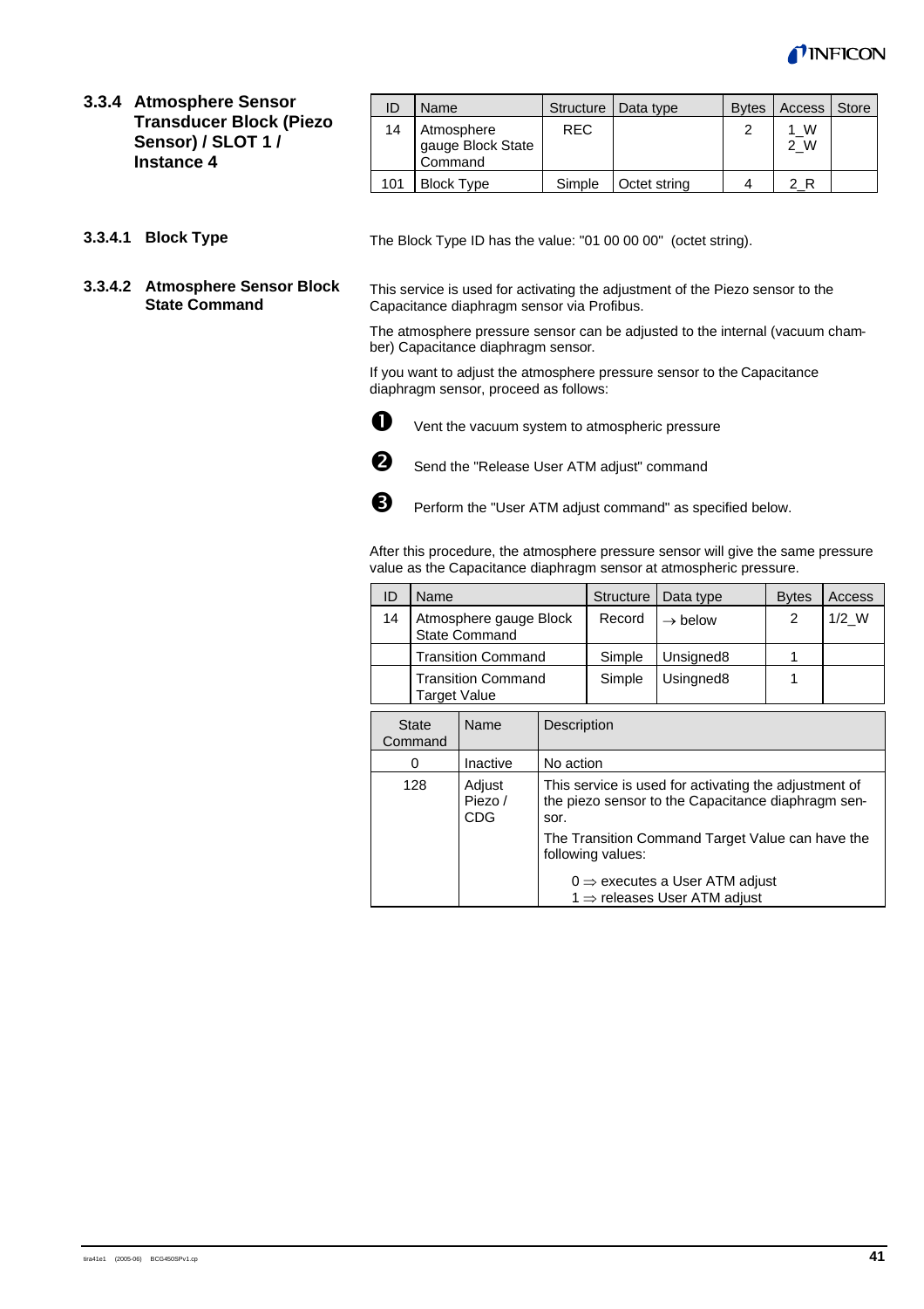### 3.3.4 Atmosphere Sensor Transducer Block (Piezo Sensor) / SLOT 1 / Instance 4

| ID | Name | Structure | Data type | Bytes | Access | Store |
|---|---|---|---|---|---|---|
| 14 | Atmosphere gauge Block State Command | REC | | 2 | 1_W<br>2_W | |
| 101 | Block Type | Simple | Octet string | 4 | 2_R | |

#### 3.3.4.1 Block Type

The Block Type ID has the value: "01 00 00 00" (octet string).

#### 3.3.4.2 Atmosphere Sensor Block State Command

This service is used for activating the adjustment of the Piezo sensor to the Capacitance diaphragm sensor via Profibus.

The atmosphere pressure sensor can be adjusted to the internal (vacuum chamber) Capacitance diaphragm sensor.

If you want to adjust the atmosphere pressure sensor to the Capacitance diaphragm sensor, proceed as follows:

1. Vent the vacuum system to atmospheric pressure
2. Send the "Release User ATM adjust" command
3. Perform the "User ATM adjust command" as specified below.

After this procedure, the atmosphere pressure sensor will give the same pressure value as the Capacitance diaphragm sensor at atmospheric pressure.

| ID | Name | Structure | Data type | Bytes | Access |
|---|---|---|---|---|---|
| 14 | Atmosphere gauge Block State Command | Record | → below | 2 | 1/2_W |
| | Transition Command | Simple | Unsigned8 | 1 | |
| | Transition Command Target Value | Simple | Usingned8 | 1 | |

| State Command | Name | Description |
|---|---|---|
| 0 | Inactive | No action |
| 128 | Adjust Piezo / CDG | This service is used for activating the adjustment of the piezo sensor to the Capacitance diaphragm sensor.<br>The Transition Command Target Value can have the following values:<br>0 ⇒ executes a User ATM adjust<br>1 ⇒ releases User ATM adjust |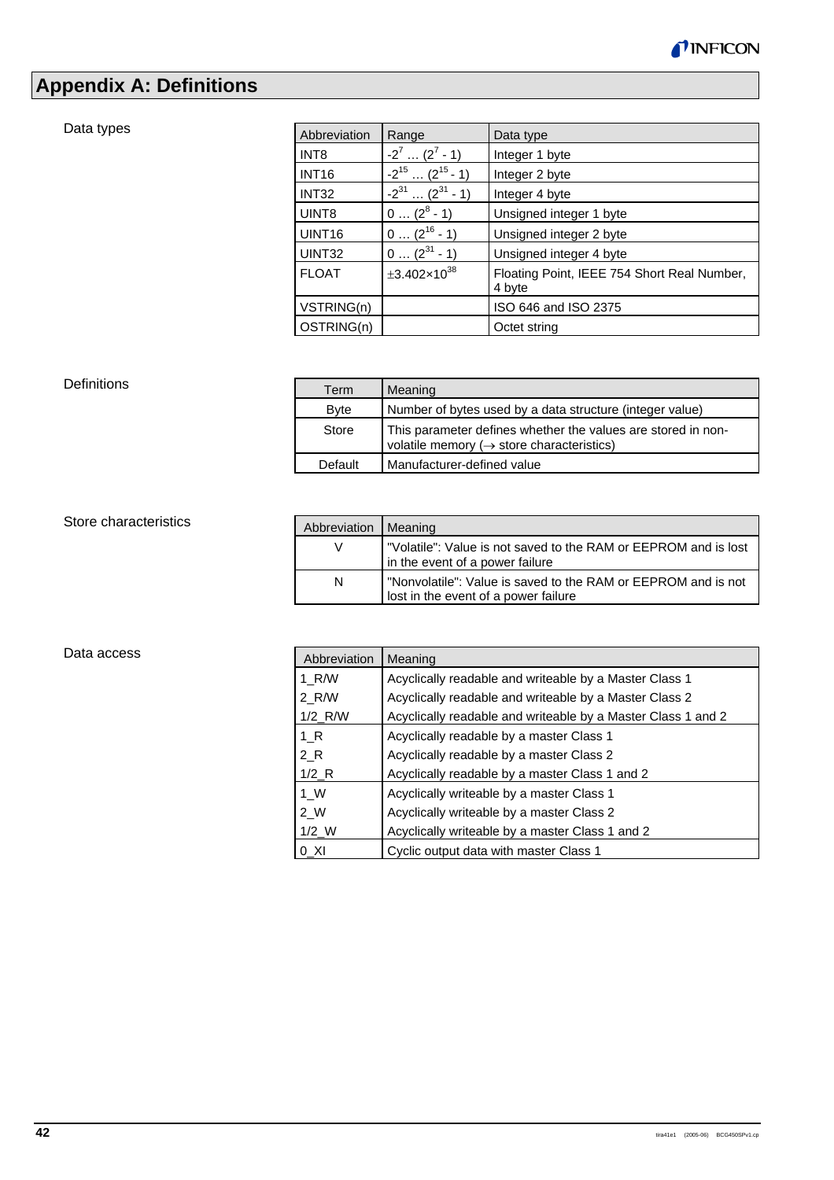# Appendix A: Definitions

Data types

| Abbreviation | Range | Data type |
|---|---|---|
| INT8 | $-2^7 \ldots (2^7 - 1)$ | Integer 1 byte |
| INT16 | $-2^{15} \ldots (2^{15} - 1)$ | Integer 2 byte |
| INT32 | $-2^{31} \ldots (2^{31} - 1)$ | Integer 4 byte |
| UINT8 | $0 \ldots (2^8 - 1)$ | Unsigned integer 1 byte |
| UINT16 | $0 \ldots (2^{16} - 1)$ | Unsigned integer 2 byte |
| UINT32 | $0 \ldots (2^{31} - 1)$ | Unsigned integer 4 byte |
| FLOAT | $\pm 3.402 \times 10^{38}$ | Floating Point, IEEE 754 Short Real Number, 4 byte |
| VSTRING(n) | | ISO 646 and ISO 2375 |
| OSTRING(n) | | Octet string |

Definitions

| Term | Meaning |
|---|---|
| Byte | Number of bytes used by a data structure (integer value) |
| Store | This parameter defines whether the values are stored in non-volatile memory (→ store characteristics) |
| Default | Manufacturer-defined value |

Store characteristics

| Abbreviation | Meaning |
|---|---|
| V | "Volatile": Value is not saved to the RAM or EEPROM and is lost in the event of a power failure |
| N | "Nonvolatile": Value is saved to the RAM or EEPROM and is not lost in the event of a power failure |

Data access

| Abbreviation | Meaning |
|---|---|
| 1_R/W | Acyclically readable and writeable by a Master Class 1 |
| 2_R/W | Acyclically readable and writeable by a Master Class 2 |
| 1/2_R/W | Acyclically readable and writeable by a Master Class 1 and 2 |
| 1_R | Acyclically readable by a master Class 1 |
| 2_R | Acyclically readable by a master Class 2 |
| 1/2_R | Acyclically readable by a master Class 1 and 2 |
| 1_W | Acyclically writeable by a master Class 1 |
| 2_W | Acyclically writeable by a master Class 2 |
| 1/2_W | Acyclically writeable by a master Class 1 and 2 |
| 0_XI | Cyclic output data with master Class 1 |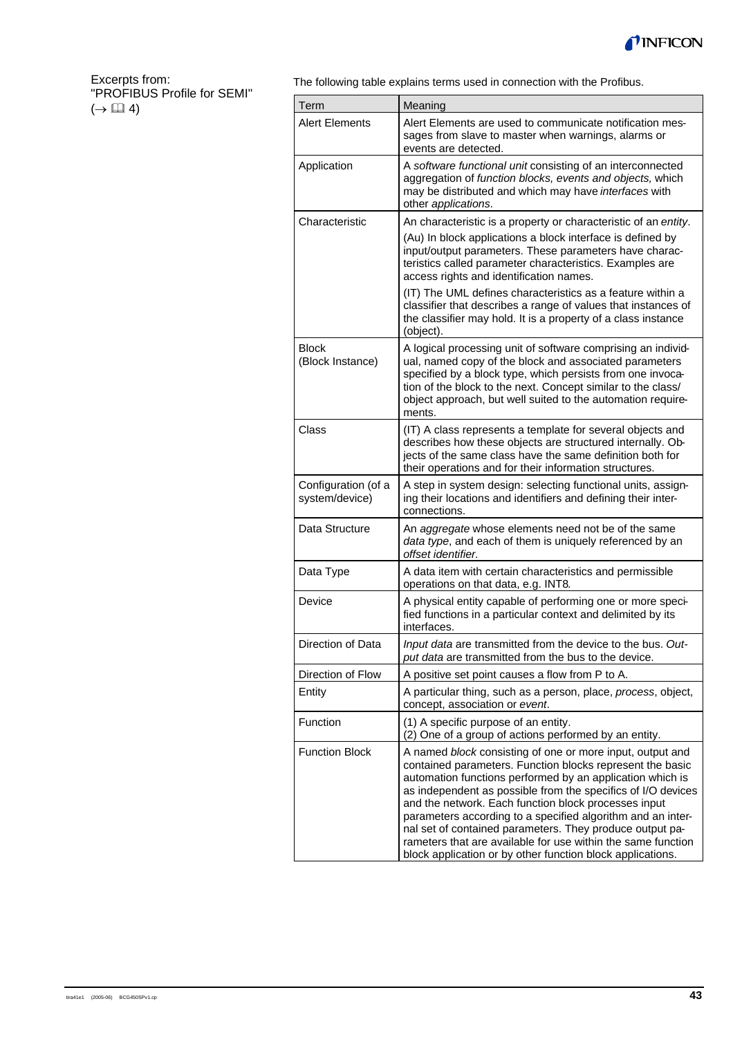Excerpts from:
"PROFIBUS Profile for SEMI"
(→ 📖 4)

The following table explains terms used in connection with the Profibus.

| Term | Meaning |
|---|---|
| Alert Elements | Alert Elements are used to communicate notification messages from slave to master when warnings, alarms or events are detected. |
| Application | A *software functional unit* consisting of an interconnected aggregation of *function blocks, events and objects,* which may be distributed and which may have *interfaces* with other *applications*. |
| Characteristic | An characteristic is a property or characteristic of an *entity*.<br>(Au) In block applications a block interface is defined by input/output parameters. These parameters have characteristics called parameter characteristics. Examples are access rights and identification names.<br>(IT) The UML defines characteristics as a feature within a classifier that describes a range of values that instances of the classifier may hold. It is a property of a class instance (object). |
| Block<br>(Block Instance) | A logical processing unit of software comprising an individual, named copy of the block and associated parameters specified by a block type, which persists from one invocation of the block to the next. Concept similar to the class/object approach, but well suited to the automation requirements. |
| Class | (IT) A class represents a template for several objects and describes how these objects are structured internally. Objects of the same class have the same definition both for their operations and for their information structures. |
| Configuration (of a system/device) | A step in system design: selecting functional units, assigning their locations and identifiers and defining their interconnections. |
| Data Structure | An *aggregate* whose elements need not be of the same *data type*, and each of them is uniquely referenced by an *offset identifier.* |
| Data Type | A data item with certain characteristics and permissible operations on that data, e.g. INT8. |
| Device | A physical entity capable of performing one or more specified functions in a particular context and delimited by its interfaces. |
| Direction of Data | *Input data* are transmitted from the device to the bus. *Output data* are transmitted from the bus to the device. |
| Direction of Flow | A positive set point causes a flow from P to A. |
| Entity | A particular thing, such as a person, place, *process*, object, concept, association or *event*. |
| Function | (1) A specific purpose of an entity.<br>(2) One of a group of actions performed by an entity. |
| Function Block | A named *block* consisting of one or more input, output and contained parameters. Function blocks represent the basic automation functions performed by an application which is as independent as possible from the specifics of I/O devices and the network. Each function block processes input parameters according to a specified algorithm and an internal set of contained parameters. They produce output parameters that are available for use within the same function block application or by other function block applications. |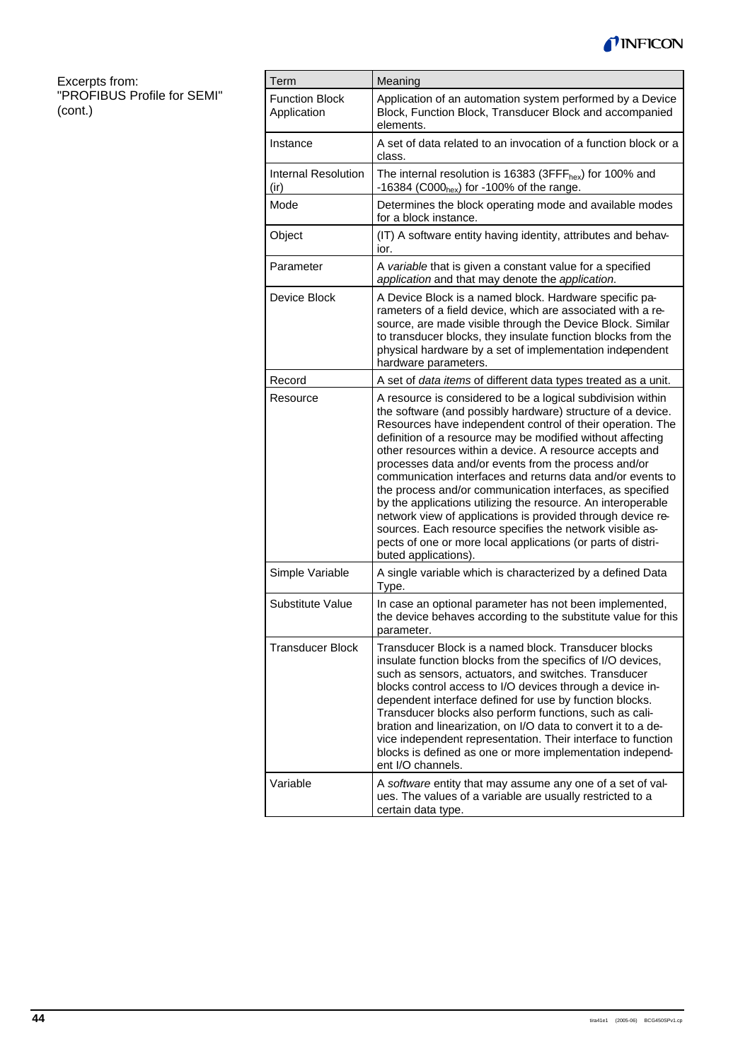Excerpts from: "PROFIBUS Profile for SEMI" (cont.)

| Term | Meaning |
|---|---|
| Function Block Application | Application of an automation system performed by a Device Block, Function Block, Transducer Block and accompanied elements. |
| Instance | A set of data related to an invocation of a function block or a class. |
| Internal Resolution (ir) | The internal resolution is 16383 ($3FFF_{hex}$) for 100% and -16384 ($C000_{hex}$) for -100% of the range. |
| Mode | Determines the block operating mode and available modes for a block instance. |
| Object | (IT) A software entity having identity, attributes and behavior. |
| Parameter | A *variable* that is given a constant value for a specified *application* and that may denote the *application*. |
| Device Block | A Device Block is a named block. Hardware specific parameters of a field device, which are associated with a resource, are made visible through the Device Block. Similar to transducer blocks, they insulate function blocks from the physical hardware by a set of implementation independent hardware parameters. |
| Record | A set of *data items* of different data types treated as a unit. |
| Resource | A resource is considered to be a logical subdivision within the software (and possibly hardware) structure of a device. Resources have independent control of their operation. The definition of a resource may be modified without affecting other resources within a device. A resource accepts and processes data and/or events from the process and/or communication interfaces and returns data and/or events to the process and/or communication interfaces, as specified by the applications utilizing the resource. An interoperable network view of applications is provided through device resources. Each resource specifies the network visible aspects of one or more local applications (or parts of distributed applications). |
| Simple Variable | A single variable which is characterized by a defined Data Type. |
| Substitute Value | In case an optional parameter has not been implemented, the device behaves according to the substitute value for this parameter. |
| Transducer Block | Transducer Block is a named block. Transducer blocks insulate function blocks from the specifics of I/O devices, such as sensors, actuators, and switches. Transducer blocks control access to I/O devices through a device independent interface defined for use by function blocks. Transducer blocks also perform functions, such as calibration and linearization, on I/O data to convert it to a device independent representation. Their interface to function blocks is defined as one or more implementation independent I/O channels. |
| Variable | A *software* entity that may assume any one of a set of values. The values of a variable are usually restricted to a certain data type. |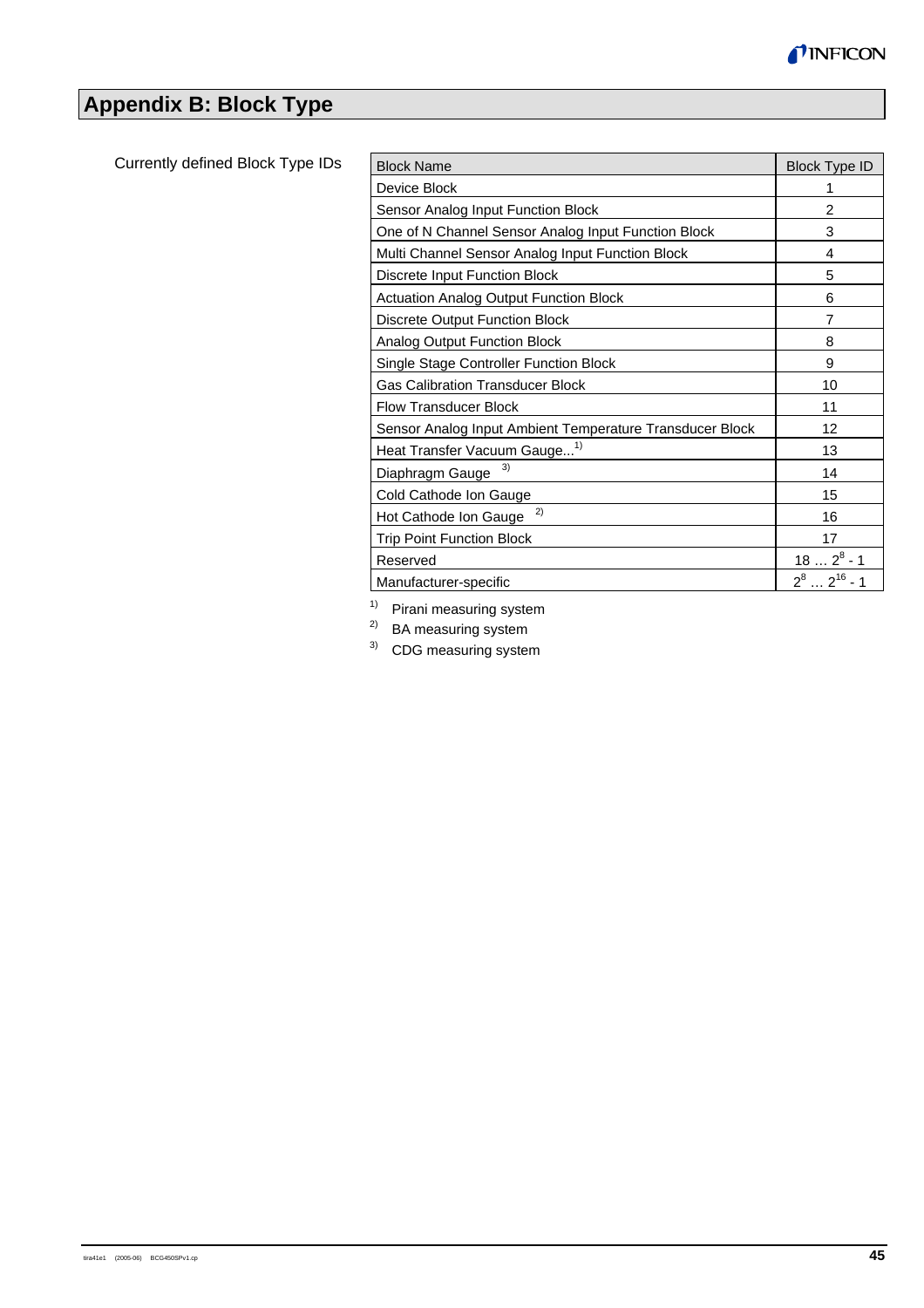# Appendix B: Block Type

Currently defined Block Type IDs

| Block Name | Block Type ID |
|---|---|
| Device Block | 1 |
| Sensor Analog Input Function Block | 2 |
| One of N Channel Sensor Analog Input Function Block | 3 |
| Multi Channel Sensor Analog Input Function Block | 4 |
| Discrete Input Function Block | 5 |
| Actuation Analog Output Function Block | 6 |
| Discrete Output Function Block | 7 |
| Analog Output Function Block | 8 |
| Single Stage Controller Function Block | 9 |
| Gas Calibration Transducer Block | 10 |
| Flow Transducer Block | 11 |
| Sensor Analog Input Ambient Temperature Transducer Block | 12 |
| Heat Transfer Vacuum Gauge...[1] | 13 |
| Diaphragm Gauge [3] | 14 |
| Cold Cathode Ion Gauge | 15 |
| Hot Cathode Ion Gauge [2] | 16 |
| Trip Point Function Block | 17 |
| Reserved | 18 … $2^8$ - 1 |
| Manufacturer-specific | $2^8$ … $2^{16}$ - 1 |

[1] Pirani measuring system

[2] BA measuring system

[3] CDG measuring system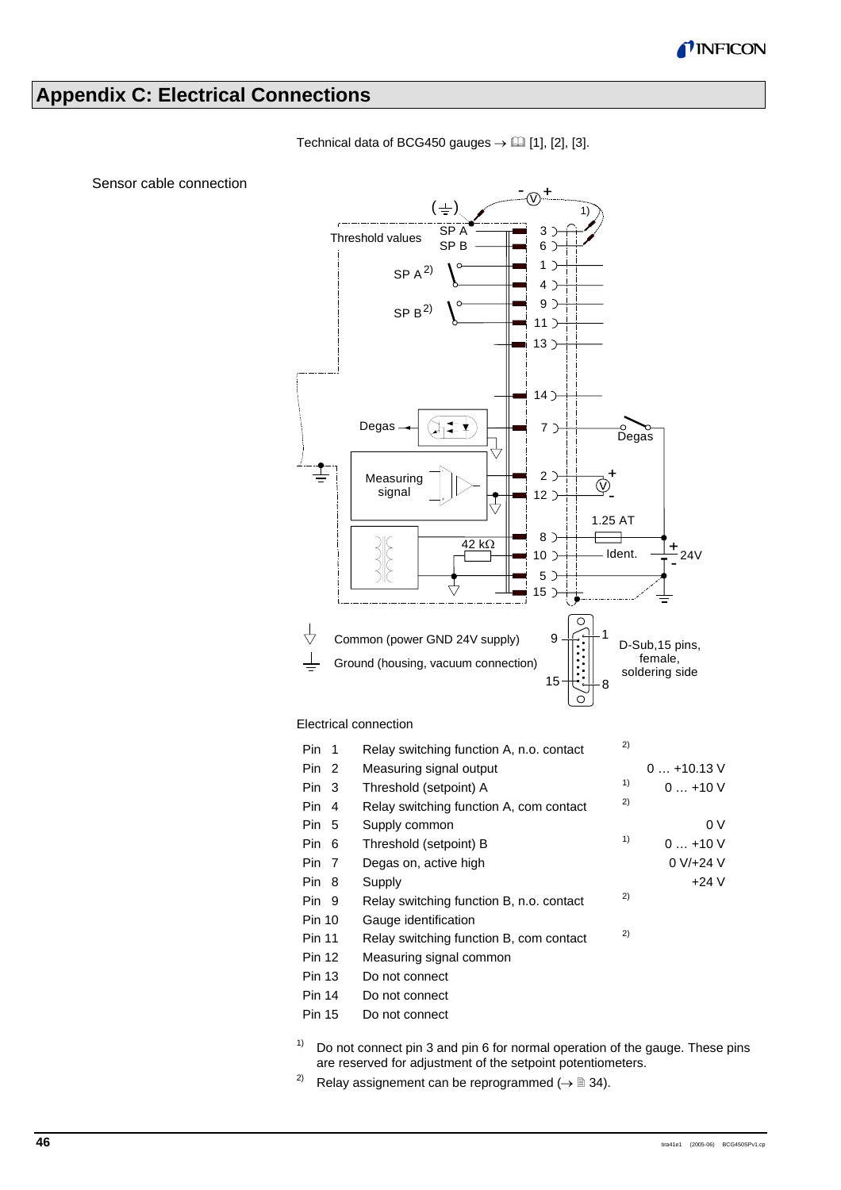# Appendix C: Electrical Connections

Technical data of BCG450 gauges → 📖 [1], [2], [3].

Sensor cable connection

Common (power GND 24V supply)

Ground (housing, vacuum connection)

D-Sub,15 pins, female, soldering side

Electrical connection

| Pin | Function | Note | Value |
|---|---|---|---|
| Pin 1 | Relay switching function A, n.o. contact | 2) | |
| Pin 2 | Measuring signal output | | 0 … +10.13 V |
| Pin 3 | Threshold (setpoint) A | 1) | 0 … +10 V |
| Pin 4 | Relay switching function A, com contact | 2) | |
| Pin 5 | Supply common | | 0 V |
| Pin 6 | Threshold (setpoint) B | 1) | 0 … +10 V |
| Pin 7 | Degas on, active high | | 0 V/+24 V |
| Pin 8 | Supply | | +24 V |
| Pin 9 | Relay switching function B, n.o. contact | 2) | |
| Pin 10 | Gauge identification | | |
| Pin 11 | Relay switching function B, com contact | 2) | |
| Pin 12 | Measuring signal common | | |
| Pin 13 | Do not connect | | |
| Pin 14 | Do not connect | | |
| Pin 15 | Do not connect | | |

1) Do not connect pin 3 and pin 6 for normal operation of the gauge. These pins are reserved for adjustment of the setpoint potentiometers.

2) Relay assignement can be reprogrammed (→ 🗎 34).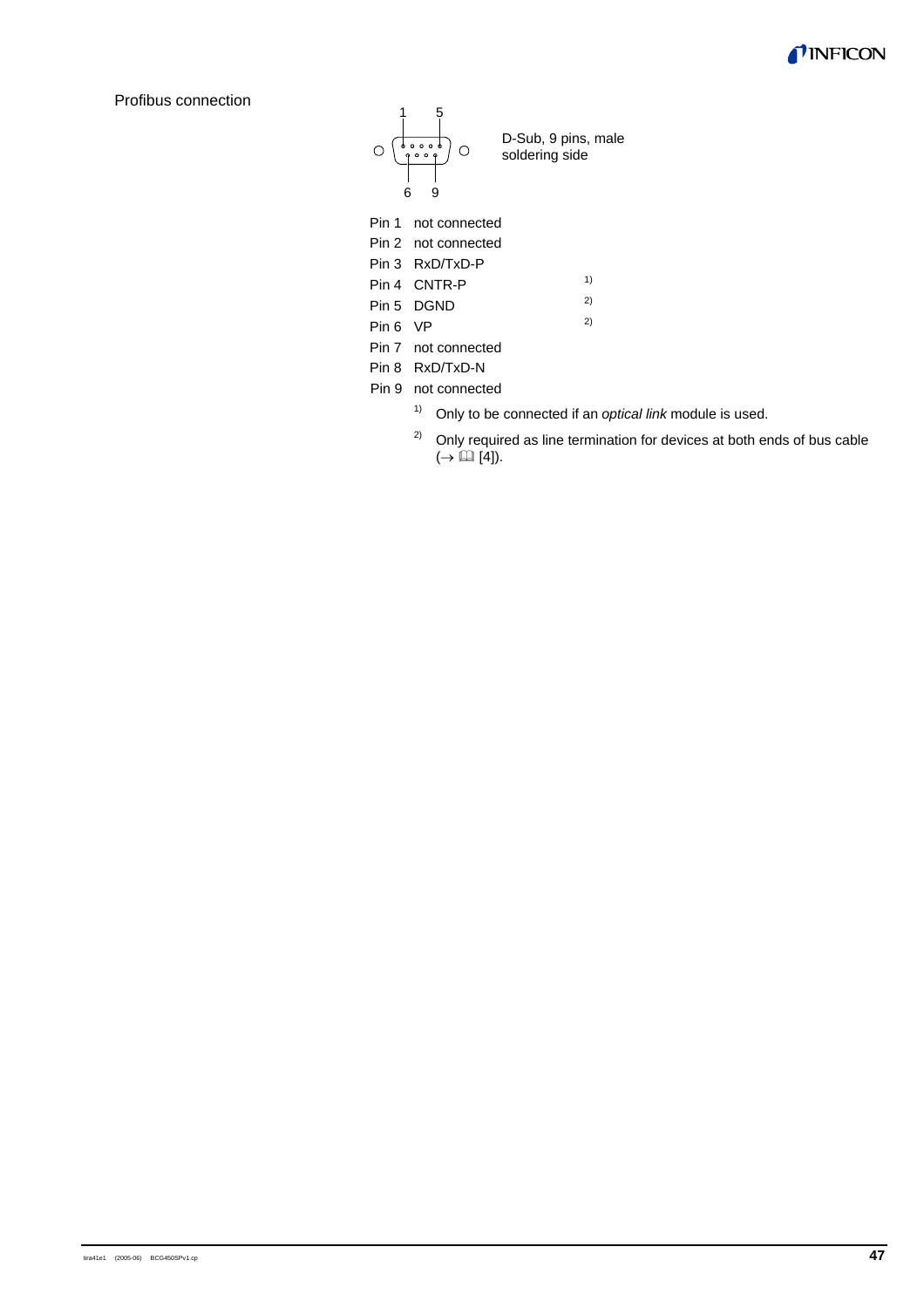Profibus connection

1 5

6 9

D-Sub, 9 pins, male
soldering side

| | |
|---|---|
| Pin 1 | not connected |
| Pin 2 | not connected |
| Pin 3 | RxD/TxD-P |
| Pin 4 | CNTR-P [1)] |
| Pin 5 | DGND [2)] |
| Pin 6 | VP [2)] |
| Pin 7 | not connected |
| Pin 8 | RxD/TxD-N |
| Pin 9 | not connected |

[1)] Only to be connected if an *optical link* module is used.

[2)] Only required as line termination for devices at both ends of bus cable (→ 📖 [4]).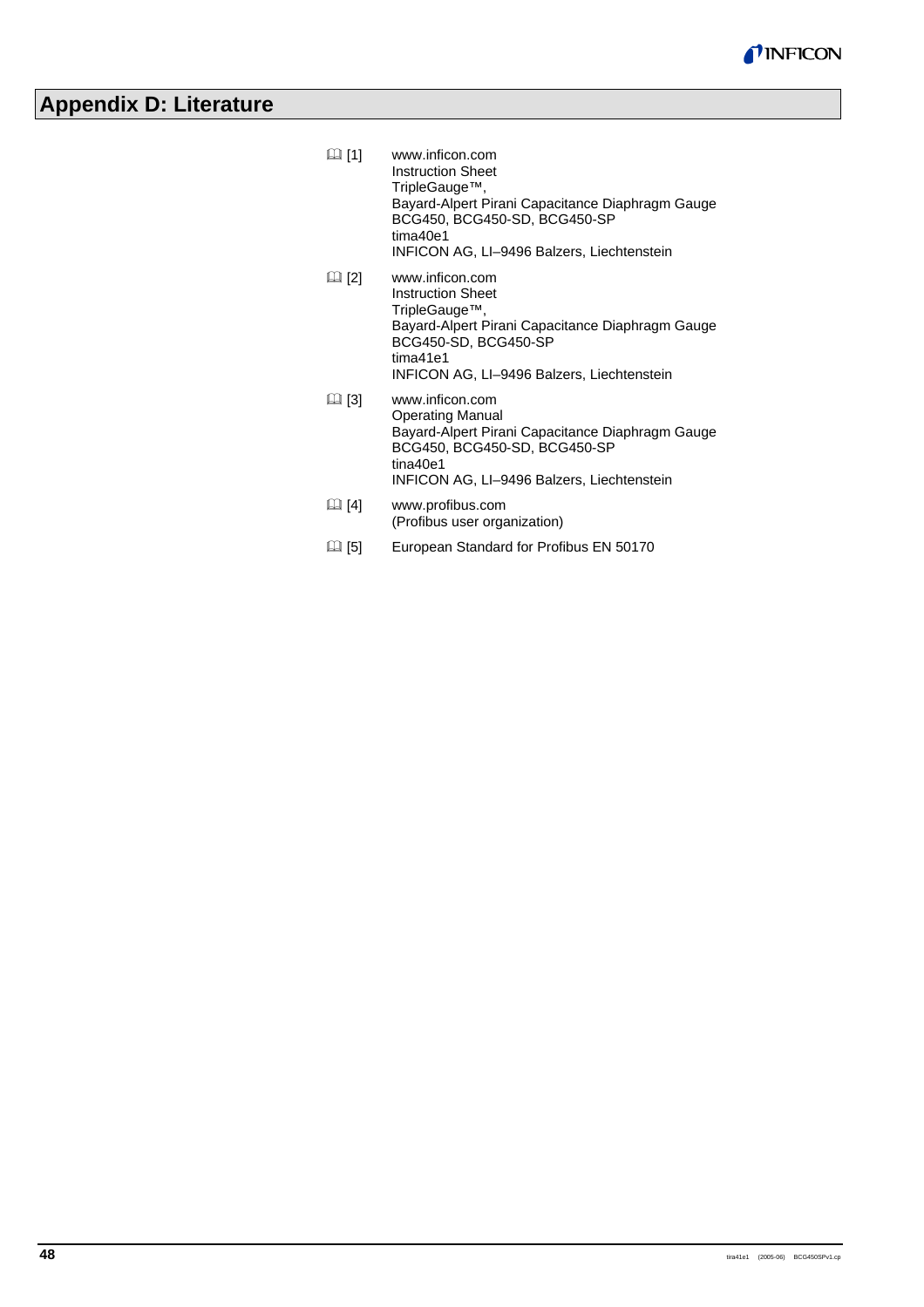# Appendix D: Literature

📖 [1] www.inficon.com
Instruction Sheet
TripleGauge™,
Bayard-Alpert Pirani Capacitance Diaphragm Gauge
BCG450, BCG450-SD, BCG450-SP
tima40e1
INFICON AG, LI–9496 Balzers, Liechtenstein

📖 [2] www.inficon.com
Instruction Sheet
TripleGauge™,
Bayard-Alpert Pirani Capacitance Diaphragm Gauge
BCG450-SD, BCG450-SP
tima41e1
INFICON AG, LI–9496 Balzers, Liechtenstein

📖 [3] www.inficon.com
Operating Manual
Bayard-Alpert Pirani Capacitance Diaphragm Gauge
BCG450, BCG450-SD, BCG450-SP
tina40e1
INFICON AG, LI–9496 Balzers, Liechtenstein

📖 [4] www.profibus.com
(Profibus user organization)

📖 [5] European Standard for Profibus EN 50170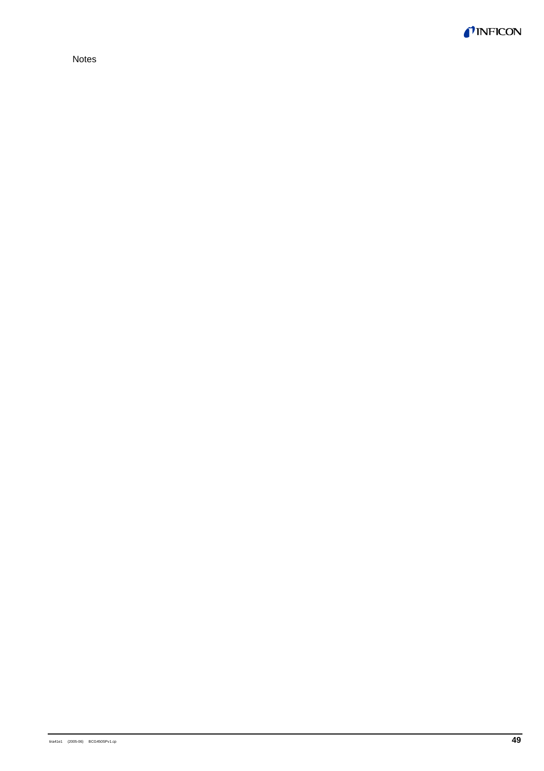Notes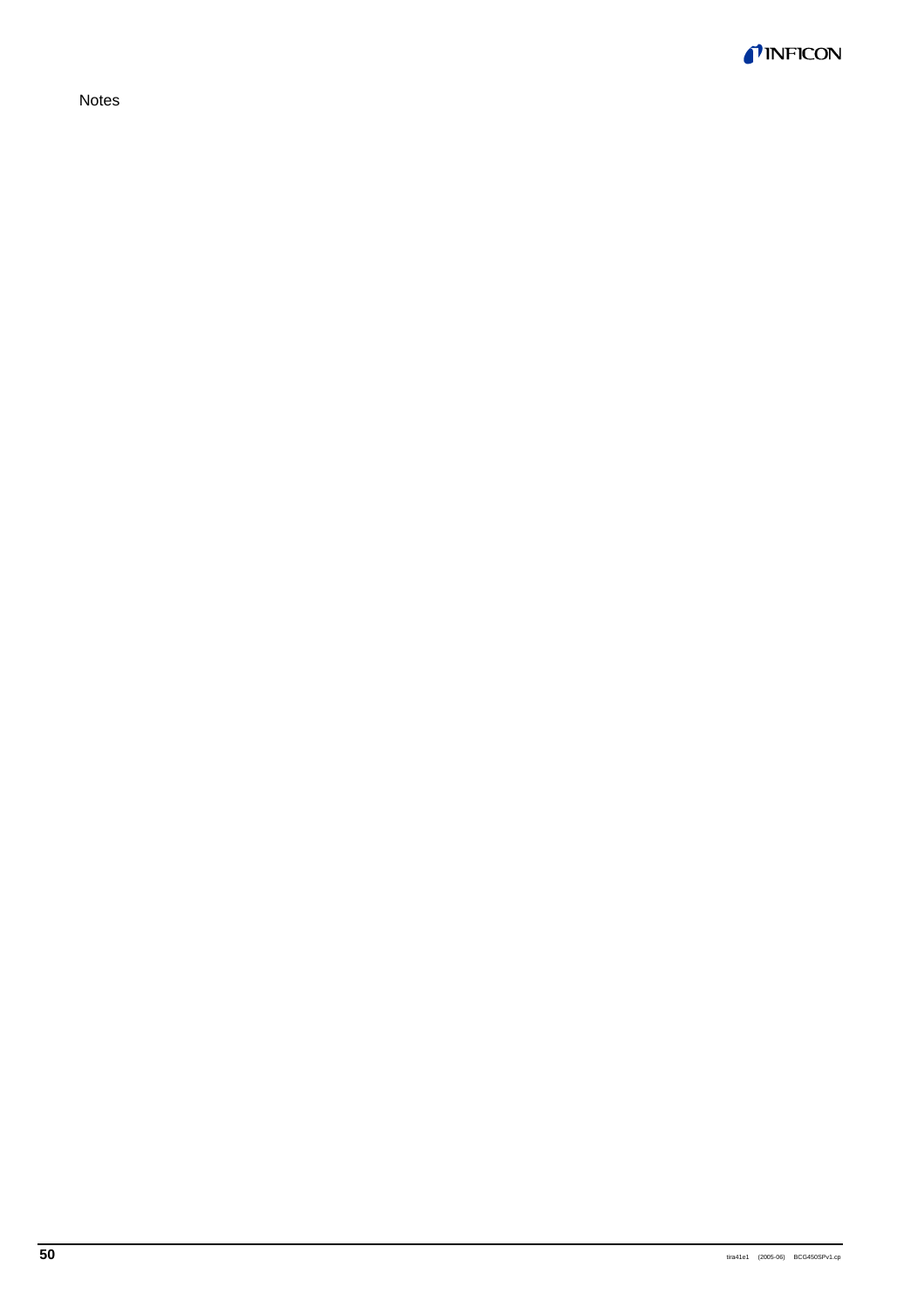Notes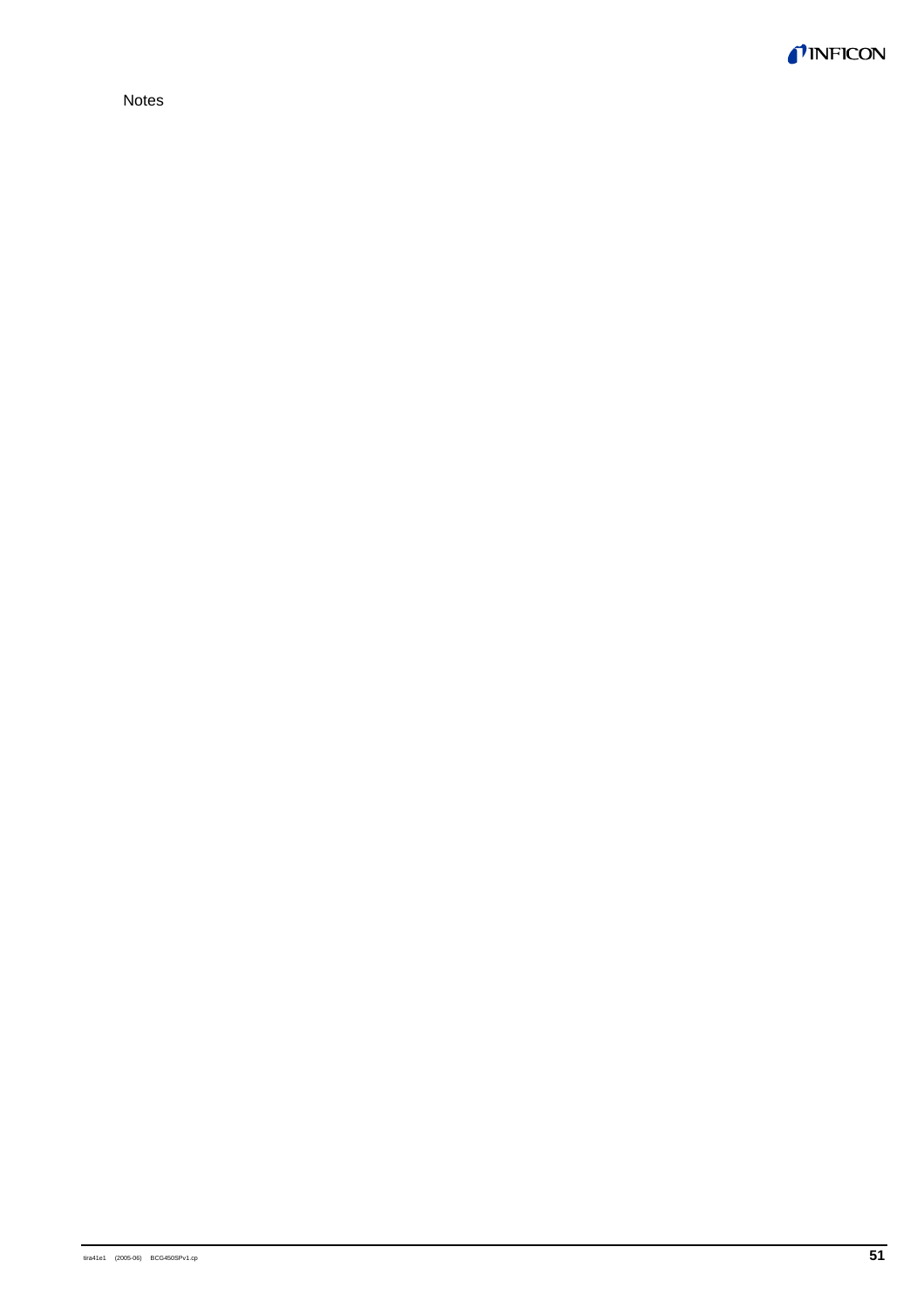Notes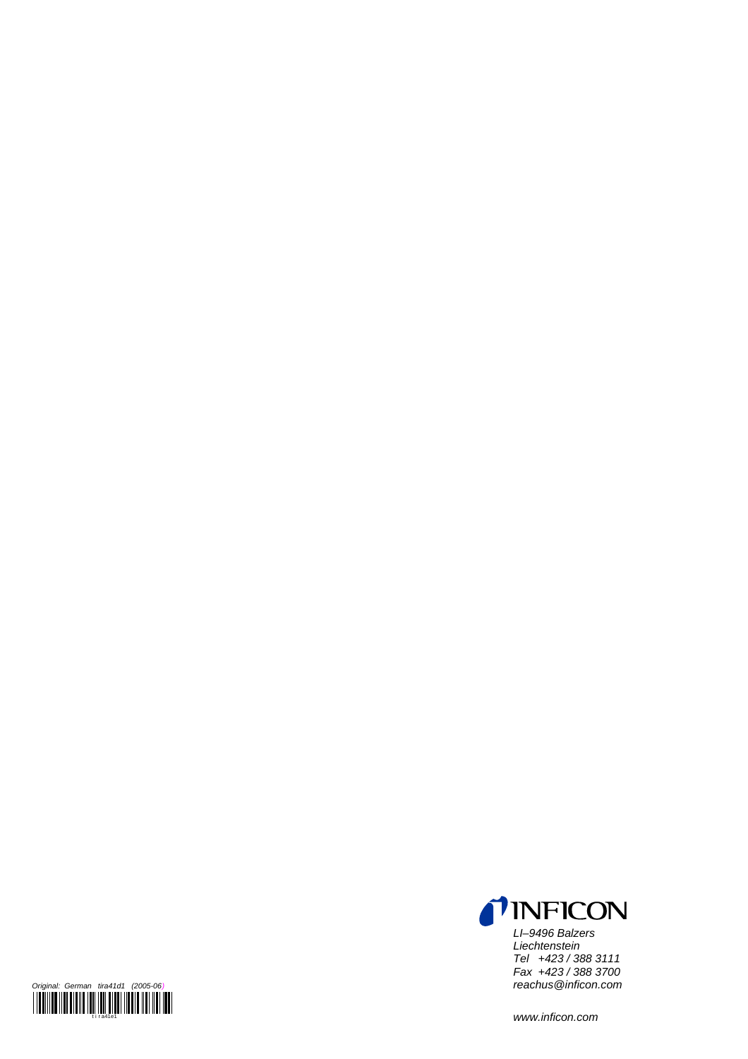INFICON

LI–9496 Balzers
Liechtenstein
Tel +423 / 388 3111
Fax +423 / 388 3700
reachus@inficon.com

www.inficon.com

Original: German tira41d1 (2005-06)

tira41e1